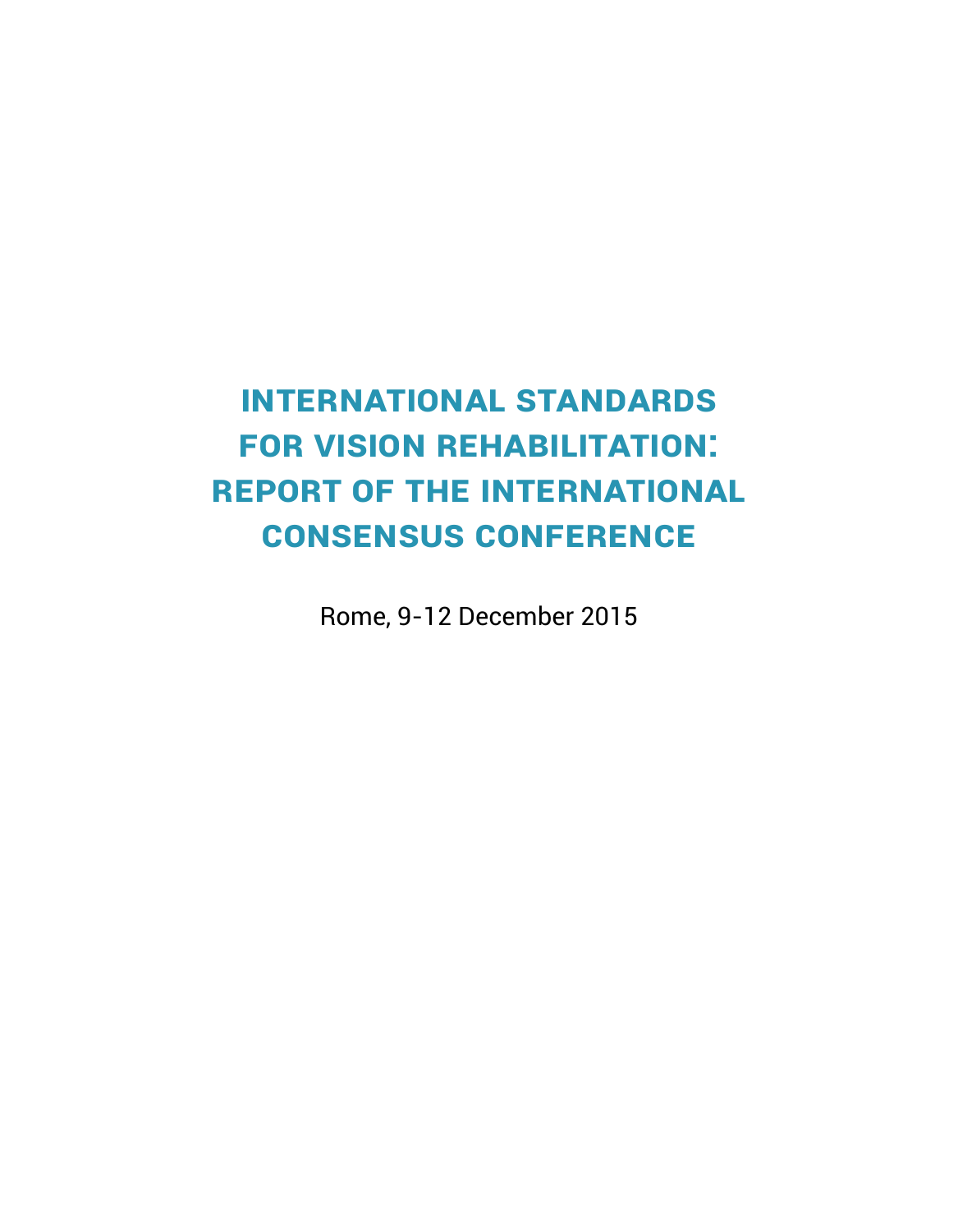# INTERNATIONAL STANDARDS FOR VISION REHABILITATION: REPORT OF THE INTERNATIONAL CONSENSUS CONFERENCE

Rome, 9-12 December 2015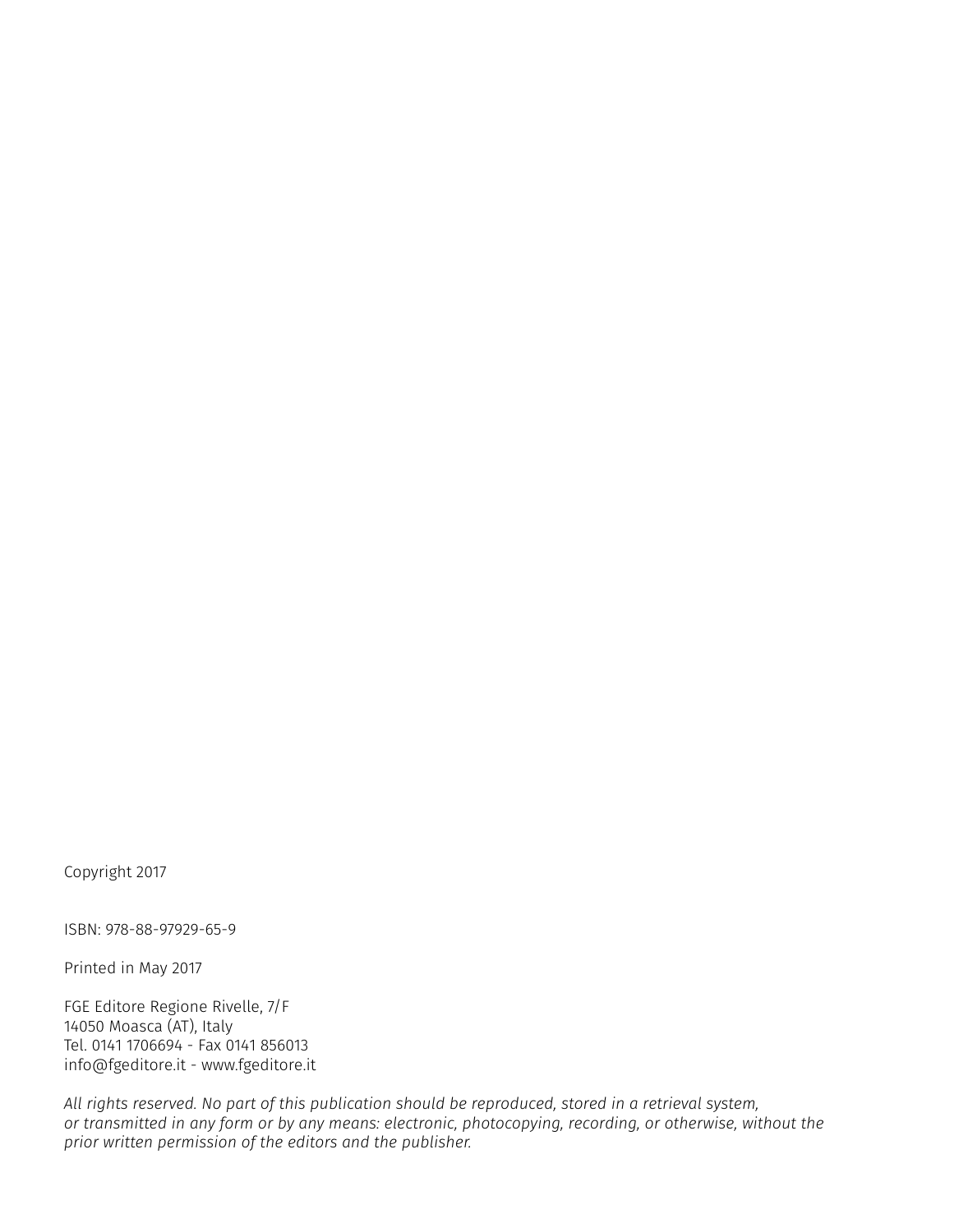Copyright 2017

ISBN: 978-88-97929-65-9

Printed in May 2017

FGE Editore Regione Rivelle, 7/F  
14050 Moasca (AT), Italy  
Tel. 0141 1706694 - Fax 0141 856013  
info@fgeditore.it - www.fgeditore.it

*All rights reserved. No part of this publication should be reproduced, stored in a retrieval system, or transmitted in any form or by any means: electronic, photocopying, recording, or otherwise, without the prior written permission of the editors and the publisher.*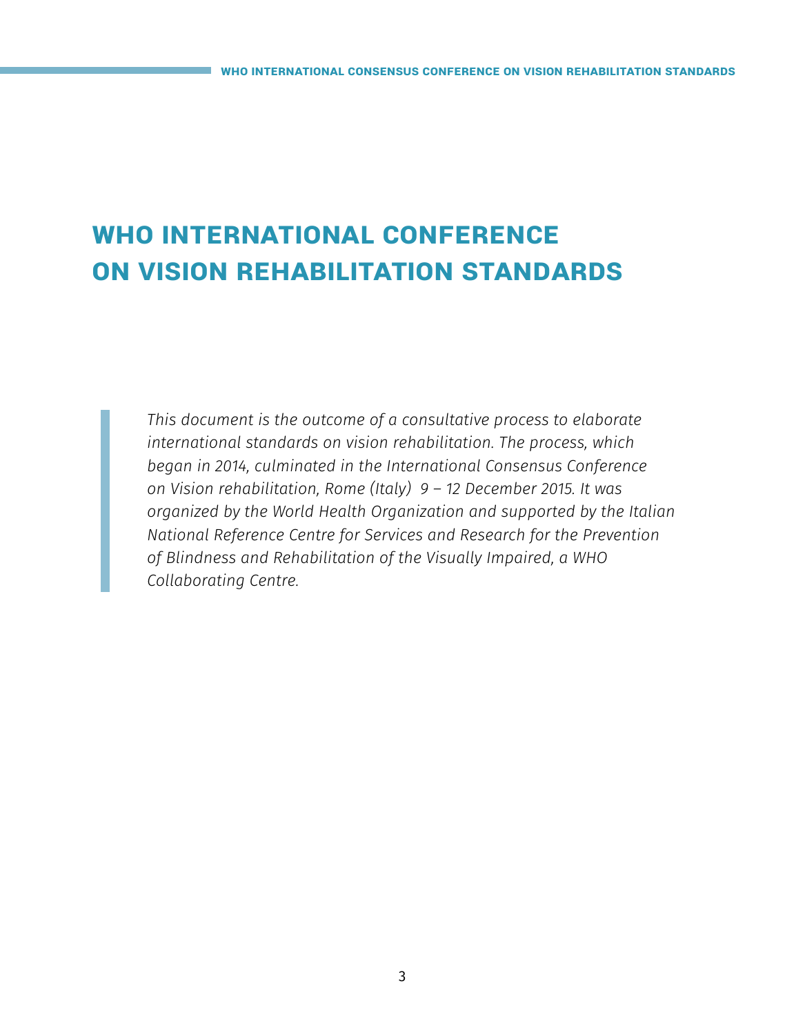# WHO INTERNATIONAL CONFERENCE ON VISION REHABILITATION STANDARDS

*This document is the outcome of a consultative process to elaborate international standards on vision rehabilitation. The process, which began in 2014, culminated in the International Consensus Conference on Vision rehabilitation, Rome (Italy) 9 – 12 December 2015. It was organized by the World Health Organization and supported by the Italian National Reference Centre for Services and Research for the Prevention of Blindness and Rehabilitation of the Visually Impaired, a WHO Collaborating Centre.*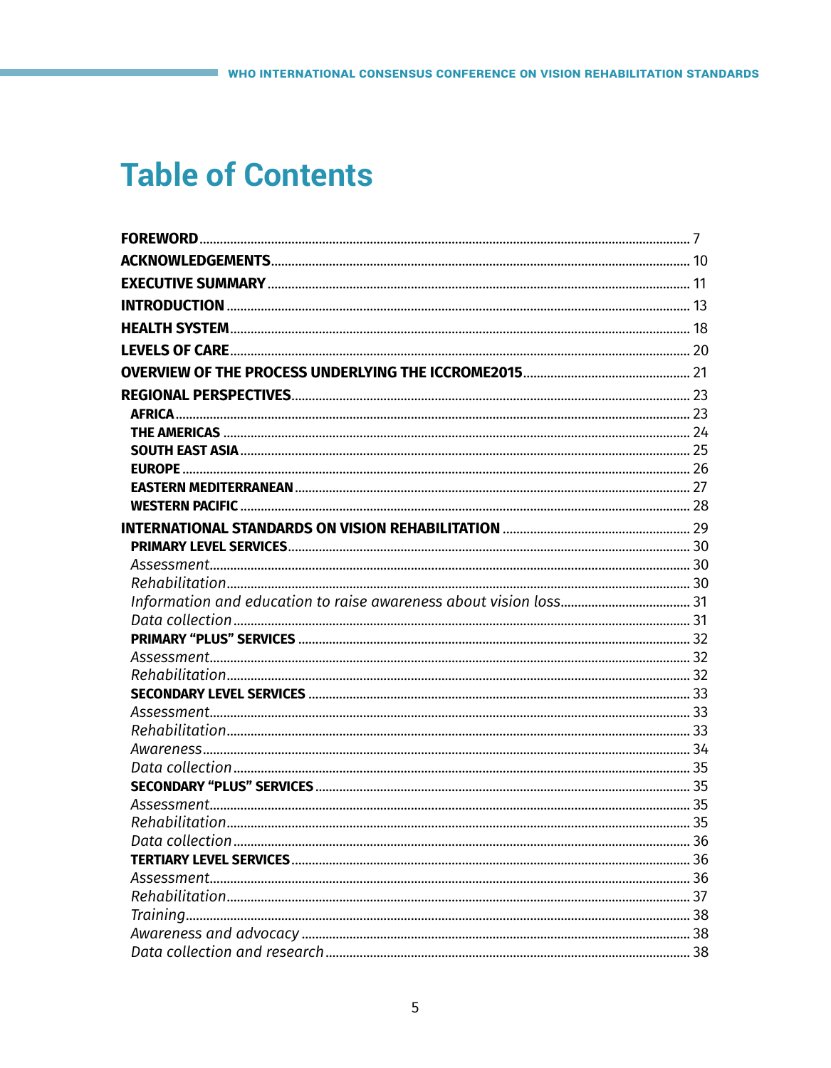# Table of Contents

**FOREWORD** ... 7

**ACKNOWLEDGEMENTS** ... 10

**EXECUTIVE SUMMARY** ... 11

**INTRODUCTION** ... 13

**HEALTH SYSTEM** ... 18

**LEVELS OF CARE** ... 20

**OVERVIEW OF THE PROCESS UNDERLYING THE ICCROME2015** ... 21

**REGIONAL PERSPECTIVES** ... 23

- **AFRICA** ... 23
- **THE AMERICAS** ... 24
- **SOUTH EAST ASIA** ... 25
- **EUROPE** ... 26
- **EASTERN MEDITERRANEAN** ... 27
- **WESTERN PACIFIC** ... 28

**INTERNATIONAL STANDARDS ON VISION REHABILITATION** ... 29

- **PRIMARY LEVEL SERVICES** ... 30
  - *Assessment* ... 30
  - *Rehabilitation* ... 30
  - *Information and education to raise awareness about vision loss* ... 31
  - *Data collection* ... 31
- **PRIMARY "PLUS" SERVICES** ... 32
  - *Assessment* ... 32
  - *Rehabilitation* ... 32
- **SECONDARY LEVEL SERVICES** ... 33
  - *Assessment* ... 33
  - *Rehabilitation* ... 33
  - *Awareness* ... 34
  - *Data collection* ... 35
- **SECONDARY "PLUS" SERVICES** ... 35
  - *Assessment* ... 35
  - *Rehabilitation* ... 35
  - *Data collection* ... 36
- **TERTIARY LEVEL SERVICES** ... 36
  - *Assessment* ... 36
  - *Rehabilitation* ... 37
  - *Training* ... 38
  - *Awareness and advocacy* ... 38
  - *Data collection and research* ... 38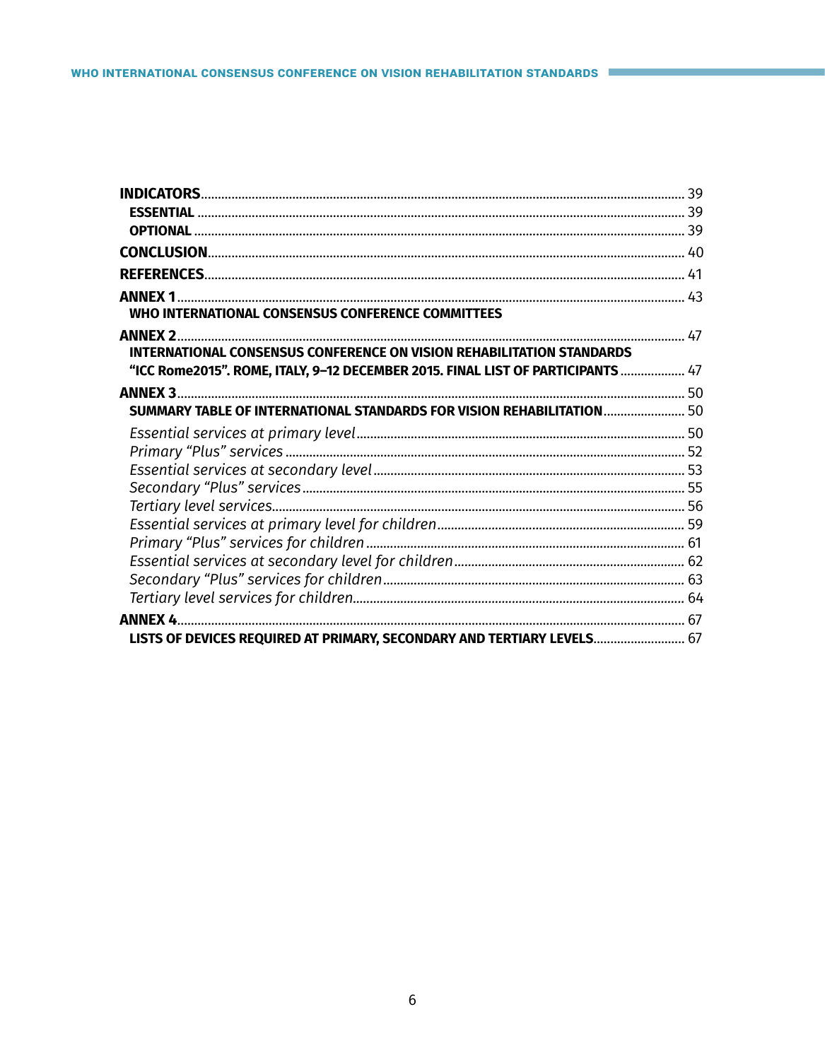**INDICATORS** ............ 39

**ESSENTIAL** ............ 39

**OPTIONAL** ............ 39

**CONCLUSION** ............ 40

**REFERENCES** ............ 41

**ANNEX 1** ............ 43

**WHO INTERNATIONAL CONSENSUS CONFERENCE COMMITTEES**

**ANNEX 2** ............ 47

**INTERNATIONAL CONSENSUS CONFERENCE ON VISION REHABILITATION STANDARDS "ICC Rome2015". ROME, ITALY, 9–12 DECEMBER 2015. FINAL LIST OF PARTICIPANTS** ............ 47

**ANNEX 3** ............ 50

**SUMMARY TABLE OF INTERNATIONAL STANDARDS FOR VISION REHABILITATION** ............ 50

*Essential services at primary level* ............ 50

*Primary "Plus" services* ............ 52

*Essential services at secondary level* ............ 53

*Secondary "Plus" services* ............ 55

*Tertiary level services* ............ 56

*Essential services at primary level for children* ............ 59

*Primary "Plus" services for children* ............ 61

*Essential services at secondary level for children* ............ 62

*Secondary "Plus" services for children* ............ 63

*Tertiary level services for children* ............ 64

**ANNEX 4** ............ 67

**LISTS OF DEVICES REQUIRED AT PRIMARY, SECONDARY AND TERTIARY LEVELS** ............ 67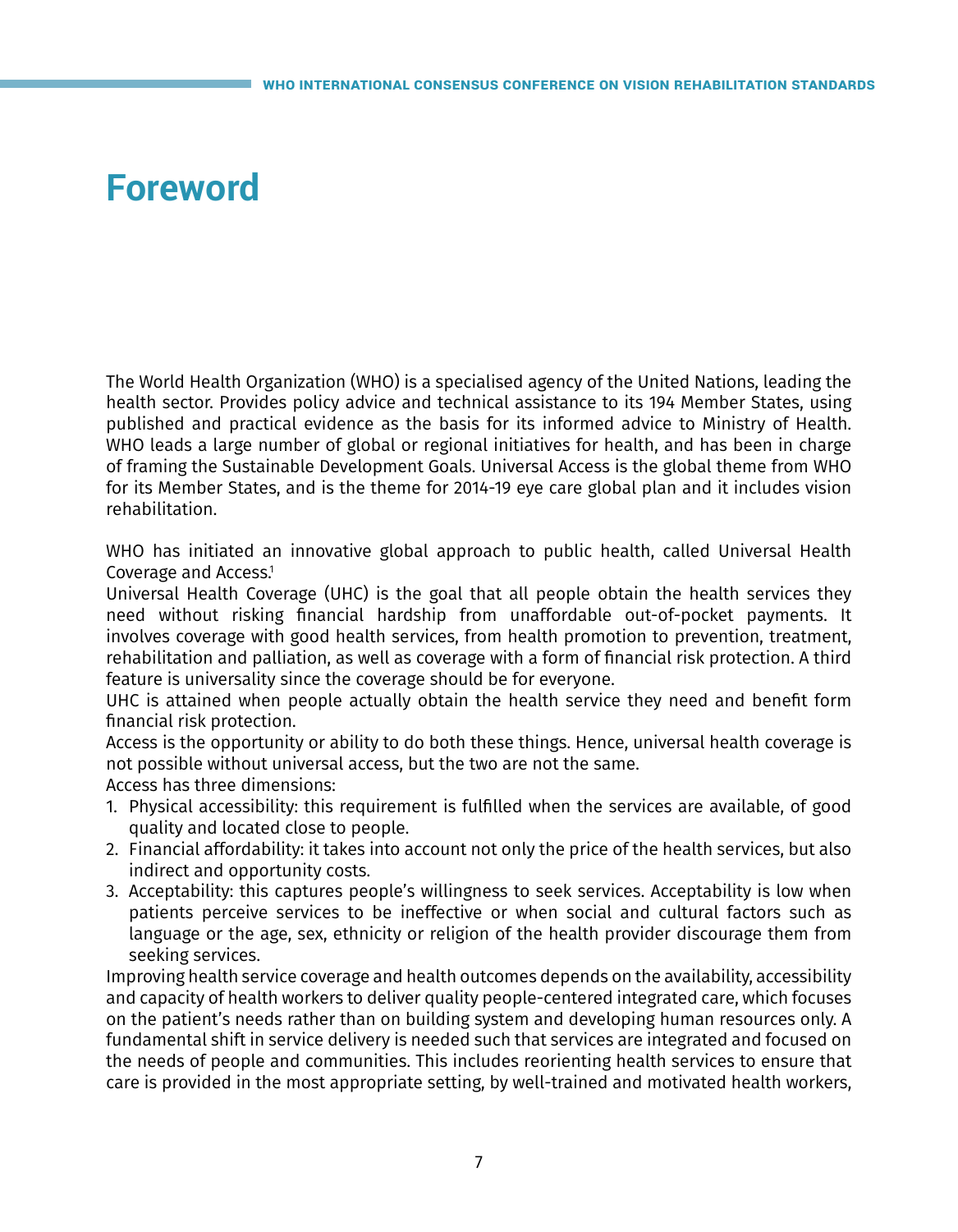# Foreword

The World Health Organization (WHO) is a specialised agency of the United Nations, leading the health sector. Provides policy advice and technical assistance to its 194 Member States, using published and practical evidence as the basis for its informed advice to Ministry of Health. WHO leads a large number of global or regional initiatives for health, and has been in charge of framing the Sustainable Development Goals. Universal Access is the global theme from WHO for its Member States, and is the theme for 2014-19 eye care global plan and it includes vision rehabilitation.

WHO has initiated an innovative global approach to public health, called Universal Health Coverage and Access.[1]

Universal Health Coverage (UHC) is the goal that all people obtain the health services they need without risking financial hardship from unaffordable out-of-pocket payments. It involves coverage with good health services, from health promotion to prevention, treatment, rehabilitation and palliation, as well as coverage with a form of financial risk protection. A third feature is universality since the coverage should be for everyone.

UHC is attained when people actually obtain the health service they need and benefit form financial risk protection.

Access is the opportunity or ability to do both these things. Hence, universal health coverage is not possible without universal access, but the two are not the same.

Access has three dimensions:

1. Physical accessibility: this requirement is fulfilled when the services are available, of good quality and located close to people.
2. Financial affordability: it takes into account not only the price of the health services, but also indirect and opportunity costs.
3. Acceptability: this captures people's willingness to seek services. Acceptability is low when patients perceive services to be ineffective or when social and cultural factors such as language or the age, sex, ethnicity or religion of the health provider discourage them from seeking services.

Improving health service coverage and health outcomes depends on the availability, accessibility and capacity of health workers to deliver quality people-centered integrated care, which focuses on the patient's needs rather than on building system and developing human resources only. A fundamental shift in service delivery is needed such that services are integrated and focused on the needs of people and communities. This includes reorienting health services to ensure that care is provided in the most appropriate setting, by well-trained and motivated health workers,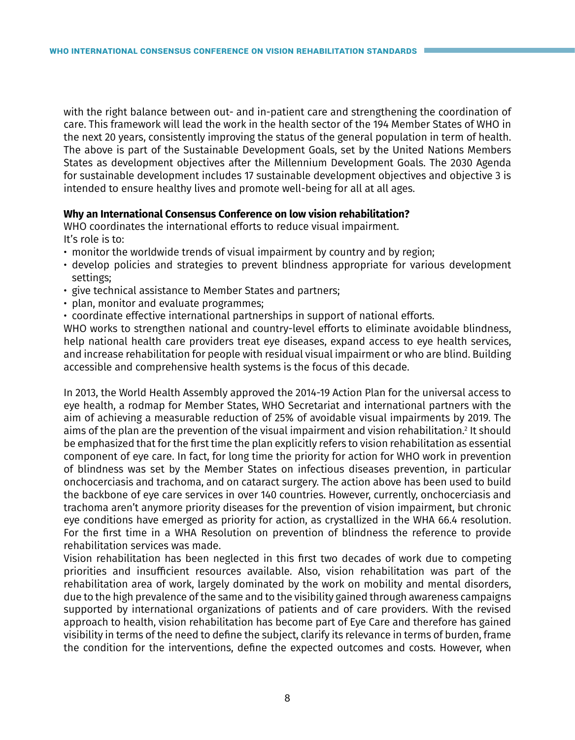with the right balance between out- and in-patient care and strengthening the coordination of care. This framework will lead the work in the health sector of the 194 Member States of WHO in the next 20 years, consistently improving the status of the general population in term of health. The above is part of the Sustainable Development Goals, set by the United Nations Members States as development objectives after the Millennium Development Goals. The 2030 Agenda for sustainable development includes 17 sustainable development objectives and objective 3 is intended to ensure healthy lives and promote well-being for all at all ages.

**Why an International Consensus Conference on low vision rehabilitation?**

WHO coordinates the international efforts to reduce visual impairment.
It's role is to:

- monitor the worldwide trends of visual impairment by country and by region;
- develop policies and strategies to prevent blindness appropriate for various development settings;
- give technical assistance to Member States and partners;
- plan, monitor and evaluate programmes;
- coordinate effective international partnerships in support of national efforts.

WHO works to strengthen national and country-level efforts to eliminate avoidable blindness, help national health care providers treat eye diseases, expand access to eye health services, and increase rehabilitation for people with residual visual impairment or who are blind. Building accessible and comprehensive health systems is the focus of this decade.

In 2013, the World Health Assembly approved the 2014-19 Action Plan for the universal access to eye health, a rodmap for Member States, WHO Secretariat and international partners with the aim of achieving a measurable reduction of 25% of avoidable visual impairments by 2019. The aims of the plan are the prevention of the visual impairment and vision rehabilitation.[2] It should be emphasized that for the first time the plan explicitly refers to vision rehabilitation as essential component of eye care. In fact, for long time the priority for action for WHO work in prevention of blindness was set by the Member States on infectious diseases prevention, in particular onchocerciasis and trachoma, and on cataract surgery. The action above has been used to build the backbone of eye care services in over 140 countries. However, currently, onchocerciasis and trachoma aren't anymore priority diseases for the prevention of vision impairment, but chronic eye conditions have emerged as priority for action, as crystallized in the WHA 66.4 resolution. For the first time in a WHA Resolution on prevention of blindness the reference to provide rehabilitation services was made.

Vision rehabilitation has been neglected in this first two decades of work due to competing priorities and insufficient resources available. Also, vision rehabilitation was part of the rehabilitation area of work, largely dominated by the work on mobility and mental disorders, due to the high prevalence of the same and to the visibility gained through awareness campaigns supported by international organizations of patients and of care providers. With the revised approach to health, vision rehabilitation has become part of Eye Care and therefore has gained visibility in terms of the need to define the subject, clarify its relevance in terms of burden, frame the condition for the interventions, define the expected outcomes and costs. However, when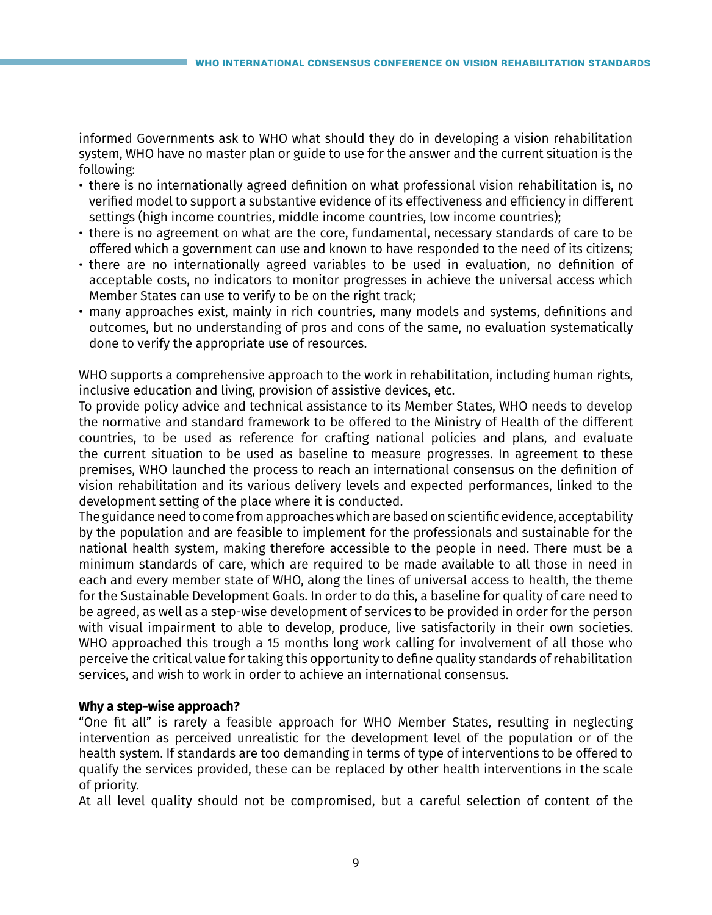informed Governments ask to WHO what should they do in developing a vision rehabilitation system, WHO have no master plan or guide to use for the answer and the current situation is the following:

- there is no internationally agreed definition on what professional vision rehabilitation is, no verified model to support a substantive evidence of its effectiveness and efficiency in different settings (high income countries, middle income countries, low income countries);
- there is no agreement on what are the core, fundamental, necessary standards of care to be offered which a government can use and known to have responded to the need of its citizens;
- there are no internationally agreed variables to be used in evaluation, no definition of acceptable costs, no indicators to monitor progresses in achieve the universal access which Member States can use to verify to be on the right track;
- many approaches exist, mainly in rich countries, many models and systems, definitions and outcomes, but no understanding of pros and cons of the same, no evaluation systematically done to verify the appropriate use of resources.

WHO supports a comprehensive approach to the work in rehabilitation, including human rights, inclusive education and living, provision of assistive devices, etc.
To provide policy advice and technical assistance to its Member States, WHO needs to develop the normative and standard framework to be offered to the Ministry of Health of the different countries, to be used as reference for crafting national policies and plans, and evaluate the current situation to be used as baseline to measure progresses. In agreement to these premises, WHO launched the process to reach an international consensus on the definition of vision rehabilitation and its various delivery levels and expected performances, linked to the development setting of the place where it is conducted.
The guidance need to come from approaches which are based on scientific evidence, acceptability by the population and are feasible to implement for the professionals and sustainable for the national health system, making therefore accessible to the people in need. There must be a minimum standards of care, which are required to be made available to all those in need in each and every member state of WHO, along the lines of universal access to health, the theme for the Sustainable Development Goals. In order to do this, a baseline for quality of care need to be agreed, as well as a step-wise development of services to be provided in order for the person with visual impairment to able to develop, produce, live satisfactorily in their own societies. WHO approached this trough a 15 months long work calling for involvement of all those who perceive the critical value for taking this opportunity to define quality standards of rehabilitation services, and wish to work in order to achieve an international consensus.

**Why a step-wise approach?**

"One fit all" is rarely a feasible approach for WHO Member States, resulting in neglecting intervention as perceived unrealistic for the development level of the population or of the health system. If standards are too demanding in terms of type of interventions to be offered to qualify the services provided, these can be replaced by other health interventions in the scale of priority.
At all level quality should not be compromised, but a careful selection of content of the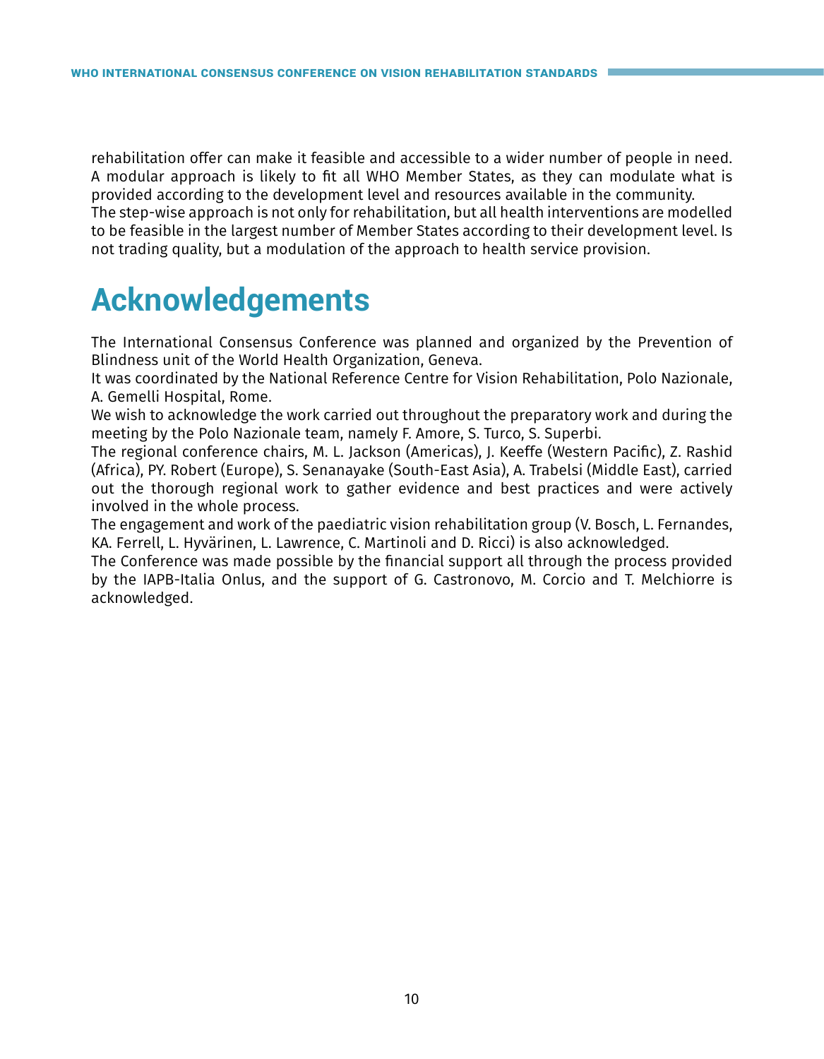rehabilitation offer can make it feasible and accessible to a wider number of people in need. A modular approach is likely to fit all WHO Member States, as they can modulate what is provided according to the development level and resources available in the community.
The step-wise approach is not only for rehabilitation, but all health interventions are modelled to be feasible in the largest number of Member States according to their development level. Is not trading quality, but a modulation of the approach to health service provision.

# Acknowledgements

The International Consensus Conference was planned and organized by the Prevention of Blindness unit of the World Health Organization, Geneva.
It was coordinated by the National Reference Centre for Vision Rehabilitation, Polo Nazionale, A. Gemelli Hospital, Rome.
We wish to acknowledge the work carried out throughout the preparatory work and during the meeting by the Polo Nazionale team, namely F. Amore, S. Turco, S. Superbi.
The regional conference chairs, M. L. Jackson (Americas), J. Keeffe (Western Pacific), Z. Rashid (Africa), PY. Robert (Europe), S. Senanayake (South-East Asia), A. Trabelsi (Middle East), carried out the thorough regional work to gather evidence and best practices and were actively involved in the whole process.
The engagement and work of the paediatric vision rehabilitation group (V. Bosch, L. Fernandes, KA. Ferrell, L. Hyvärinen, L. Lawrence, C. Martinoli and D. Ricci) is also acknowledged.
The Conference was made possible by the financial support all through the process provided by the IAPB-Italia Onlus, and the support of G. Castronovo, M. Corcio and T. Melchiorre is acknowledged.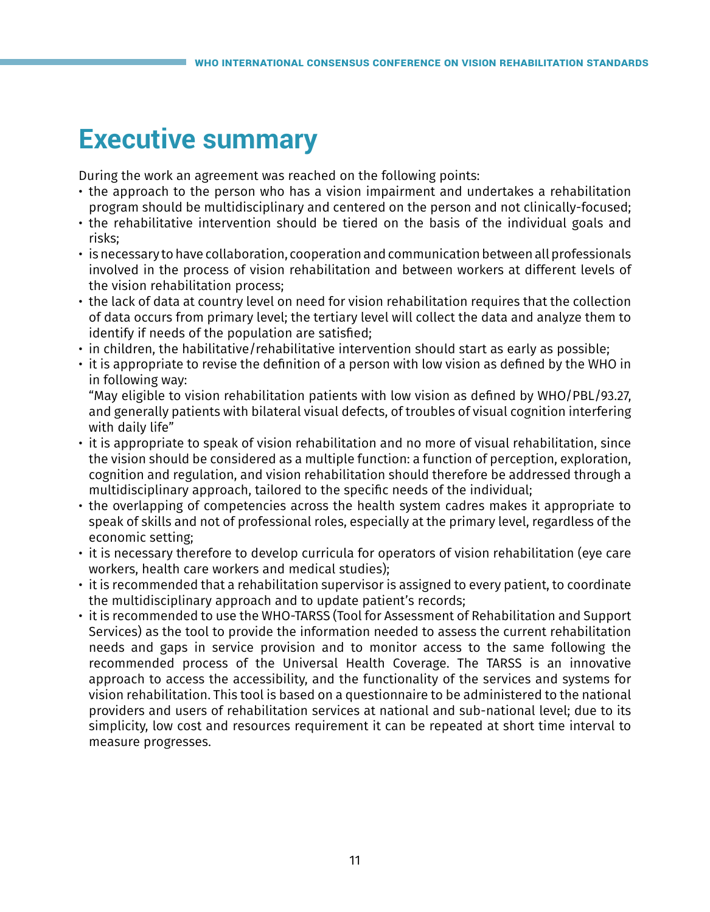# Executive summary

During the work an agreement was reached on the following points:

- the approach to the person who has a vision impairment and undertakes a rehabilitation program should be multidisciplinary and centered on the person and not clinically-focused;
- the rehabilitative intervention should be tiered on the basis of the individual goals and risks;
- is necessary to have collaboration, cooperation and communication between all professionals involved in the process of vision rehabilitation and between workers at different levels of the vision rehabilitation process;
- the lack of data at country level on need for vision rehabilitation requires that the collection of data occurs from primary level; the tertiary level will collect the data and analyze them to identify if needs of the population are satisfied;
- in children, the habilitative/rehabilitative intervention should start as early as possible;
- it is appropriate to revise the definition of a person with low vision as defined by the WHO in in following way:
  "May eligible to vision rehabilitation patients with low vision as defined by WHO/PBL/93.27, and generally patients with bilateral visual defects, of troubles of visual cognition interfering with daily life"
- it is appropriate to speak of vision rehabilitation and no more of visual rehabilitation, since the vision should be considered as a multiple function: a function of perception, exploration, cognition and regulation, and vision rehabilitation should therefore be addressed through a multidisciplinary approach, tailored to the specific needs of the individual;
- the overlapping of competencies across the health system cadres makes it appropriate to speak of skills and not of professional roles, especially at the primary level, regardless of the economic setting;
- it is necessary therefore to develop curricula for operators of vision rehabilitation (eye care workers, health care workers and medical studies);
- it is recommended that a rehabilitation supervisor is assigned to every patient, to coordinate the multidisciplinary approach and to update patient's records;
- it is recommended to use the WHO-TARSS (Tool for Assessment of Rehabilitation and Support Services) as the tool to provide the information needed to assess the current rehabilitation needs and gaps in service provision and to monitor access to the same following the recommended process of the Universal Health Coverage. The TARSS is an innovative approach to access the accessibility, and the functionality of the services and systems for vision rehabilitation. This tool is based on a questionnaire to be administered to the national providers and users of rehabilitation services at national and sub-national level; due to its simplicity, low cost and resources requirement it can be repeated at short time interval to measure progresses.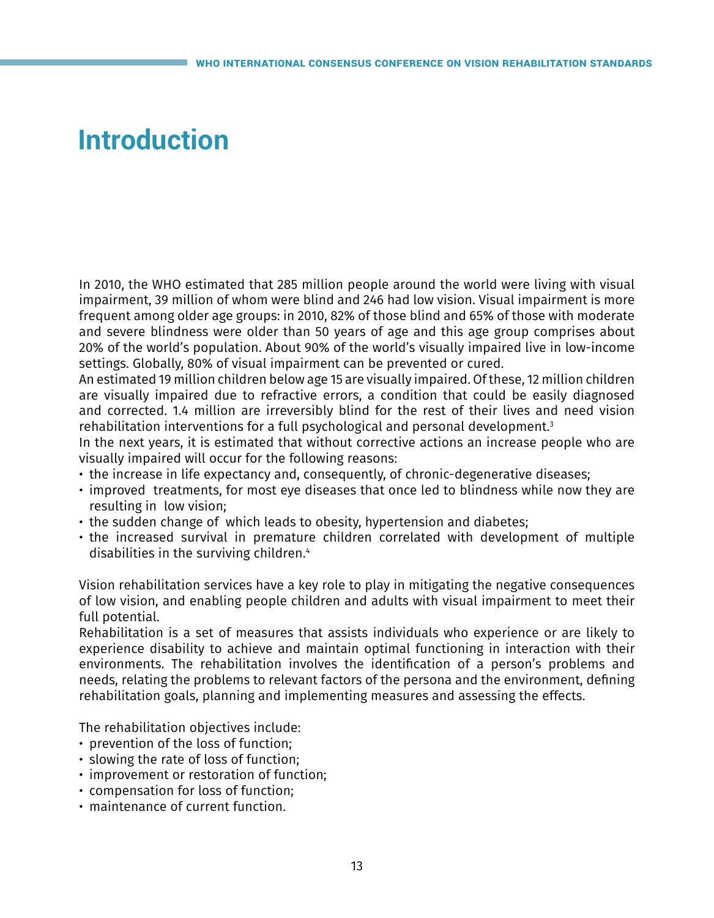# Introduction

In 2010, the WHO estimated that 285 million people around the world were living with visual impairment, 39 million of whom were blind and 246 had low vision. Visual impairment is more frequent among older age groups: in 2010, 82% of those blind and 65% of those with moderate and severe blindness were older than 50 years of age and this age group comprises about 20% of the world's population. About 90% of the world's visually impaired live in low-income settings. Globally, 80% of visual impairment can be prevented or cured.
An estimated 19 million children below age 15 are visually impaired. Of these, 12 million children are visually impaired due to refractive errors, a condition that could be easily diagnosed and corrected. 1.4 million are irreversibly blind for the rest of their lives and need vision rehabilitation interventions for a full psychological and personal development.[3]
In the next years, it is estimated that without corrective actions an increase people who are visually impaired will occur for the following reasons:

- the increase in life expectancy and, consequently, of chronic-degenerative diseases;
- improved treatments, for most eye diseases that once led to blindness while now they are resulting in low vision;
- the sudden change of which leads to obesity, hypertension and diabetes;
- the increased survival in premature children correlated with development of multiple disabilities in the surviving children.[4]

Vision rehabilitation services have a key role to play in mitigating the negative consequences of low vision, and enabling people children and adults with visual impairment to meet their full potential.
Rehabilitation is a set of measures that assists individuals who experience or are likely to experience disability to achieve and maintain optimal functioning in interaction with their environments. The rehabilitation involves the identification of a person's problems and needs, relating the problems to relevant factors of the persona and the environment, defining rehabilitation goals, planning and implementing measures and assessing the effects.

The rehabilitation objectives include:

- prevention of the loss of function;
- slowing the rate of loss of function;
- improvement or restoration of function;
- compensation for loss of function;
- maintenance of current function.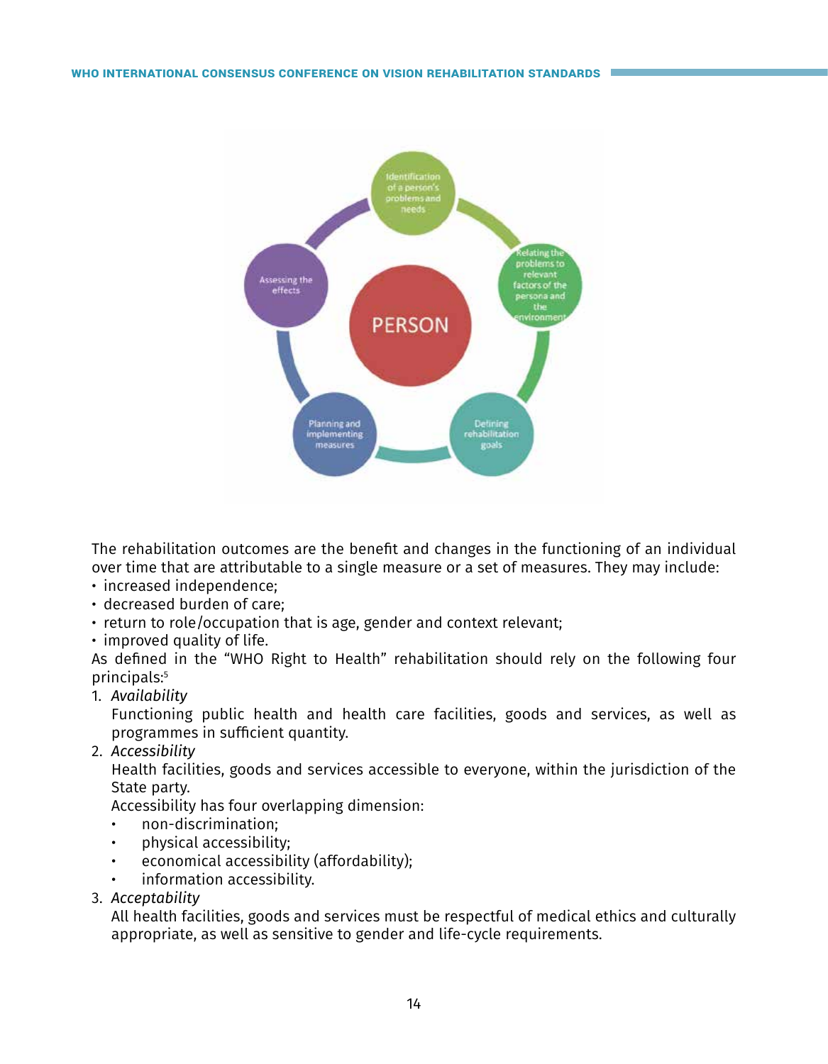The rehabilitation outcomes are the benefit and changes in the functioning of an individual over time that are attributable to a single measure or a set of measures. They may include:

- increased independence;
- decreased burden of care;
- return to role/occupation that is age, gender and context relevant;
- improved quality of life.

As defined in the "WHO Right to Health" rehabilitation should rely on the following four principals:[5]

1. *Availability*
   Functioning public health and health care facilities, goods and services, as well as programmes in sufficient quantity.
2. *Accessibility*
   Health facilities, goods and services accessible to everyone, within the jurisdiction of the State party.
   Accessibility has four overlapping dimension:
   - non-discrimination;
   - physical accessibility;
   - economical accessibility (affordability);
   - information accessibility.
3. *Acceptability*
   All health facilities, goods and services must be respectful of medical ethics and culturally appropriate, as well as sensitive to gender and life-cycle requirements.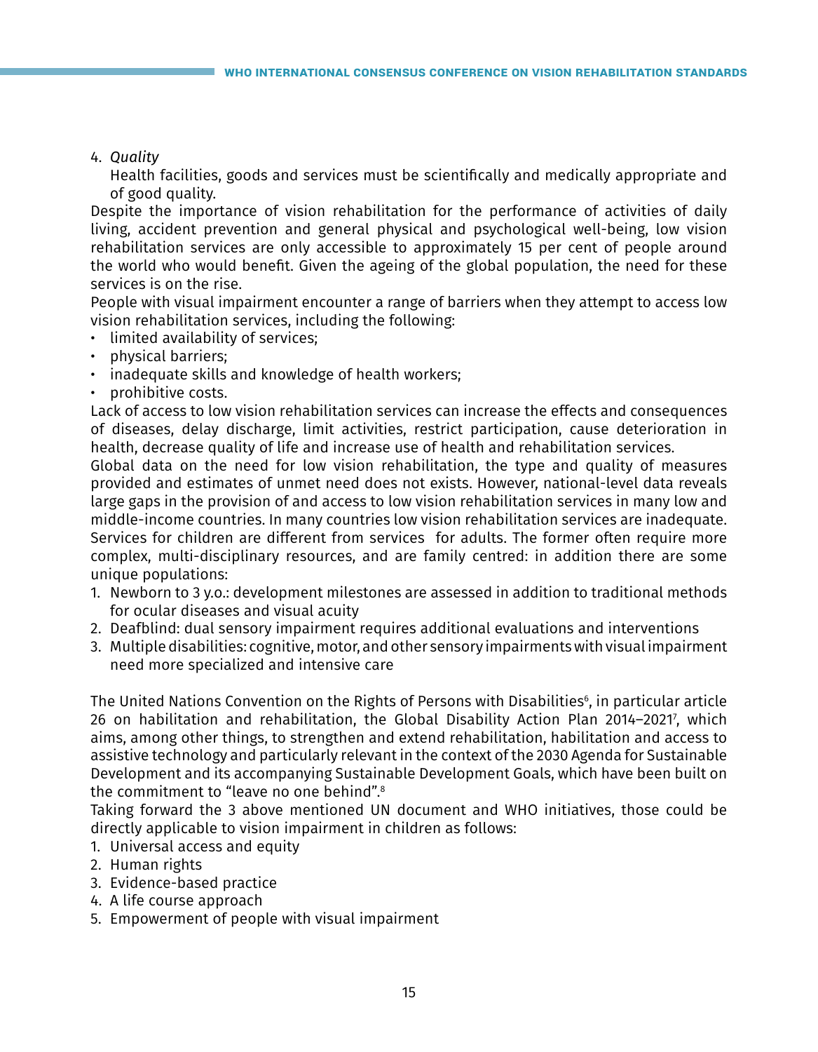4. *Quality*
   Health facilities, goods and services must be scientifically and medically appropriate and of good quality.

Despite the importance of vision rehabilitation for the performance of activities of daily living, accident prevention and general physical and psychological well-being, low vision rehabilitation services are only accessible to approximately 15 per cent of people around the world who would benefit. Given the ageing of the global population, the need for these services is on the rise.

People with visual impairment encounter a range of barriers when they attempt to access low vision rehabilitation services, including the following:

- limited availability of services;
- physical barriers;
- inadequate skills and knowledge of health workers;
- prohibitive costs.

Lack of access to low vision rehabilitation services can increase the effects and consequences of diseases, delay discharge, limit activities, restrict participation, cause deterioration in health, decrease quality of life and increase use of health and rehabilitation services.

Global data on the need for low vision rehabilitation, the type and quality of measures provided and estimates of unmet need does not exists. However, national-level data reveals large gaps in the provision of and access to low vision rehabilitation services in many low and middle-income countries. In many countries low vision rehabilitation services are inadequate.

Services for children are different from services for adults. The former often require more complex, multi-disciplinary resources, and are family centred: in addition there are some unique populations:

1. Newborn to 3 y.o.: development milestones are assessed in addition to traditional methods for ocular diseases and visual acuity
2. Deafblind: dual sensory impairment requires additional evaluations and interventions
3. Multiple disabilities: cognitive, motor, and other sensory impairments with visual impairment need more specialized and intensive care

The United Nations Convention on the Rights of Persons with Disabilities[6], in particular article 26 on habilitation and rehabilitation, the Global Disability Action Plan 2014–2021[7], which aims, among other things, to strengthen and extend rehabilitation, habilitation and access to assistive technology and particularly relevant in the context of the 2030 Agenda for Sustainable Development and its accompanying Sustainable Development Goals, which have been built on the commitment to "leave no one behind".[8]

Taking forward the 3 above mentioned UN document and WHO initiatives, those could be directly applicable to vision impairment in children as follows:

1. Universal access and equity
2. Human rights
3. Evidence-based practice
4. A life course approach
5. Empowerment of people with visual impairment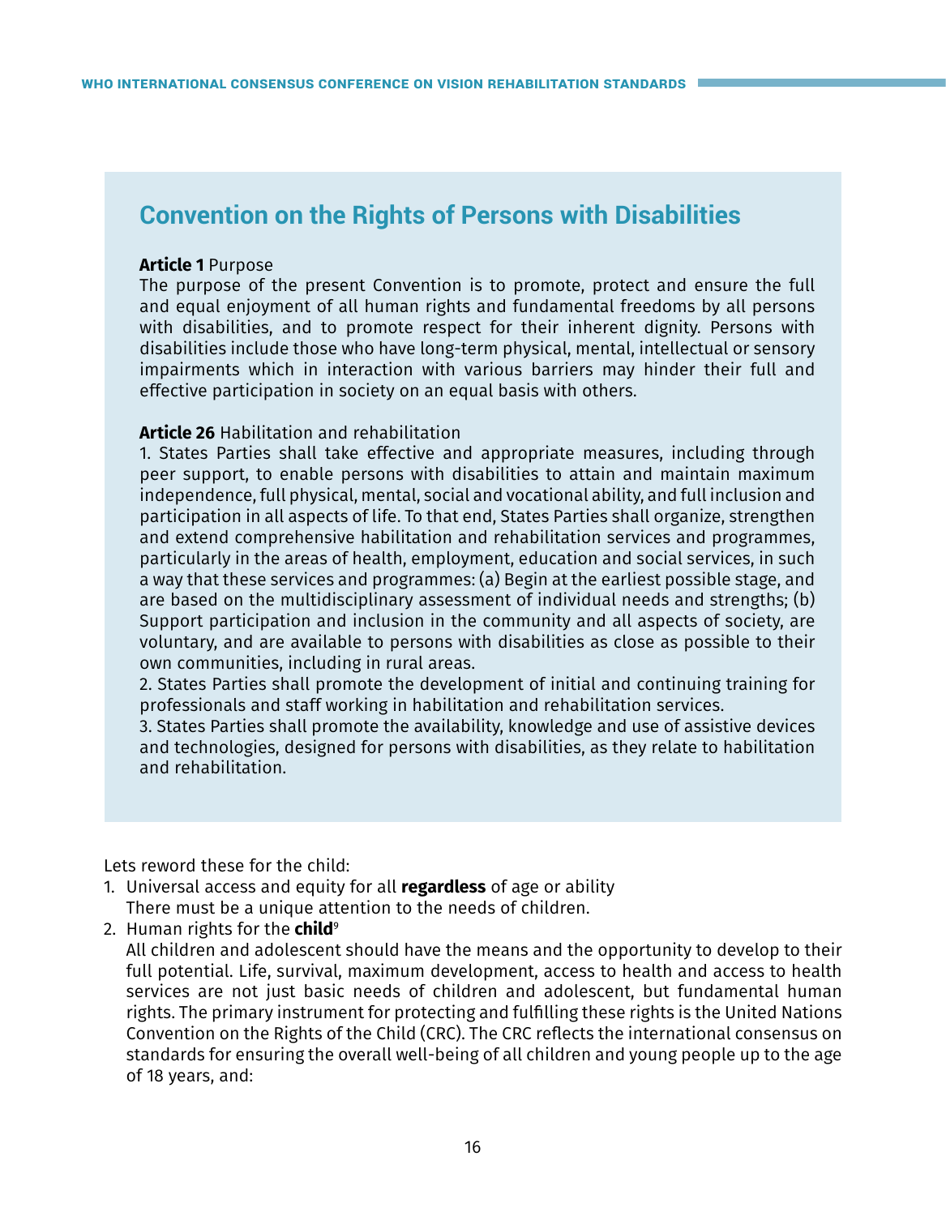## Convention on the Rights of Persons with Disabilities

**Article 1** Purpose
The purpose of the present Convention is to promote, protect and ensure the full and equal enjoyment of all human rights and fundamental freedoms by all persons with disabilities, and to promote respect for their inherent dignity. Persons with disabilities include those who have long-term physical, mental, intellectual or sensory impairments which in interaction with various barriers may hinder their full and effective participation in society on an equal basis with others.

**Article 26** Habilitation and rehabilitation
1. States Parties shall take effective and appropriate measures, including through peer support, to enable persons with disabilities to attain and maintain maximum independence, full physical, mental, social and vocational ability, and full inclusion and participation in all aspects of life. To that end, States Parties shall organize, strengthen and extend comprehensive habilitation and rehabilitation services and programmes, particularly in the areas of health, employment, education and social services, in such a way that these services and programmes: (a) Begin at the earliest possible stage, and are based on the multidisciplinary assessment of individual needs and strengths; (b) Support participation and inclusion in the community and all aspects of society, are voluntary, and are available to persons with disabilities as close as possible to their own communities, including in rural areas.
2. States Parties shall promote the development of initial and continuing training for professionals and staff working in habilitation and rehabilitation services.
3. States Parties shall promote the availability, knowledge and use of assistive devices and technologies, designed for persons with disabilities, as they relate to habilitation and rehabilitation.

Lets reword these for the child:

1. Universal access and equity for all **regardless** of age or ability
   There must be a unique attention to the needs of children.
2. Human rights for the **child**[9]
   All children and adolescent should have the means and the opportunity to develop to their full potential. Life, survival, maximum development, access to health and access to health services are not just basic needs of children and adolescent, but fundamental human rights. The primary instrument for protecting and fulfilling these rights is the United Nations Convention on the Rights of the Child (CRC). The CRC reflects the international consensus on standards for ensuring the overall well-being of all children and young people up to the age of 18 years, and: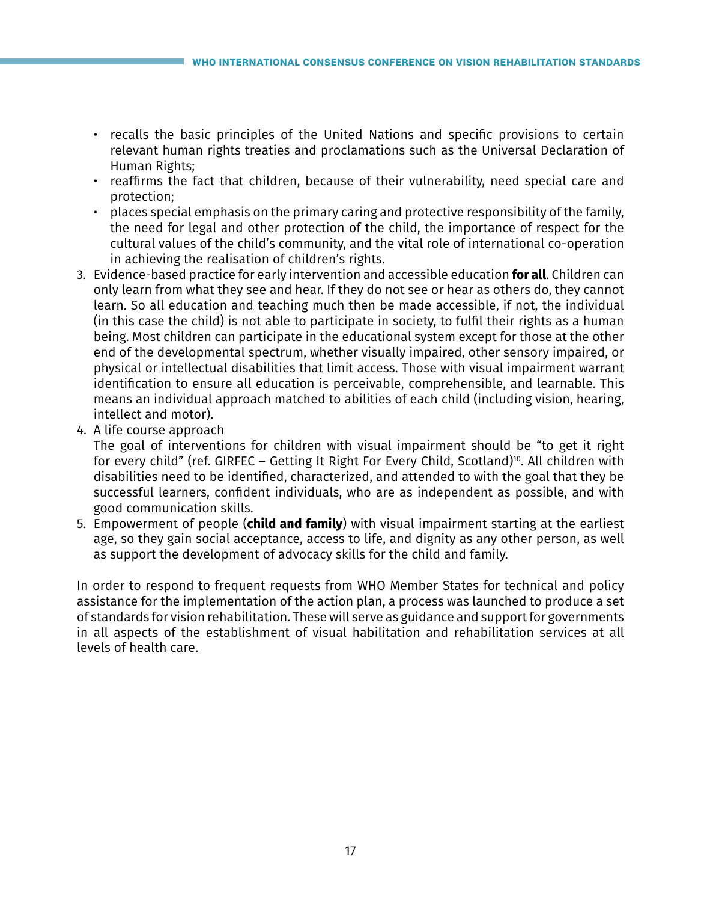- recalls the basic principles of the United Nations and specific provisions to certain relevant human rights treaties and proclamations such as the Universal Declaration of Human Rights;
- reaffirms the fact that children, because of their vulnerability, need special care and protection;
- places special emphasis on the primary caring and protective responsibility of the family, the need for legal and other protection of the child, the importance of respect for the cultural values of the child's community, and the vital role of international co-operation in achieving the realisation of children's rights.

3. Evidence-based practice for early intervention and accessible education **for all**. Children can only learn from what they see and hear. If they do not see or hear as others do, they cannot learn. So all education and teaching much then be made accessible, if not, the individual (in this case the child) is not able to participate in society, to fulfil their rights as a human being. Most children can participate in the educational system except for those at the other end of the developmental spectrum, whether visually impaired, other sensory impaired, or physical or intellectual disabilities that limit access. Those with visual impairment warrant identification to ensure all education is perceivable, comprehensible, and learnable. This means an individual approach matched to abilities of each child (including vision, hearing, intellect and motor).
4. A life course approach
   The goal of interventions for children with visual impairment should be "to get it right for every child" (ref. GIRFEC – Getting It Right For Every Child, Scotland)[10]. All children with disabilities need to be identified, characterized, and attended to with the goal that they be successful learners, confident individuals, who are as independent as possible, and with good communication skills.
5. Empowerment of people (**child and family**) with visual impairment starting at the earliest age, so they gain social acceptance, access to life, and dignity as any other person, as well as support the development of advocacy skills for the child and family.

In order to respond to frequent requests from WHO Member States for technical and policy assistance for the implementation of the action plan, a process was launched to produce a set of standards for vision rehabilitation. These will serve as guidance and support for governments in all aspects of the establishment of visual habilitation and rehabilitation services at all levels of health care.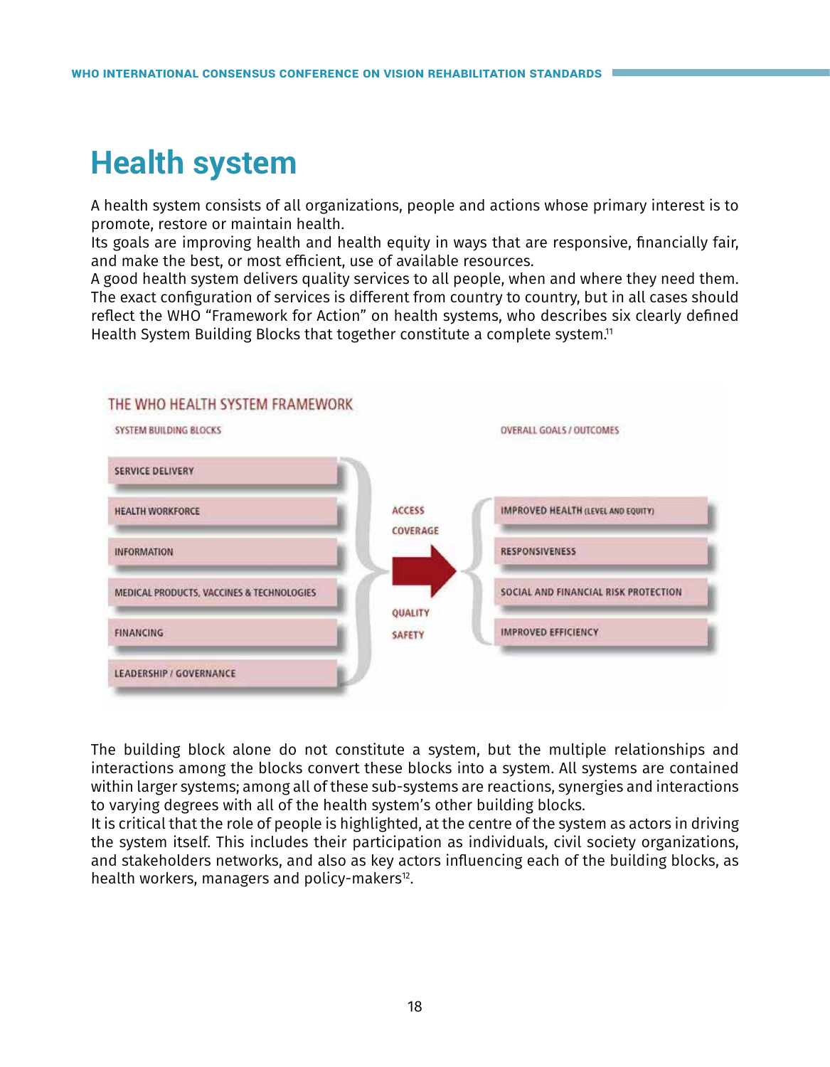# Health system

A health system consists of all organizations, people and actions whose primary interest is to promote, restore or maintain health.
Its goals are improving health and health equity in ways that are responsive, financially fair, and make the best, or most efficient, use of available resources.
A good health system delivers quality services to all people, when and where they need them. The exact configuration of services is different from country to country, but in all cases should reflect the WHO "Framework for Action" on health systems, who describes six clearly defined Health System Building Blocks that together constitute a complete system.[11]

THE WHO HEALTH SYSTEM FRAMEWORK

SYSTEM BUILDING BLOCKS

- SERVICE DELIVERY
- HEALTH WORKFORCE
- INFORMATION
- MEDICAL PRODUCTS, VACCINES & TECHNOLOGIES
- FINANCING
- LEADERSHIP / GOVERNANCE

ACCESS
COVERAGE

QUALITY
SAFETY

OVERALL GOALS / OUTCOMES

- IMPROVED HEALTH (LEVEL AND EQUITY)
- RESPONSIVENESS
- SOCIAL AND FINANCIAL RISK PROTECTION
- IMPROVED EFFICIENCY

The building block alone do not constitute a system, but the multiple relationships and interactions among the blocks convert these blocks into a system. All systems are contained within larger systems; among all of these sub-systems are reactions, synergies and interactions to varying degrees with all of the health system's other building blocks.
It is critical that the role of people is highlighted, at the centre of the system as actors in driving the system itself. This includes their participation as individuals, civil society organizations, and stakeholders networks, and also as key actors influencing each of the building blocks, as health workers, managers and policy-makers[12].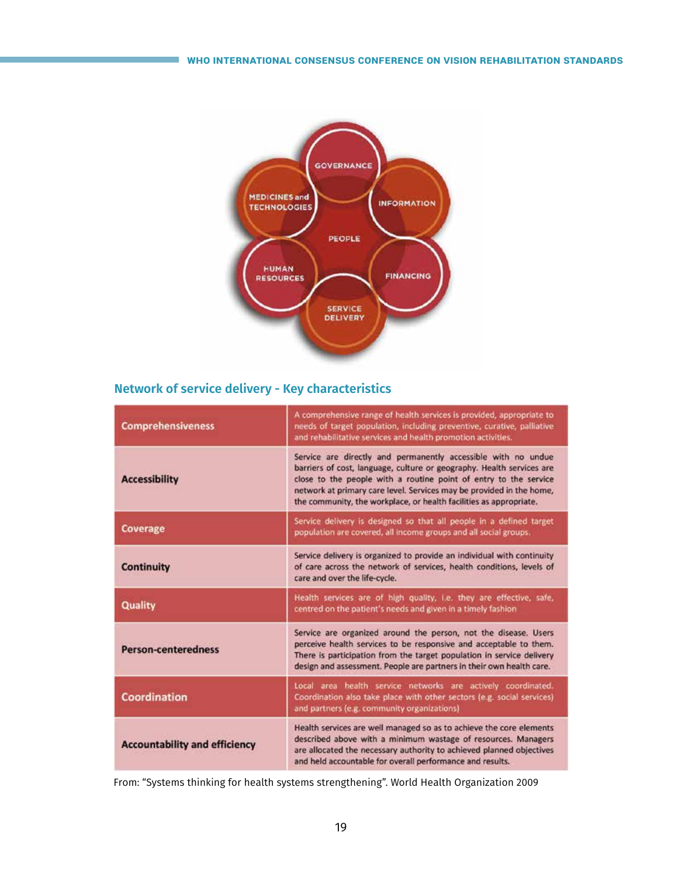GOVERNANCE

MEDICINES and TECHNOLOGIES

INFORMATION

PEOPLE

HUMAN RESOURCES

FINANCING

SERVICE DELIVERY

## Network of service delivery - Key characteristics

| | |
|---|---|
| **Comprehensiveness** | A comprehensive range of health services is provided, appropriate to needs of target population, including preventive, curative, palliative and rehabilitative services and health promotion activities. |
| **Accessibility** | Service are directly and permanently accessible with no undue barriers of cost, language, culture or geography. Health services are close to the people with a routine point of entry to the service network at primary care level. Services may be provided in the home, the community, the workplace, or health facilities as appropriate. |
| **Coverage** | Service delivery is designed so that all people in a defined target population are covered, all income groups and all social groups. |
| **Continuity** | Service delivery is organized to provide an individual with continuity of care across the network of services, health conditions, levels of care and over the life-cycle. |
| **Quality** | Health services are of high quality, i.e. they are effective, safe, centred on the patient's needs and given in a timely fashion |
| **Person-centeredness** | Service are organized around the person, not the disease. Users perceive health services to be responsive and acceptable to them. There is participation from the target population in service delivery design and assessment. People are partners in their own health care. |
| **Coordination** | Local area health service networks are actively coordinated. Coordination also take place with other sectors (e.g. social services) and partners (e.g. community organizations) |
| **Accountability and efficiency** | Health services are well managed so as to achieve the core elements described above with a minimum wastage of resources. Managers are allocated the necessary authority to achieved planned objectives and held accountable for overall performance and results. |

From: "Systems thinking for health systems strengthening". World Health Organization 2009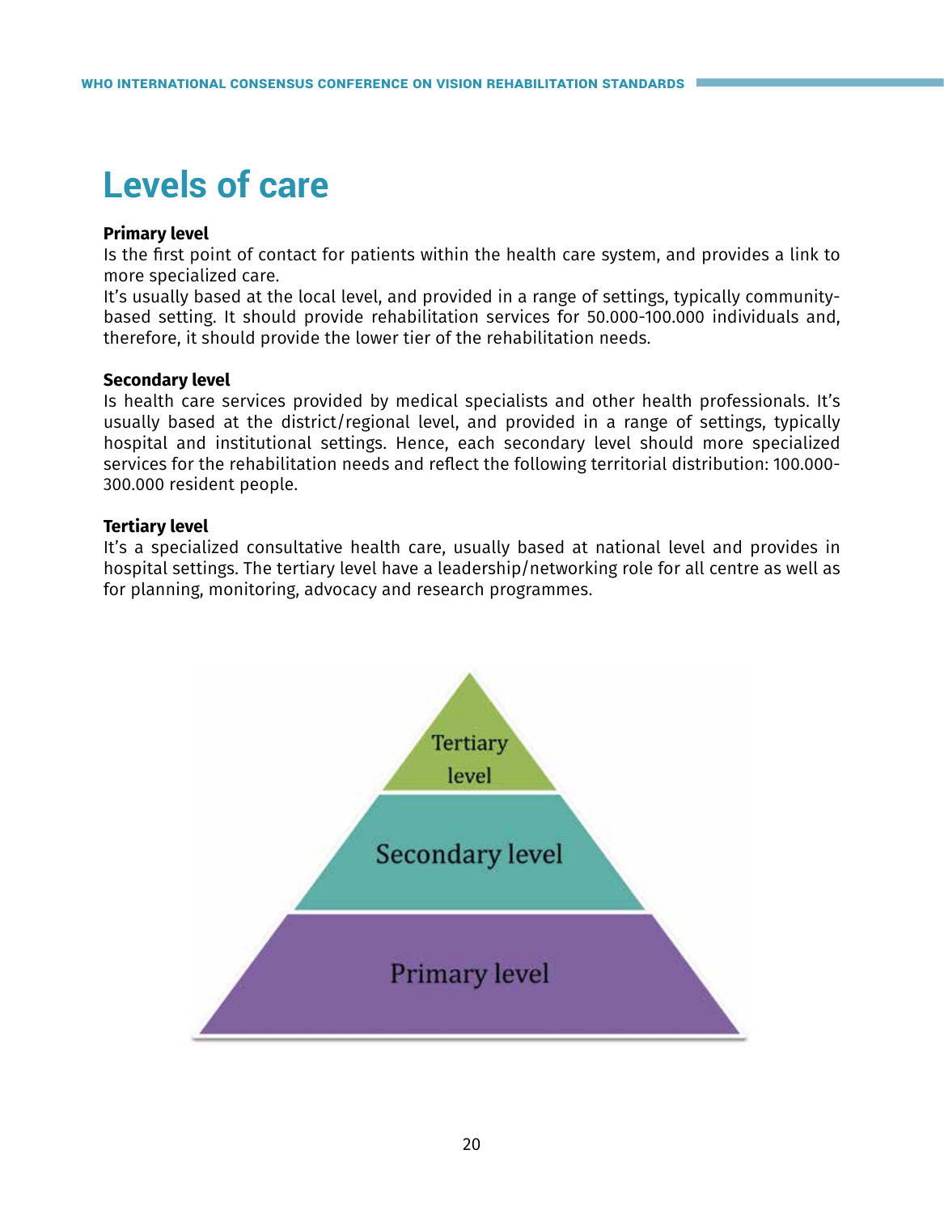# Levels of care

**Primary level**

Is the first point of contact for patients within the health care system, and provides a link to more specialized care.

It's usually based at the local level, and provided in a range of settings, typically community-based setting. It should provide rehabilitation services for 50.000-100.000 individuals and, therefore, it should provide the lower tier of the rehabilitation needs.

**Secondary level**

Is health care services provided by medical specialists and other health professionals. It's usually based at the district/regional level, and provided in a range of settings, typically hospital and institutional settings. Hence, each secondary level should more specialized services for the rehabilitation needs and reflect the following territorial distribution: 100.000-300.000 resident people.

**Tertiary level**

It's a specialized consultative health care, usually based at national level and provides in hospital settings. The tertiary level have a leadership/networking role for all centre as well as for planning, monitoring, advocacy and research programmes.

Tertiary level

Secondary level

Primary level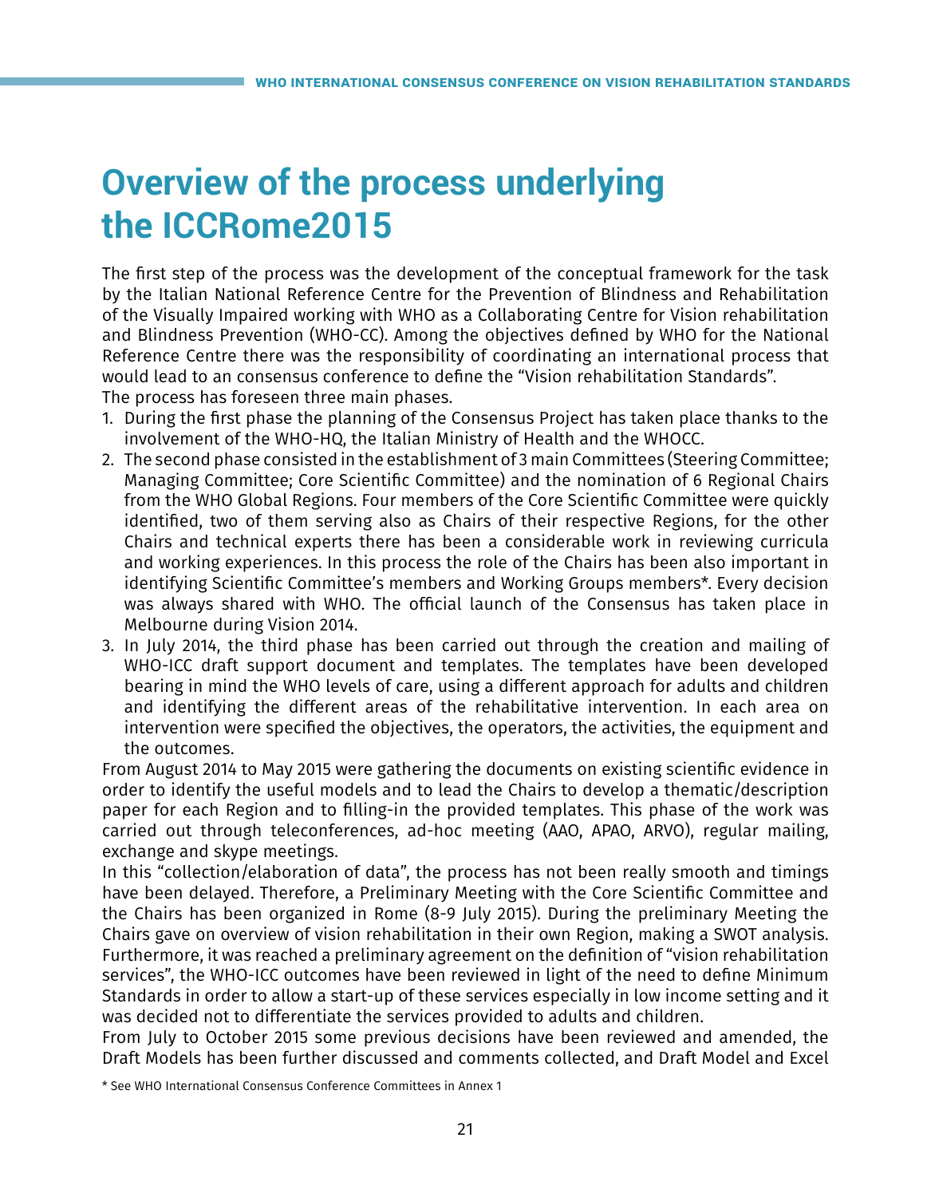# Overview of the process underlying the ICCRome2015

The first step of the process was the development of the conceptual framework for the task by the Italian National Reference Centre for the Prevention of Blindness and Rehabilitation of the Visually Impaired working with WHO as a Collaborating Centre for Vision rehabilitation and Blindness Prevention (WHO-CC). Among the objectives defined by WHO for the National Reference Centre there was the responsibility of coordinating an international process that would lead to an consensus conference to define the "Vision rehabilitation Standards".
The process has foreseen three main phases.

1. During the first phase the planning of the Consensus Project has taken place thanks to the involvement of the WHO-HQ, the Italian Ministry of Health and the WHOCC.
2. The second phase consisted in the establishment of 3 main Committees (Steering Committee; Managing Committee; Core Scientific Committee) and the nomination of 6 Regional Chairs from the WHO Global Regions. Four members of the Core Scientific Committee were quickly identified, two of them serving also as Chairs of their respective Regions, for the other Chairs and technical experts there has been a considerable work in reviewing curricula and working experiences. In this process the role of the Chairs has been also important in identifying Scientific Committee's members and Working Groups members*. Every decision was always shared with WHO. The official launch of the Consensus has taken place in Melbourne during Vision 2014.
3. In July 2014, the third phase has been carried out through the creation and mailing of WHO-ICC draft support document and templates. The templates have been developed bearing in mind the WHO levels of care, using a different approach for adults and children and identifying the different areas of the rehabilitative intervention. In each area on intervention were specified the objectives, the operators, the activities, the equipment and the outcomes.

From August 2014 to May 2015 were gathering the documents on existing scientific evidence in order to identify the useful models and to lead the Chairs to develop a thematic/description paper for each Region and to filling-in the provided templates. This phase of the work was carried out through teleconferences, ad-hoc meeting (AAO, APAO, ARVO), regular mailing, exchange and skype meetings.
In this "collection/elaboration of data", the process has not been really smooth and timings have been delayed. Therefore, a Preliminary Meeting with the Core Scientific Committee and the Chairs has been organized in Rome (8-9 July 2015). During the preliminary Meeting the Chairs gave on overview of vision rehabilitation in their own Region, making a SWOT analysis. Furthermore, it was reached a preliminary agreement on the definition of "vision rehabilitation services", the WHO-ICC outcomes have been reviewed in light of the need to define Minimum Standards in order to allow a start-up of these services especially in low income setting and it was decided not to differentiate the services provided to adults and children.
From July to October 2015 some previous decisions have been reviewed and amended, the Draft Models has been further discussed and comments collected, and Draft Model and Excel

* See WHO International Consensus Conference Committees in Annex 1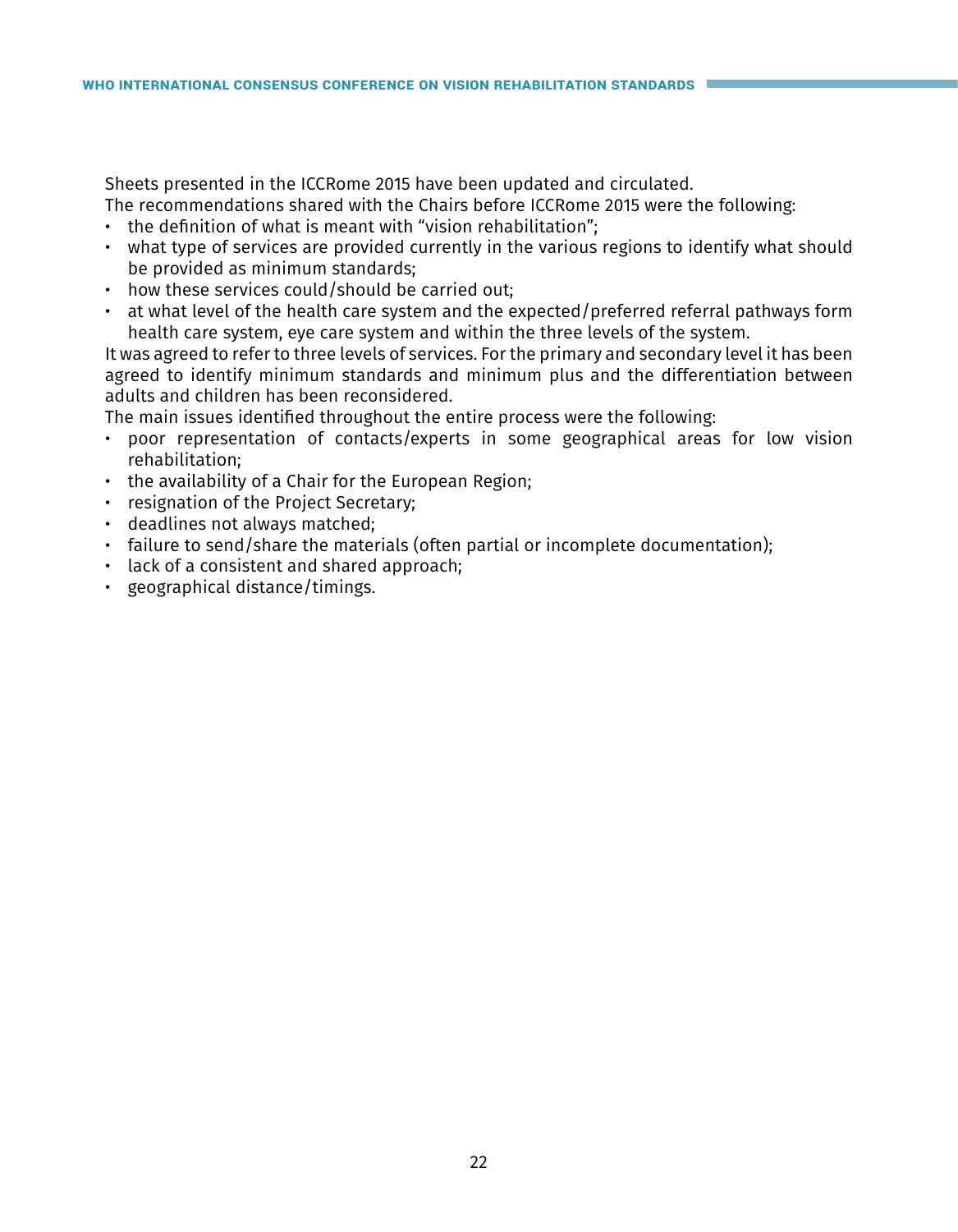Sheets presented in the ICCRome 2015 have been updated and circulated.

The recommendations shared with the Chairs before ICCRome 2015 were the following:

- the definition of what is meant with “vision rehabilitation”;
- what type of services are provided currently in the various regions to identify what should be provided as minimum standards;
- how these services could/should be carried out;
- at what level of the health care system and the expected/preferred referral pathways form health care system, eye care system and within the three levels of the system.

It was agreed to refer to three levels of services. For the primary and secondary level it has been agreed to identify minimum standards and minimum plus and the differentiation between adults and children has been reconsidered.

The main issues identified throughout the entire process were the following:

- poor representation of contacts/experts in some geographical areas for low vision rehabilitation;
- the availability of a Chair for the European Region;
- resignation of the Project Secretary;
- deadlines not always matched;
- failure to send/share the materials (often partial or incomplete documentation);
- lack of a consistent and shared approach;
- geographical distance/timings.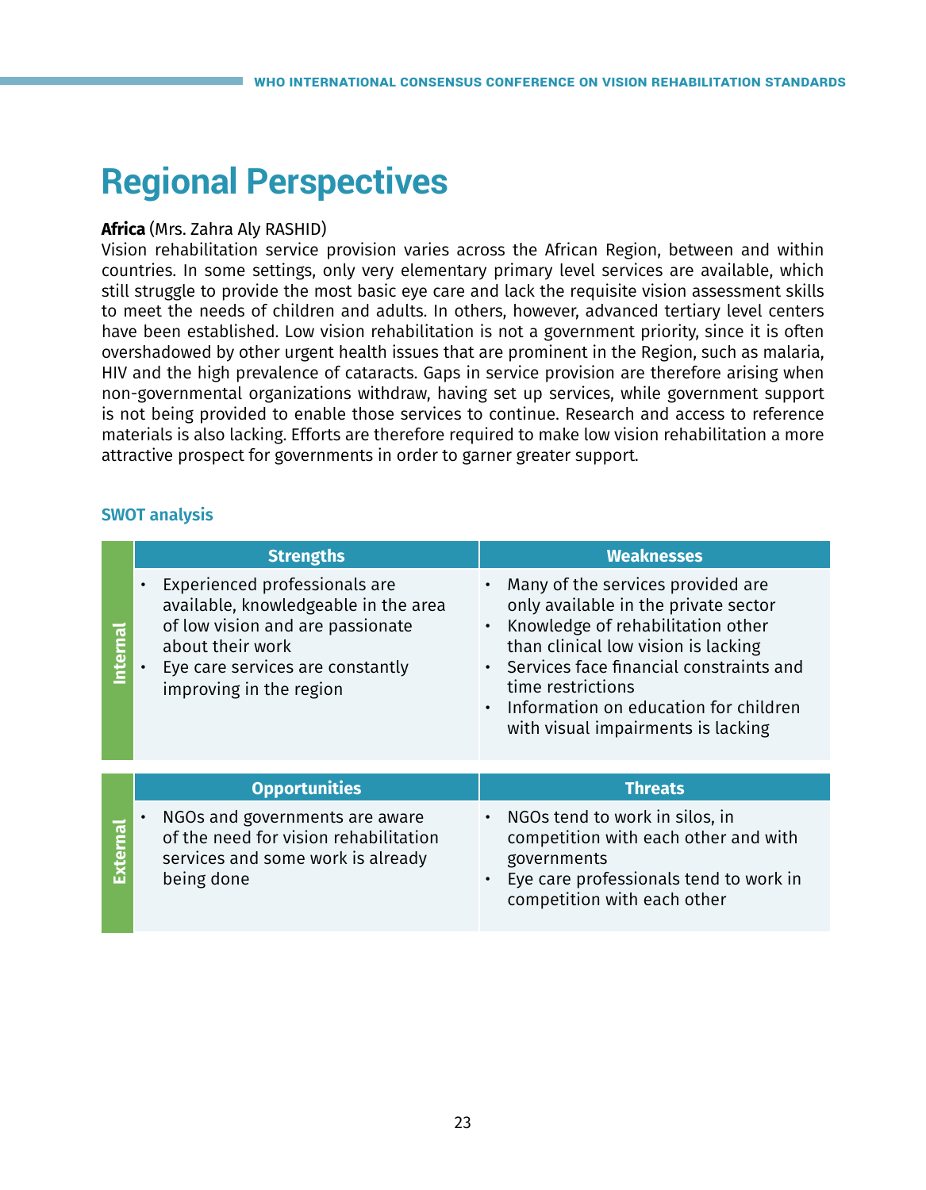# Regional Perspectives

**Africa** (Mrs. Zahra Aly RASHID)

Vision rehabilitation service provision varies across the African Region, between and within countries. In some settings, only very elementary primary level services are available, which still struggle to provide the most basic eye care and lack the requisite vision assessment skills to meet the needs of children and adults. In others, however, advanced tertiary level centers have been established. Low vision rehabilitation is not a government priority, since it is often overshadowed by other urgent health issues that are prominent in the Region, such as malaria, HIV and the high prevalence of cataracts. Gaps in service provision are therefore arising when non-governmental organizations withdraw, having set up services, while government support is not being provided to enable those services to continue. Research and access to reference materials is also lacking. Efforts are therefore required to make low vision rehabilitation a more attractive prospect for governments in order to garner greater support.

## SWOT analysis

| | Strengths | Weaknesses |
|---|---|---|
| **Internal** | • Experienced professionals are available, knowledgeable in the area of low vision and are passionate about their work<br>• Eye care services are constantly improving in the region | • Many of the services provided are only available in the private sector<br>• Knowledge of rehabilitation other than clinical low vision is lacking<br>• Services face financial constraints and time restrictions<br>• Information on education for children with visual impairments is lacking |
| | **Opportunities** | **Threats** |
| **External** | • NGOs and governments are aware of the need for vision rehabilitation services and some work is already being done | • NGOs tend to work in silos, in competition with each other and with governments<br>• Eye care professionals tend to work in competition with each other |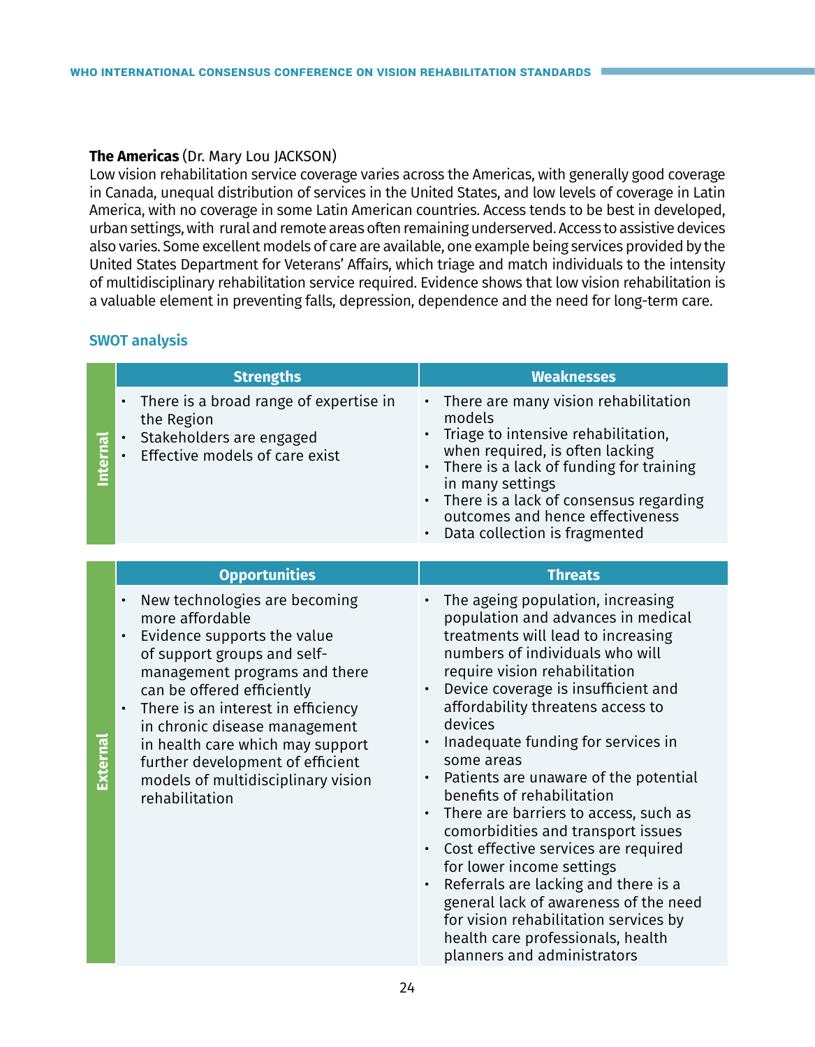**The Americas** (Dr. Mary Lou JACKSON)

Low vision rehabilitation service coverage varies across the Americas, with generally good coverage in Canada, unequal distribution of services in the United States, and low levels of coverage in Latin America, with no coverage in some Latin American countries. Access tends to be best in developed, urban settings, with rural and remote areas often remaining underserved. Access to assistive devices also varies. Some excellent models of care are available, one example being services provided by the United States Department for Veterans' Affairs, which triage and match individuals to the intensity of multidisciplinary rehabilitation service required. Evidence shows that low vision rehabilitation is a valuable element in preventing falls, depression, dependence and the need for long-term care.

### SWOT analysis

| | Strengths | Weaknesses |
|---|---|---|
| **Internal** | • There is a broad range of expertise in the Region<br>• Stakeholders are engaged<br>• Effective models of care exist | • There are many vision rehabilitation models<br>• Triage to intensive rehabilitation, when required, is often lacking<br>• There is a lack of funding for training in many settings<br>• There is a lack of consensus regarding outcomes and hence effectiveness<br>• Data collection is fragmented |

| | Opportunities | Threats |
|---|---|---|
| **External** | • New technologies are becoming more affordable<br>• Evidence supports the value of support groups and self-management programs and there can be offered efficiently<br>• There is an interest in efficiency in chronic disease management in health care which may support further development of efficient models of multidisciplinary vision rehabilitation | • The ageing population, increasing population and advances in medical treatments will lead to increasing numbers of individuals who will require vision rehabilitation<br>• Device coverage is insufficient and affordability threatens access to devices<br>• Inadequate funding for services in some areas<br>• Patients are unaware of the potential benefits of rehabilitation<br>• There are barriers to access, such as comorbidities and transport issues<br>• Cost effective services are required for lower income settings<br>• Referrals are lacking and there is a general lack of awareness of the need for vision rehabilitation services by health care professionals, health planners and administrators |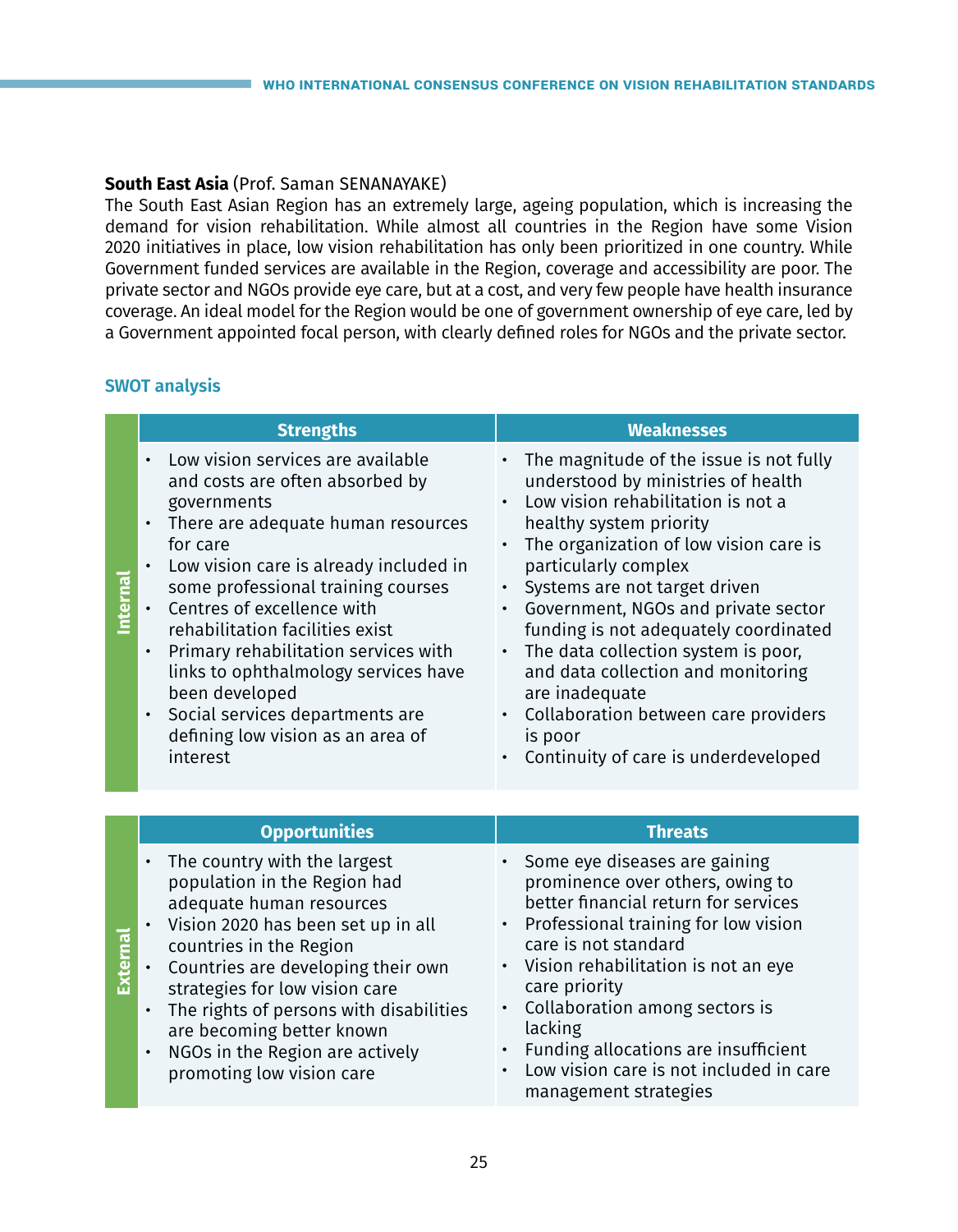**South East Asia** (Prof. Saman SENANAYAKE)
The South East Asian Region has an extremely large, ageing population, which is increasing the demand for vision rehabilitation. While almost all countries in the Region have some Vision 2020 initiatives in place, low vision rehabilitation has only been prioritized in one country. While Government funded services are available in the Region, coverage and accessibility are poor. The private sector and NGOs provide eye care, but at a cost, and very few people have health insurance coverage. An ideal model for the Region would be one of government ownership of eye care, led by a Government appointed focal person, with clearly defined roles for NGOs and the private sector.

### SWOT analysis

| | Strengths | Weaknesses |
|---|---|---|
| **Internal** | • Low vision services are available and costs are often absorbed by governments<br>• There are adequate human resources for care<br>• Low vision care is already included in some professional training courses<br>• Centres of excellence with rehabilitation facilities exist<br>• Primary rehabilitation services with links to ophthalmology services have been developed<br>• Social services departments are defining low vision as an area of interest | • The magnitude of the issue is not fully understood by ministries of health<br>• Low vision rehabilitation is not a healthy system priority<br>• The organization of low vision care is particularly complex<br>• Systems are not target driven<br>• Government, NGOs and private sector funding is not adequately coordinated<br>• The data collection system is poor, and data collection and monitoring are inadequate<br>• Collaboration between care providers is poor<br>• Continuity of care is underdeveloped |

| | Opportunities | Threats |
|---|---|---|
| **External** | • The country with the largest population in the Region had adequate human resources<br>• Vision 2020 has been set up in all countries in the Region<br>• Countries are developing their own strategies for low vision care<br>• The rights of persons with disabilities are becoming better known<br>• NGOs in the Region are actively promoting low vision care | • Some eye diseases are gaining prominence over others, owing to better financial return for services<br>• Professional training for low vision care is not standard<br>• Vision rehabilitation is not an eye care priority<br>• Collaboration among sectors is lacking<br>• Funding allocations are insufficient<br>• Low vision care is not included in care management strategies |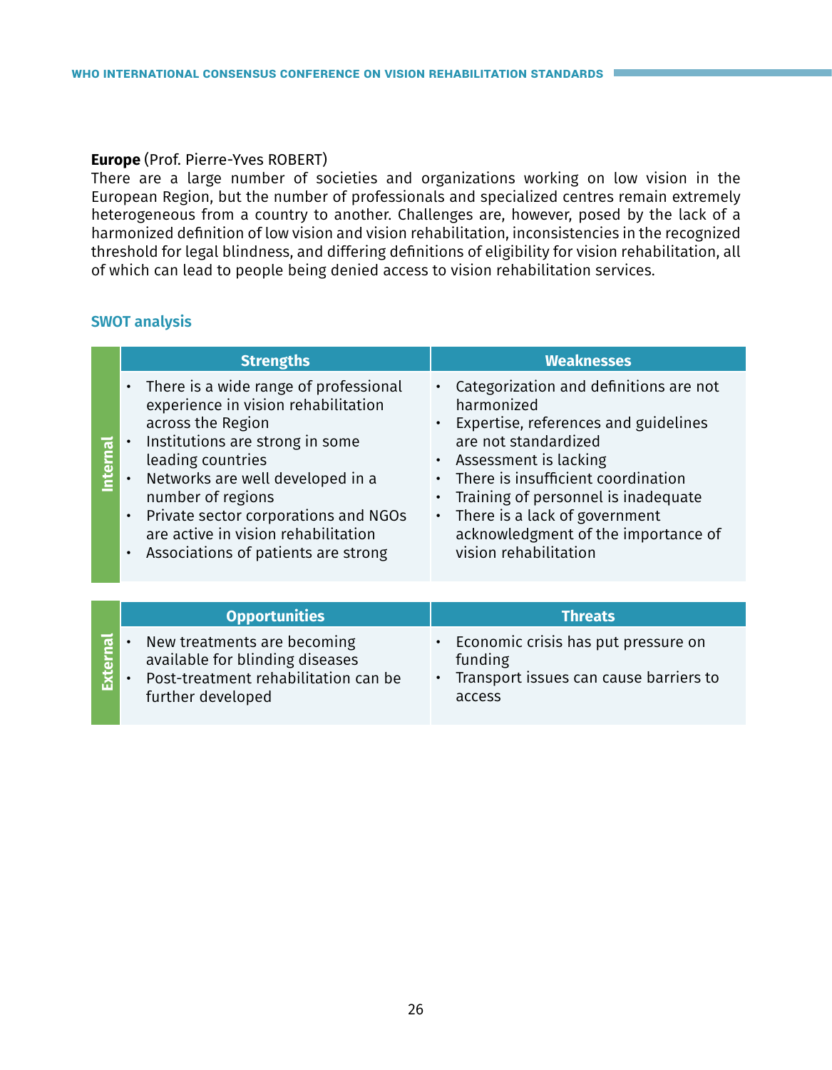**Europe** (Prof. Pierre-Yves ROBERT)

There are a large number of societies and organizations working on low vision in the European Region, but the number of professionals and specialized centres remain extremely heterogeneous from a country to another. Challenges are, however, posed by the lack of a harmonized definition of low vision and vision rehabilitation, inconsistencies in the recognized threshold for legal blindness, and differing definitions of eligibility for vision rehabilitation, all of which can lead to people being denied access to vision rehabilitation services.

### SWOT analysis

| | Strengths | Weaknesses |
|---|---|---|
| **Internal** | • There is a wide range of professional experience in vision rehabilitation across the Region<br>• Institutions are strong in some leading countries<br>• Networks are well developed in a number of regions<br>• Private sector corporations and NGOs are active in vision rehabilitation<br>• Associations of patients are strong | • Categorization and definitions are not harmonized<br>• Expertise, references and guidelines are not standardized<br>• Assessment is lacking<br>• There is insufficient coordination<br>• Training of personnel is inadequate<br>• There is a lack of government acknowledgment of the importance of vision rehabilitation |

| | Opportunities | Threats |
|---|---|---|
| **External** | • New treatments are becoming available for blinding diseases<br>• Post-treatment rehabilitation can be further developed | • Economic crisis has put pressure on funding<br>• Transport issues can cause barriers to access |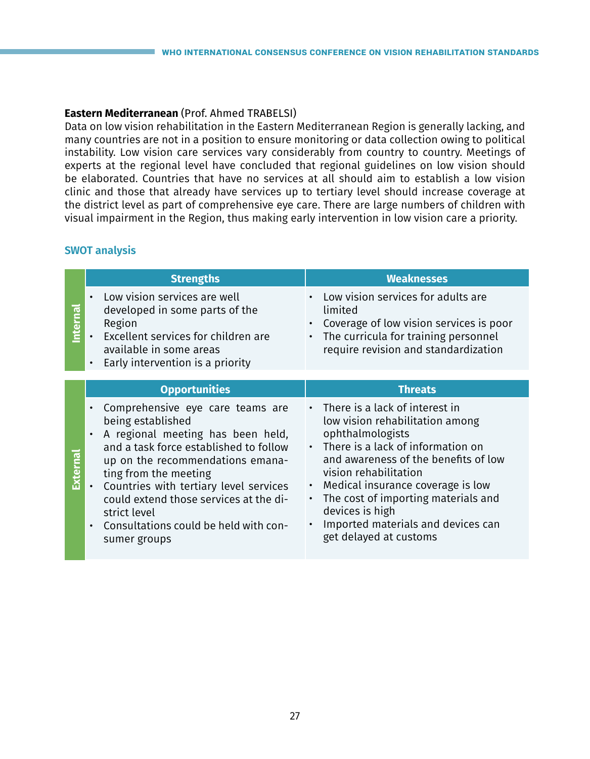**Eastern Mediterranean** (Prof. Ahmed TRABELSI)

Data on low vision rehabilitation in the Eastern Mediterranean Region is generally lacking, and many countries are not in a position to ensure monitoring or data collection owing to political instability. Low vision care services vary considerably from country to country. Meetings of experts at the regional level have concluded that regional guidelines on low vision should be elaborated. Countries that have no services at all should aim to establish a low vision clinic and those that already have services up to tertiary level should increase coverage at the district level as part of comprehensive eye care. There are large numbers of children with visual impairment in the Region, thus making early intervention in low vision care a priority.

### SWOT analysis

| | Strengths | Weaknesses |
|---|---|---|
| **Internal** | • Low vision services are well developed in some parts of the Region<br>• Excellent services for children are available in some areas<br>• Early intervention is a priority | • Low vision services for adults are limited<br>• Coverage of low vision services is poor<br>• The curricula for training personnel require revision and standardization |
| | **Opportunities** | **Threats** |
| **External** | • Comprehensive eye care teams are being established<br>• A regional meeting has been held, and a task force established to follow up on the recommendations emanating from the meeting<br>• Countries with tertiary level services could extend those services at the district level<br>• Consultations could be held with consumer groups | • There is a lack of interest in low vision rehabilitation among ophthalmologists<br>• There is a lack of information on and awareness of the benefits of low vision rehabilitation<br>• Medical insurance coverage is low<br>• The cost of importing materials and devices is high<br>• Imported materials and devices can get delayed at customs |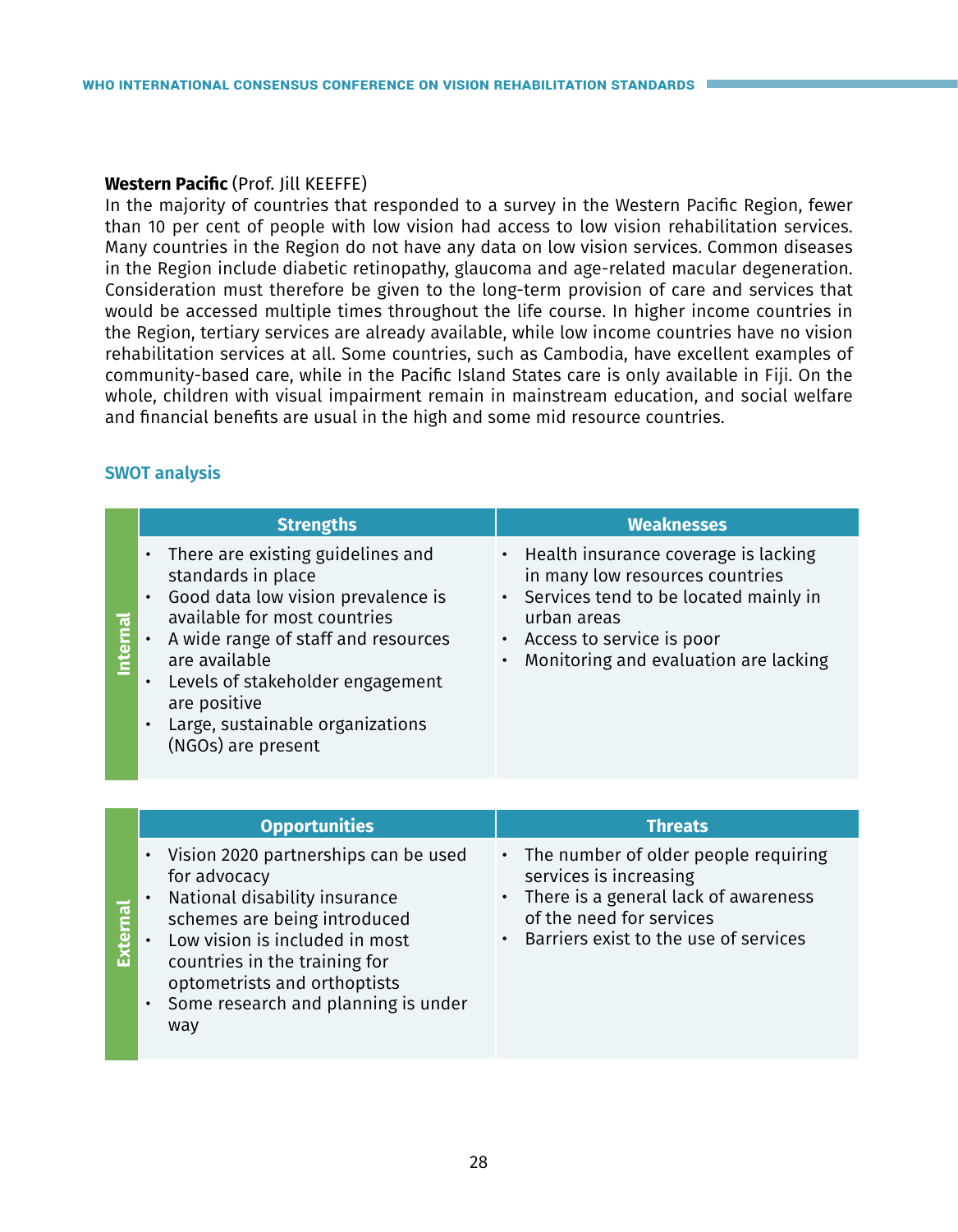**Western Pacific** (Prof. Jill KEEFFE)

In the majority of countries that responded to a survey in the Western Pacific Region, fewer than 10 per cent of people with low vision had access to low vision rehabilitation services. Many countries in the Region do not have any data on low vision services. Common diseases in the Region include diabetic retinopathy, glaucoma and age-related macular degeneration. Consideration must therefore be given to the long-term provision of care and services that would be accessed multiple times throughout the life course. In higher income countries in the Region, tertiary services are already available, while low income countries have no vision rehabilitation services at all. Some countries, such as Cambodia, have excellent examples of community-based care, while in the Pacific Island States care is only available in Fiji. On the whole, children with visual impairment remain in mainstream education, and social welfare and financial benefits are usual in the high and some mid resource countries.

### SWOT analysis

| | Strengths | Weaknesses |
|---|---|---|
| **Internal** | • There are existing guidelines and standards in place<br>• Good data low vision prevalence is available for most countries<br>• A wide range of staff and resources are available<br>• Levels of stakeholder engagement are positive<br>• Large, sustainable organizations (NGOs) are present | • Health insurance coverage is lacking in many low resources countries<br>• Services tend to be located mainly in urban areas<br>• Access to service is poor<br>• Monitoring and evaluation are lacking |

| | Opportunities | Threats |
|---|---|---|
| **External** | • Vision 2020 partnerships can be used for advocacy<br>• National disability insurance schemes are being introduced<br>• Low vision is included in most countries in the training for optometrists and orthoptists<br>• Some research and planning is under way | • The number of older people requiring services is increasing<br>• There is a general lack of awareness of the need for services<br>• Barriers exist to the use of services |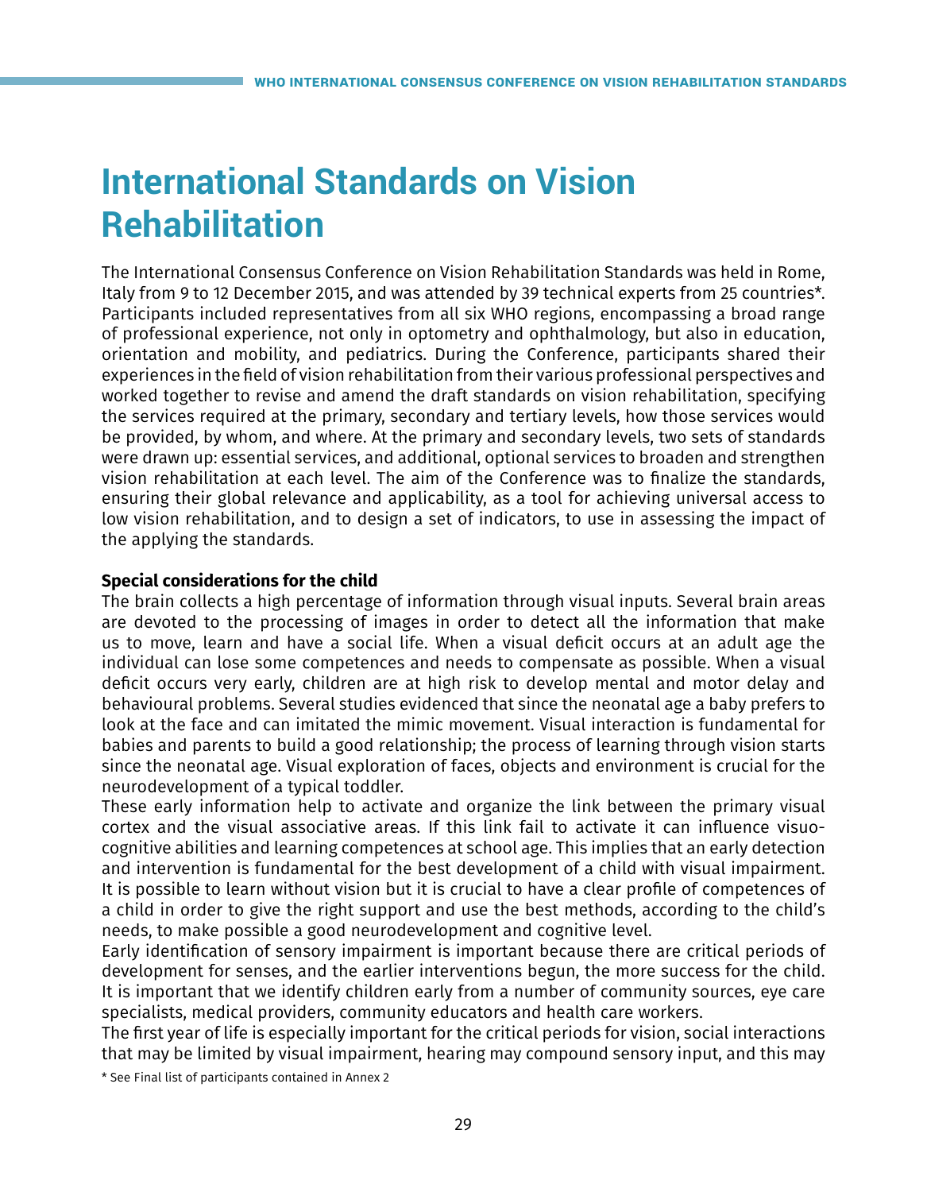# International Standards on Vision Rehabilitation

The International Consensus Conference on Vision Rehabilitation Standards was held in Rome, Italy from 9 to 12 December 2015, and was attended by 39 technical experts from 25 countries*. Participants included representatives from all six WHO regions, encompassing a broad range of professional experience, not only in optometry and ophthalmology, but also in education, orientation and mobility, and pediatrics. During the Conference, participants shared their experiences in the field of vision rehabilitation from their various professional perspectives and worked together to revise and amend the draft standards on vision rehabilitation, specifying the services required at the primary, secondary and tertiary levels, how those services would be provided, by whom, and where. At the primary and secondary levels, two sets of standards were drawn up: essential services, and additional, optional services to broaden and strengthen vision rehabilitation at each level. The aim of the Conference was to finalize the standards, ensuring their global relevance and applicability, as a tool for achieving universal access to low vision rehabilitation, and to design a set of indicators, to use in assessing the impact of the applying the standards.

**Special considerations for the child**

The brain collects a high percentage of information through visual inputs. Several brain areas are devoted to the processing of images in order to detect all the information that make us to move, learn and have a social life. When a visual deficit occurs at an adult age the individual can lose some competences and needs to compensate as possible. When a visual deficit occurs very early, children are at high risk to develop mental and motor delay and behavioural problems. Several studies evidenced that since the neonatal age a baby prefers to look at the face and can imitated the mimic movement. Visual interaction is fundamental for babies and parents to build a good relationship; the process of learning through vision starts since the neonatal age. Visual exploration of faces, objects and environment is crucial for the neurodevelopment of a typical toddler.

These early information help to activate and organize the link between the primary visual cortex and the visual associative areas. If this link fail to activate it can influence visuo-cognitive abilities and learning competences at school age. This implies that an early detection and intervention is fundamental for the best development of a child with visual impairment. It is possible to learn without vision but it is crucial to have a clear profile of competences of a child in order to give the right support and use the best methods, according to the child's needs, to make possible a good neurodevelopment and cognitive level.

Early identification of sensory impairment is important because there are critical periods of development for senses, and the earlier interventions begun, the more success for the child. It is important that we identify children early from a number of community sources, eye care specialists, medical providers, community educators and health care workers.

The first year of life is especially important for the critical periods for vision, social interactions that may be limited by visual impairment, hearing may compound sensory input, and this may

* See Final list of participants contained in Annex 2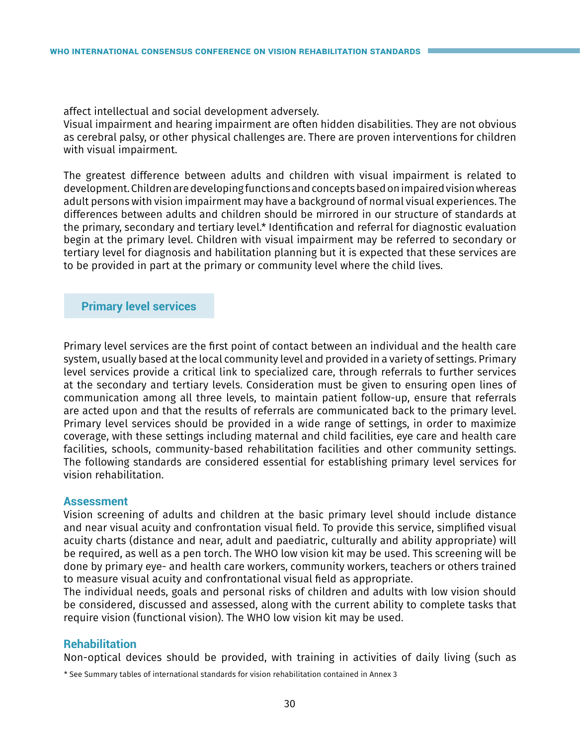affect intellectual and social development adversely.
Visual impairment and hearing impairment are often hidden disabilities. They are not obvious as cerebral palsy, or other physical challenges are. There are proven interventions for children with visual impairment.

The greatest difference between adults and children with visual impairment is related to development. Children are developing functions and concepts based on impaired vision whereas adult persons with vision impairment may have a background of normal visual experiences. The differences between adults and children should be mirrored in our structure of standards at the primary, secondary and tertiary level.* Identification and referral for diagnostic evaluation begin at the primary level. Children with visual impairment may be referred to secondary or tertiary level for diagnosis and habilitation planning but it is expected that these services are to be provided in part at the primary or community level where the child lives.

## Primary level services

Primary level services are the first point of contact between an individual and the health care system, usually based at the local community level and provided in a variety of settings. Primary level services provide a critical link to specialized care, through referrals to further services at the secondary and tertiary levels. Consideration must be given to ensuring open lines of communication among all three levels, to maintain patient follow-up, ensure that referrals are acted upon and that the results of referrals are communicated back to the primary level. Primary level services should be provided in a wide range of settings, in order to maximize coverage, with these settings including maternal and child facilities, eye care and health care facilities, schools, community-based rehabilitation facilities and other community settings. The following standards are considered essential for establishing primary level services for vision rehabilitation.

### Assessment

Vision screening of adults and children at the basic primary level should include distance and near visual acuity and confrontation visual field. To provide this service, simplified visual acuity charts (distance and near, adult and paediatric, culturally and ability appropriate) will be required, as well as a pen torch. The WHO low vision kit may be used. This screening will be done by primary eye- and health care workers, community workers, teachers or others trained to measure visual acuity and confrontational visual field as appropriate.
The individual needs, goals and personal risks of children and adults with low vision should be considered, discussed and assessed, along with the current ability to complete tasks that require vision (functional vision). The WHO low vision kit may be used.

### Rehabilitation

Non-optical devices should be provided, with training in activities of daily living (such as

* See Summary tables of international standards for vision rehabilitation contained in Annex 3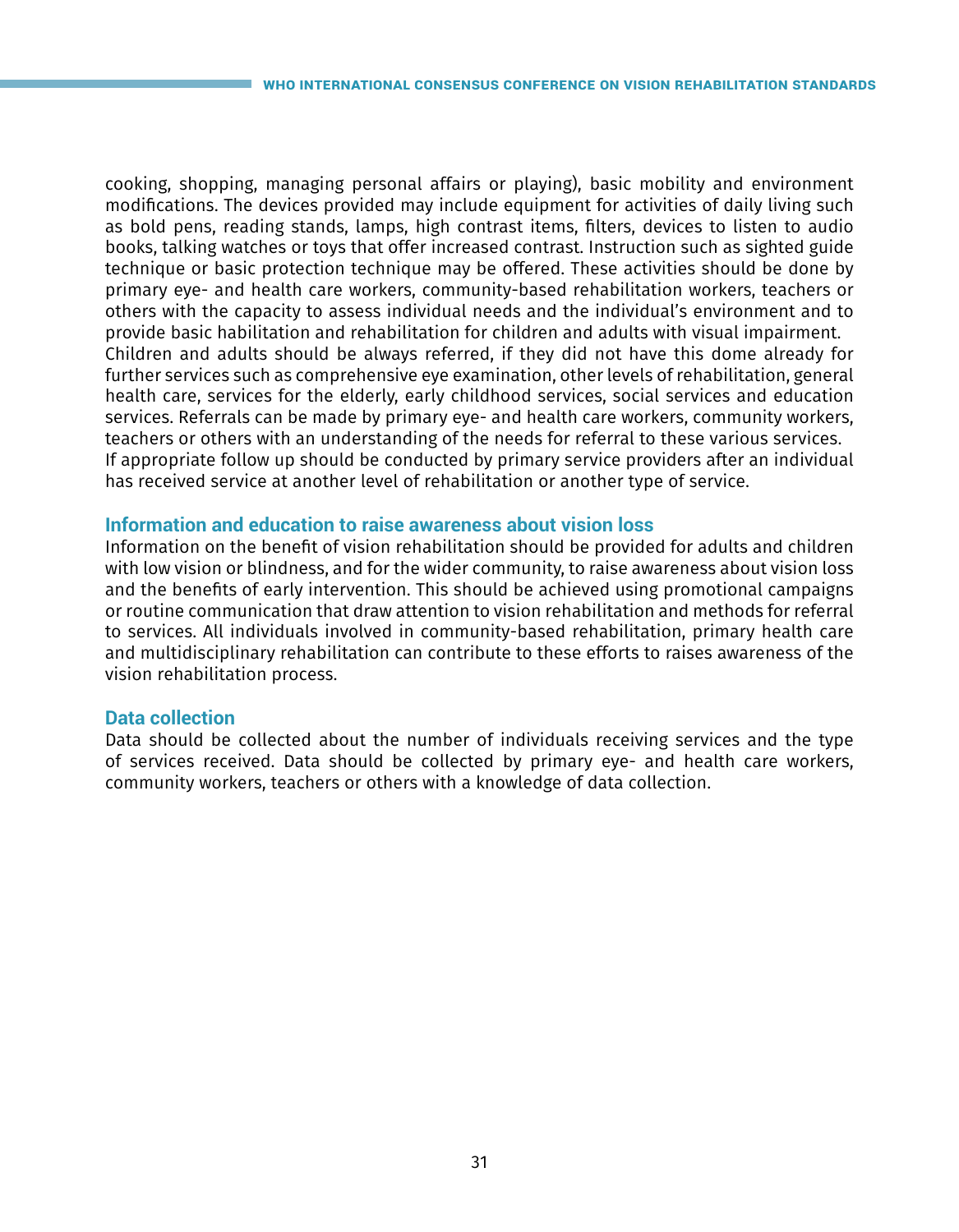cooking, shopping, managing personal affairs or playing), basic mobility and environment modifications. The devices provided may include equipment for activities of daily living such as bold pens, reading stands, lamps, high contrast items, filters, devices to listen to audio books, talking watches or toys that offer increased contrast. Instruction such as sighted guide technique or basic protection technique may be offered. These activities should be done by primary eye- and health care workers, community-based rehabilitation workers, teachers or others with the capacity to assess individual needs and the individual's environment and to provide basic habilitation and rehabilitation for children and adults with visual impairment.
Children and adults should be always referred, if they did not have this dome already for further services such as comprehensive eye examination, other levels of rehabilitation, general health care, services for the elderly, early childhood services, social services and education services. Referrals can be made by primary eye- and health care workers, community workers, teachers or others with an understanding of the needs for referral to these various services.
If appropriate follow up should be conducted by primary service providers after an individual has received service at another level of rehabilitation or another type of service.

### Information and education to raise awareness about vision loss

Information on the benefit of vision rehabilitation should be provided for adults and children with low vision or blindness, and for the wider community, to raise awareness about vision loss and the benefits of early intervention. This should be achieved using promotional campaigns or routine communication that draw attention to vision rehabilitation and methods for referral to services. All individuals involved in community-based rehabilitation, primary health care and multidisciplinary rehabilitation can contribute to these efforts to raises awareness of the vision rehabilitation process.

### Data collection

Data should be collected about the number of individuals receiving services and the type of services received. Data should be collected by primary eye- and health care workers, community workers, teachers or others with a knowledge of data collection.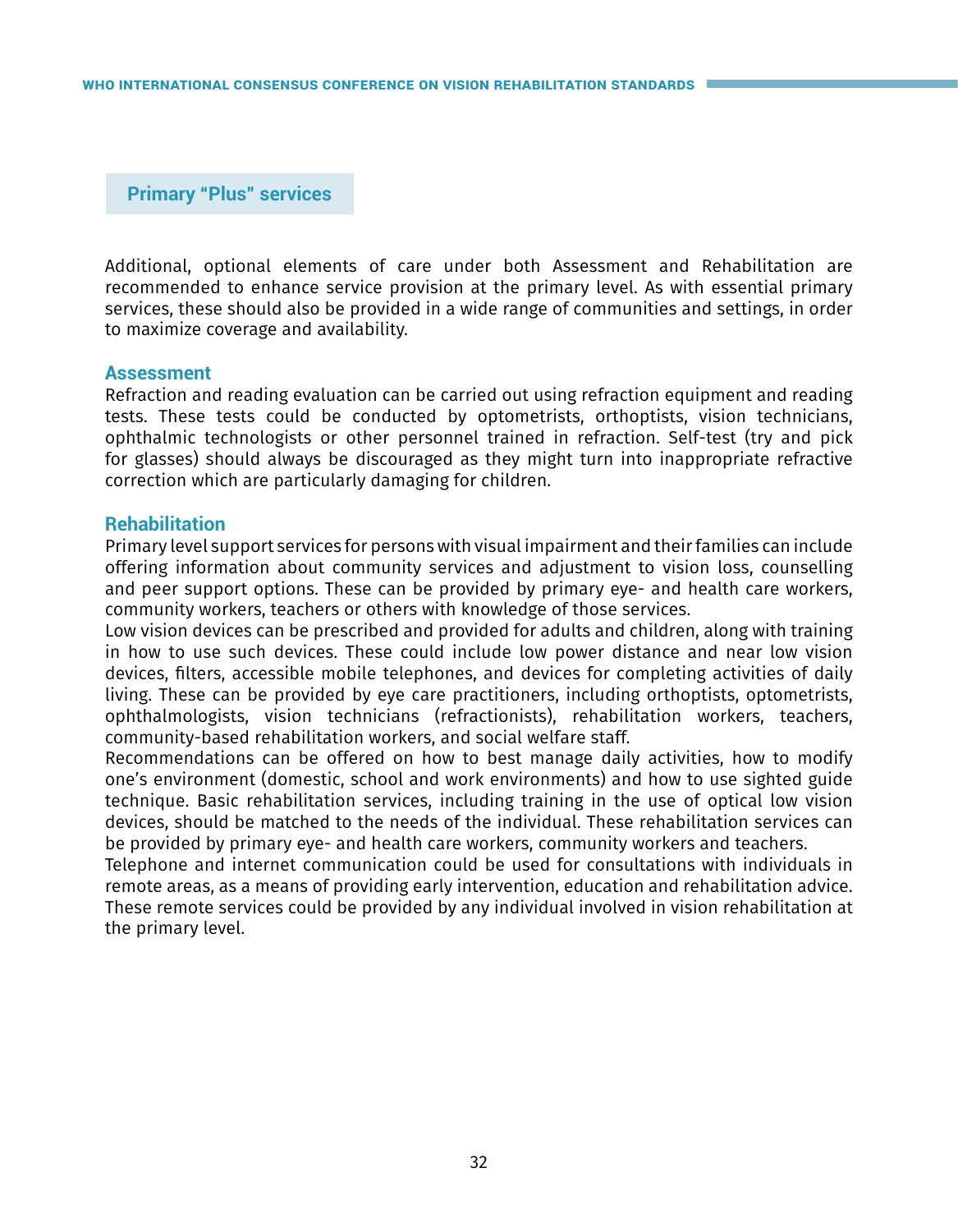## Primary “Plus” services

Additional, optional elements of care under both Assessment and Rehabilitation are recommended to enhance service provision at the primary level. As with essential primary services, these should also be provided in a wide range of communities and settings, in order to maximize coverage and availability.

### Assessment

Refraction and reading evaluation can be carried out using refraction equipment and reading tests. These tests could be conducted by optometrists, orthoptists, vision technicians, ophthalmic technologists or other personnel trained in refraction. Self-test (try and pick for glasses) should always be discouraged as they might turn into inappropriate refractive correction which are particularly damaging for children.

### Rehabilitation

Primary level support services for persons with visual impairment and their families can include offering information about community services and adjustment to vision loss, counselling and peer support options. These can be provided by primary eye- and health care workers, community workers, teachers or others with knowledge of those services.

Low vision devices can be prescribed and provided for adults and children, along with training in how to use such devices. These could include low power distance and near low vision devices, filters, accessible mobile telephones, and devices for completing activities of daily living. These can be provided by eye care practitioners, including orthoptists, optometrists, ophthalmologists, vision technicians (refractionists), rehabilitation workers, teachers, community-based rehabilitation workers, and social welfare staff.

Recommendations can be offered on how to best manage daily activities, how to modify one’s environment (domestic, school and work environments) and how to use sighted guide technique. Basic rehabilitation services, including training in the use of optical low vision devices, should be matched to the needs of the individual. These rehabilitation services can be provided by primary eye- and health care workers, community workers and teachers.

Telephone and internet communication could be used for consultations with individuals in remote areas, as a means of providing early intervention, education and rehabilitation advice. These remote services could be provided by any individual involved in vision rehabilitation at the primary level.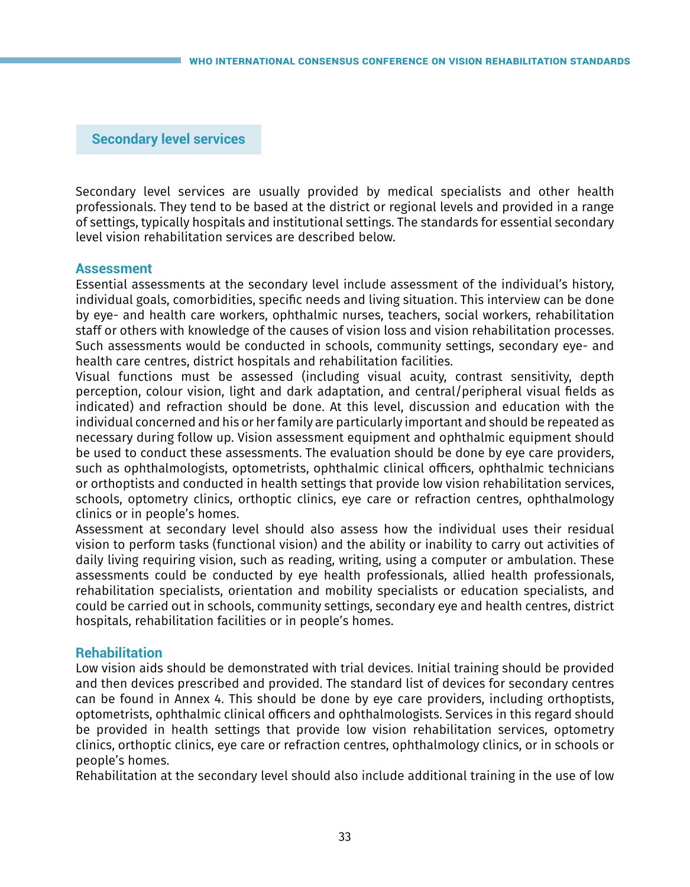## Secondary level services

Secondary level services are usually provided by medical specialists and other health professionals. They tend to be based at the district or regional levels and provided in a range of settings, typically hospitals and institutional settings. The standards for essential secondary level vision rehabilitation services are described below.

### Assessment

Essential assessments at the secondary level include assessment of the individual's history, individual goals, comorbidities, specific needs and living situation. This interview can be done by eye- and health care workers, ophthalmic nurses, teachers, social workers, rehabilitation staff or others with knowledge of the causes of vision loss and vision rehabilitation processes. Such assessments would be conducted in schools, community settings, secondary eye- and health care centres, district hospitals and rehabilitation facilities.

Visual functions must be assessed (including visual acuity, contrast sensitivity, depth perception, colour vision, light and dark adaptation, and central/peripheral visual fields as indicated) and refraction should be done. At this level, discussion and education with the individual concerned and his or her family are particularly important and should be repeated as necessary during follow up. Vision assessment equipment and ophthalmic equipment should be used to conduct these assessments. The evaluation should be done by eye care providers, such as ophthalmologists, optometrists, ophthalmic clinical officers, ophthalmic technicians or orthoptists and conducted in health settings that provide low vision rehabilitation services, schools, optometry clinics, orthoptic clinics, eye care or refraction centres, ophthalmology clinics or in people's homes.

Assessment at secondary level should also assess how the individual uses their residual vision to perform tasks (functional vision) and the ability or inability to carry out activities of daily living requiring vision, such as reading, writing, using a computer or ambulation. These assessments could be conducted by eye health professionals, allied health professionals, rehabilitation specialists, orientation and mobility specialists or education specialists, and could be carried out in schools, community settings, secondary eye and health centres, district hospitals, rehabilitation facilities or in people's homes.

### Rehabilitation

Low vision aids should be demonstrated with trial devices. Initial training should be provided and then devices prescribed and provided. The standard list of devices for secondary centres can be found in Annex 4. This should be done by eye care providers, including orthoptists, optometrists, ophthalmic clinical officers and ophthalmologists. Services in this regard should be provided in health settings that provide low vision rehabilitation services, optometry clinics, orthoptic clinics, eye care or refraction centres, ophthalmology clinics, or in schools or people's homes.

Rehabilitation at the secondary level should also include additional training in the use of low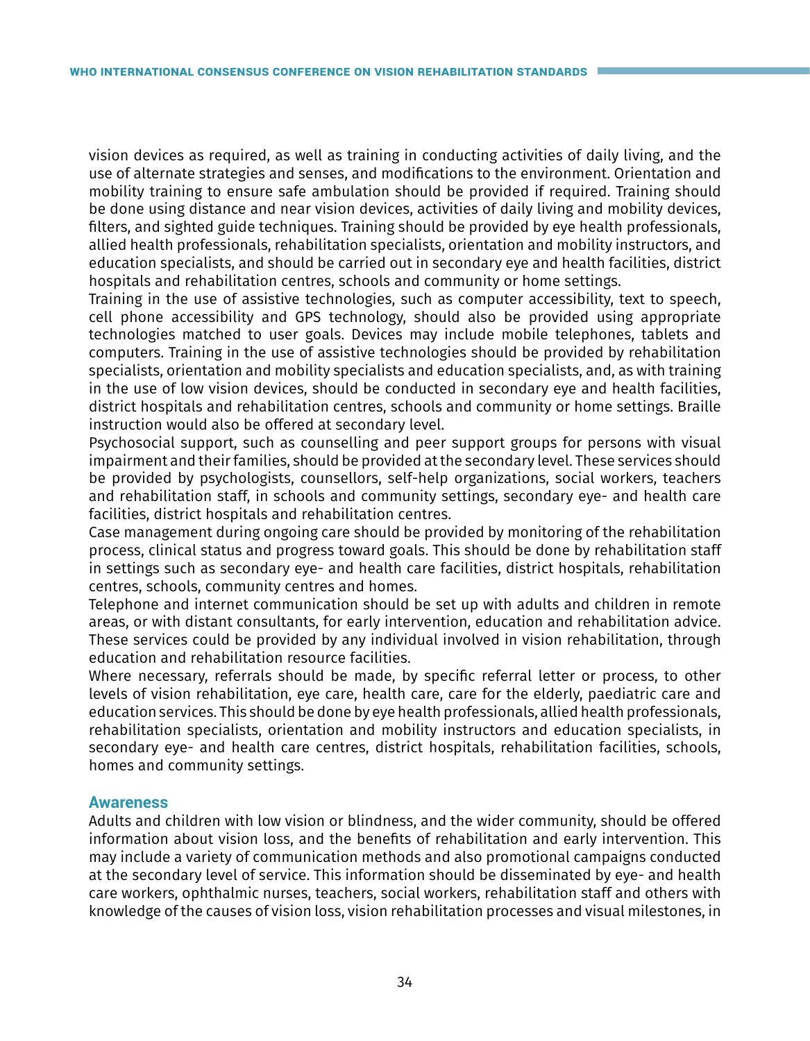vision devices as required, as well as training in conducting activities of daily living, and the use of alternate strategies and senses, and modifications to the environment. Orientation and mobility training to ensure safe ambulation should be provided if required. Training should be done using distance and near vision devices, activities of daily living and mobility devices, filters, and sighted guide techniques. Training should be provided by eye health professionals, allied health professionals, rehabilitation specialists, orientation and mobility instructors, and education specialists, and should be carried out in secondary eye and health facilities, district hospitals and rehabilitation centres, schools and community or home settings.

Training in the use of assistive technologies, such as computer accessibility, text to speech, cell phone accessibility and GPS technology, should also be provided using appropriate technologies matched to user goals. Devices may include mobile telephones, tablets and computers. Training in the use of assistive technologies should be provided by rehabilitation specialists, orientation and mobility specialists and education specialists, and, as with training in the use of low vision devices, should be conducted in secondary eye and health facilities, district hospitals and rehabilitation centres, schools and community or home settings. Braille instruction would also be offered at secondary level.

Psychosocial support, such as counselling and peer support groups for persons with visual impairment and their families, should be provided at the secondary level. These services should be provided by psychologists, counsellors, self-help organizations, social workers, teachers and rehabilitation staff, in schools and community settings, secondary eye- and health care facilities, district hospitals and rehabilitation centres.

Case management during ongoing care should be provided by monitoring of the rehabilitation process, clinical status and progress toward goals. This should be done by rehabilitation staff in settings such as secondary eye- and health care facilities, district hospitals, rehabilitation centres, schools, community centres and homes.

Telephone and internet communication should be set up with adults and children in remote areas, or with distant consultants, for early intervention, education and rehabilitation advice. These services could be provided by any individual involved in vision rehabilitation, through education and rehabilitation resource facilities.

Where necessary, referrals should be made, by specific referral letter or process, to other levels of vision rehabilitation, eye care, health care, care for the elderly, paediatric care and education services. This should be done by eye health professionals, allied health professionals, rehabilitation specialists, orientation and mobility instructors and education specialists, in secondary eye- and health care centres, district hospitals, rehabilitation facilities, schools, homes and community settings.

### Awareness

Adults and children with low vision or blindness, and the wider community, should be offered information about vision loss, and the benefits of rehabilitation and early intervention. This may include a variety of communication methods and also promotional campaigns conducted at the secondary level of service. This information should be disseminated by eye- and health care workers, ophthalmic nurses, teachers, social workers, rehabilitation staff and others with knowledge of the causes of vision loss, vision rehabilitation processes and visual milestones, in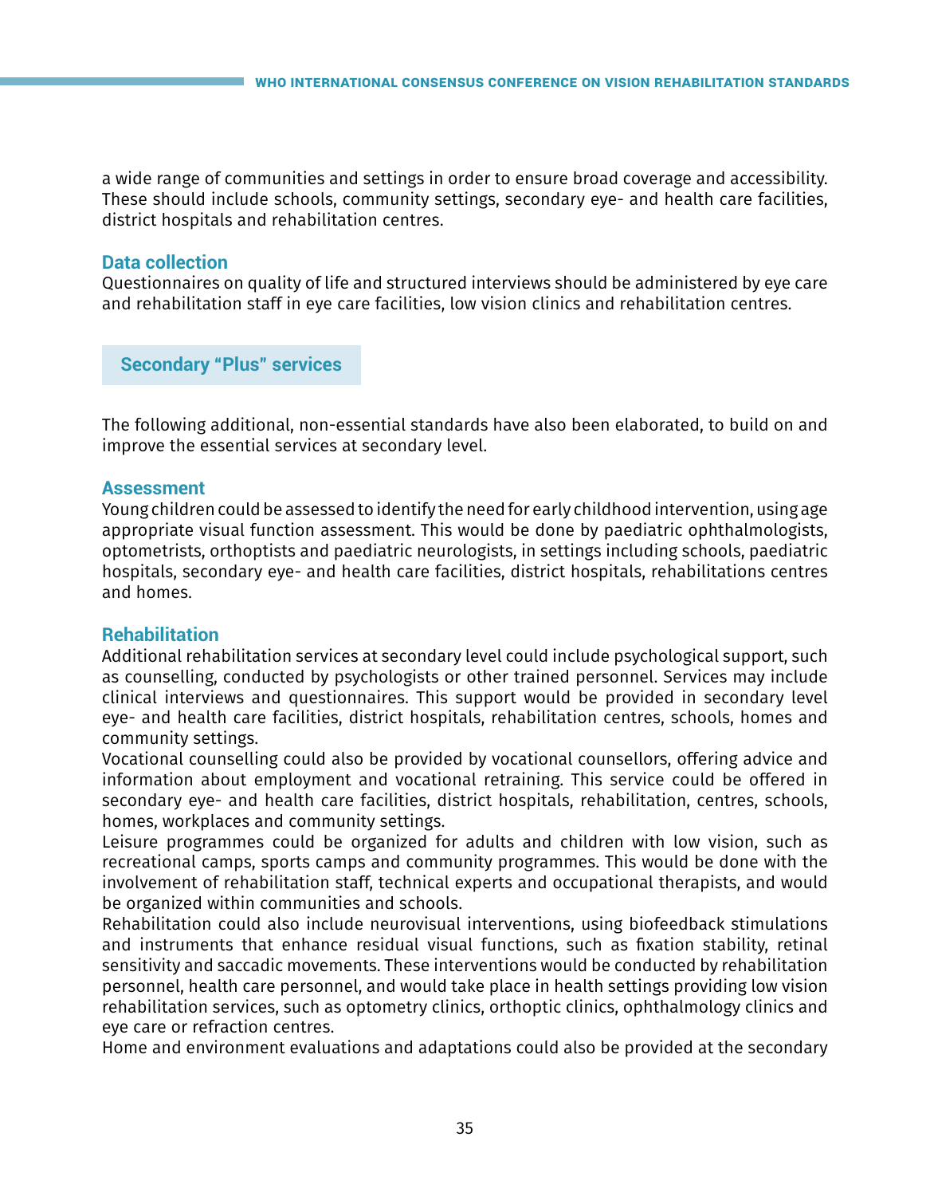a wide range of communities and settings in order to ensure broad coverage and accessibility. These should include schools, community settings, secondary eye- and health care facilities, district hospitals and rehabilitation centres.

### Data collection

Questionnaires on quality of life and structured interviews should be administered by eye care and rehabilitation staff in eye care facilities, low vision clinics and rehabilitation centres.

## Secondary "Plus" services

The following additional, non-essential standards have also been elaborated, to build on and improve the essential services at secondary level.

### Assessment

Young children could be assessed to identify the need for early childhood intervention, using age appropriate visual function assessment. This would be done by paediatric ophthalmologists, optometrists, orthoptists and paediatric neurologists, in settings including schools, paediatric hospitals, secondary eye- and health care facilities, district hospitals, rehabilitations centres and homes.

### Rehabilitation

Additional rehabilitation services at secondary level could include psychological support, such as counselling, conducted by psychologists or other trained personnel. Services may include clinical interviews and questionnaires. This support would be provided in secondary level eye- and health care facilities, district hospitals, rehabilitation centres, schools, homes and community settings.

Vocational counselling could also be provided by vocational counsellors, offering advice and information about employment and vocational retraining. This service could be offered in secondary eye- and health care facilities, district hospitals, rehabilitation, centres, schools, homes, workplaces and community settings.

Leisure programmes could be organized for adults and children with low vision, such as recreational camps, sports camps and community programmes. This would be done with the involvement of rehabilitation staff, technical experts and occupational therapists, and would be organized within communities and schools.

Rehabilitation could also include neurovisual interventions, using biofeedback stimulations and instruments that enhance residual visual functions, such as fixation stability, retinal sensitivity and saccadic movements. These interventions would be conducted by rehabilitation personnel, health care personnel, and would take place in health settings providing low vision rehabilitation services, such as optometry clinics, orthoptic clinics, ophthalmology clinics and eye care or refraction centres.

Home and environment evaluations and adaptations could also be provided at the secondary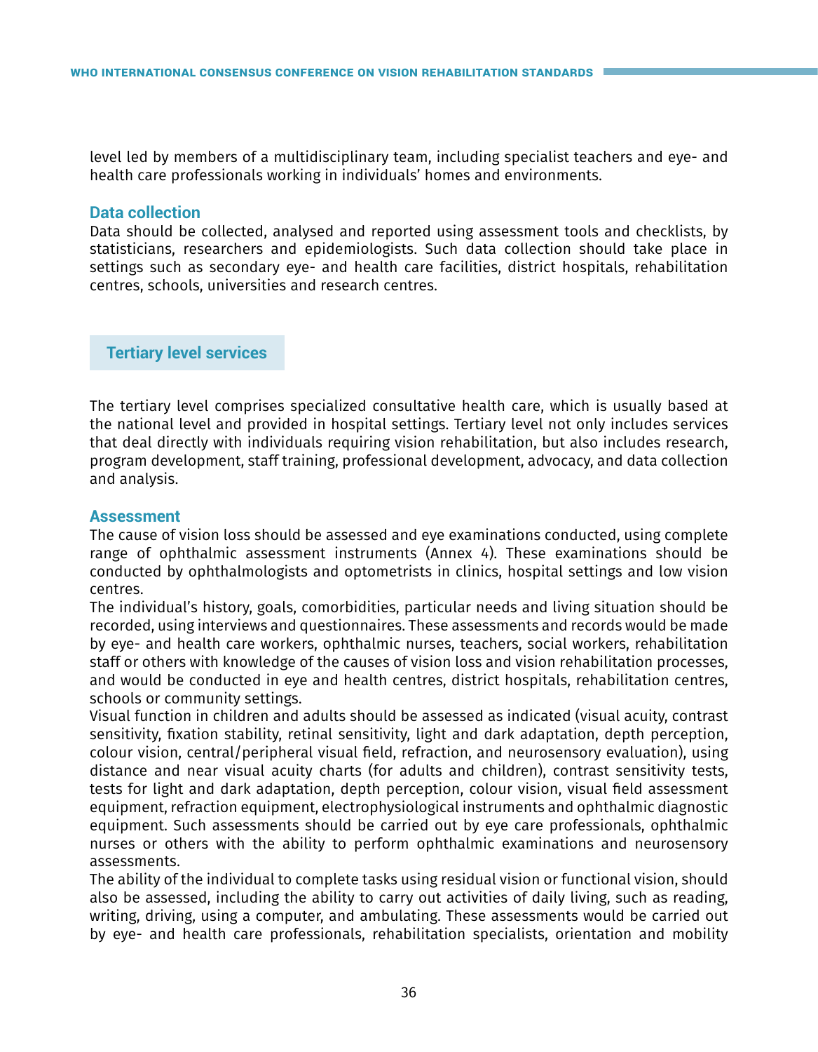level led by members of a multidisciplinary team, including specialist teachers and eye- and health care professionals working in individuals' homes and environments.

### Data collection

Data should be collected, analysed and reported using assessment tools and checklists, by statisticians, researchers and epidemiologists. Such data collection should take place in settings such as secondary eye- and health care facilities, district hospitals, rehabilitation centres, schools, universities and research centres.

## Tertiary level services

The tertiary level comprises specialized consultative health care, which is usually based at the national level and provided in hospital settings. Tertiary level not only includes services that deal directly with individuals requiring vision rehabilitation, but also includes research, program development, staff training, professional development, advocacy, and data collection and analysis.

### Assessment

The cause of vision loss should be assessed and eye examinations conducted, using complete range of ophthalmic assessment instruments (Annex 4). These examinations should be conducted by ophthalmologists and optometrists in clinics, hospital settings and low vision centres.

The individual's history, goals, comorbidities, particular needs and living situation should be recorded, using interviews and questionnaires. These assessments and records would be made by eye- and health care workers, ophthalmic nurses, teachers, social workers, rehabilitation staff or others with knowledge of the causes of vision loss and vision rehabilitation processes, and would be conducted in eye and health centres, district hospitals, rehabilitation centres, schools or community settings.

Visual function in children and adults should be assessed as indicated (visual acuity, contrast sensitivity, fixation stability, retinal sensitivity, light and dark adaptation, depth perception, colour vision, central/peripheral visual field, refraction, and neurosensory evaluation), using distance and near visual acuity charts (for adults and children), contrast sensitivity tests, tests for light and dark adaptation, depth perception, colour vision, visual field assessment equipment, refraction equipment, electrophysiological instruments and ophthalmic diagnostic equipment. Such assessments should be carried out by eye care professionals, ophthalmic nurses or others with the ability to perform ophthalmic examinations and neurosensory assessments.

The ability of the individual to complete tasks using residual vision or functional vision, should also be assessed, including the ability to carry out activities of daily living, such as reading, writing, driving, using a computer, and ambulating. These assessments would be carried out by eye- and health care professionals, rehabilitation specialists, orientation and mobility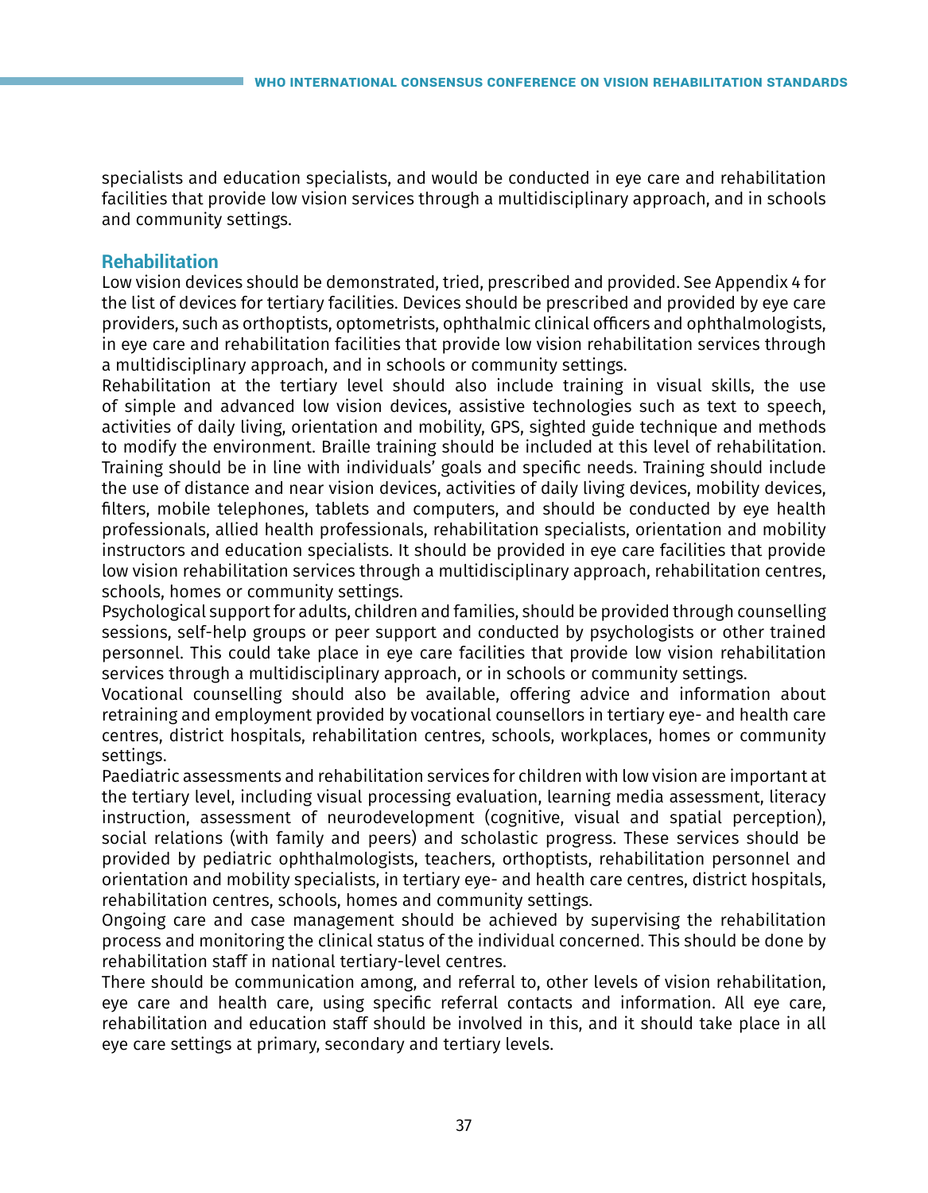specialists and education specialists, and would be conducted in eye care and rehabilitation facilities that provide low vision services through a multidisciplinary approach, and in schools and community settings.

### Rehabilitation

Low vision devices should be demonstrated, tried, prescribed and provided. See Appendix 4 for the list of devices for tertiary facilities. Devices should be prescribed and provided by eye care providers, such as orthoptists, optometrists, ophthalmic clinical officers and ophthalmologists, in eye care and rehabilitation facilities that provide low vision rehabilitation services through a multidisciplinary approach, and in schools or community settings.

Rehabilitation at the tertiary level should also include training in visual skills, the use of simple and advanced low vision devices, assistive technologies such as text to speech, activities of daily living, orientation and mobility, GPS, sighted guide technique and methods to modify the environment. Braille training should be included at this level of rehabilitation. Training should be in line with individuals' goals and specific needs. Training should include the use of distance and near vision devices, activities of daily living devices, mobility devices, filters, mobile telephones, tablets and computers, and should be conducted by eye health professionals, allied health professionals, rehabilitation specialists, orientation and mobility instructors and education specialists. It should be provided in eye care facilities that provide low vision rehabilitation services through a multidisciplinary approach, rehabilitation centres, schools, homes or community settings.

Psychological support for adults, children and families, should be provided through counselling sessions, self-help groups or peer support and conducted by psychologists or other trained personnel. This could take place in eye care facilities that provide low vision rehabilitation services through a multidisciplinary approach, or in schools or community settings.

Vocational counselling should also be available, offering advice and information about retraining and employment provided by vocational counsellors in tertiary eye- and health care centres, district hospitals, rehabilitation centres, schools, workplaces, homes or community settings.

Paediatric assessments and rehabilitation services for children with low vision are important at the tertiary level, including visual processing evaluation, learning media assessment, literacy instruction, assessment of neurodevelopment (cognitive, visual and spatial perception), social relations (with family and peers) and scholastic progress. These services should be provided by pediatric ophthalmologists, teachers, orthoptists, rehabilitation personnel and orientation and mobility specialists, in tertiary eye- and health care centres, district hospitals, rehabilitation centres, schools, homes and community settings.

Ongoing care and case management should be achieved by supervising the rehabilitation process and monitoring the clinical status of the individual concerned. This should be done by rehabilitation staff in national tertiary-level centres.

There should be communication among, and referral to, other levels of vision rehabilitation, eye care and health care, using specific referral contacts and information. All eye care, rehabilitation and education staff should be involved in this, and it should take place in all eye care settings at primary, secondary and tertiary levels.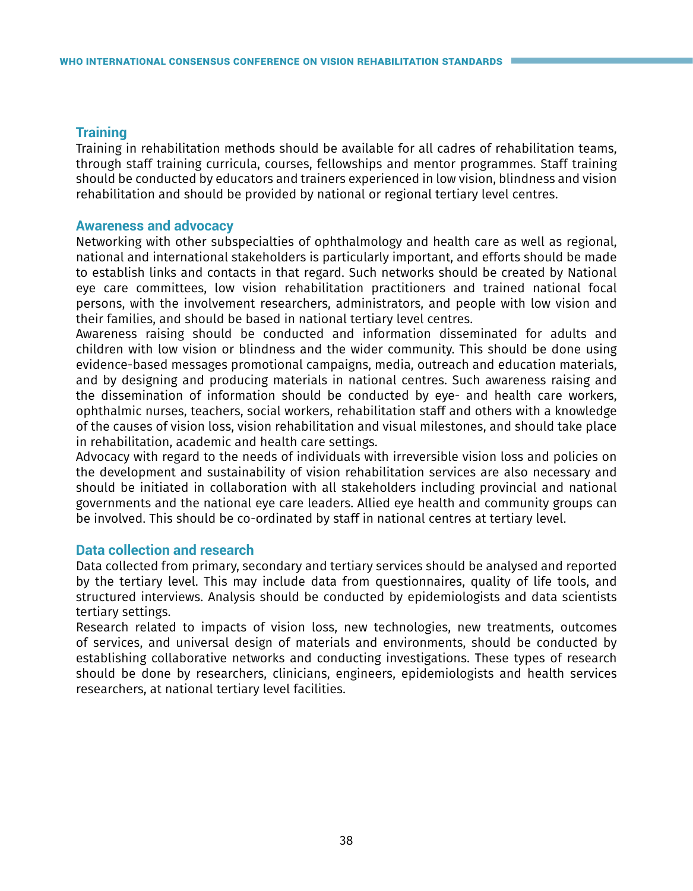## Training

Training in rehabilitation methods should be available for all cadres of rehabilitation teams, through staff training curricula, courses, fellowships and mentor programmes. Staff training should be conducted by educators and trainers experienced in low vision, blindness and vision rehabilitation and should be provided by national or regional tertiary level centres.

## Awareness and advocacy

Networking with other subspecialties of ophthalmology and health care as well as regional, national and international stakeholders is particularly important, and efforts should be made to establish links and contacts in that regard. Such networks should be created by National eye care committees, low vision rehabilitation practitioners and trained national focal persons, with the involvement researchers, administrators, and people with low vision and their families, and should be based in national tertiary level centres.

Awareness raising should be conducted and information disseminated for adults and children with low vision or blindness and the wider community. This should be done using evidence-based messages promotional campaigns, media, outreach and education materials, and by designing and producing materials in national centres. Such awareness raising and the dissemination of information should be conducted by eye- and health care workers, ophthalmic nurses, teachers, social workers, rehabilitation staff and others with a knowledge of the causes of vision loss, vision rehabilitation and visual milestones, and should take place in rehabilitation, academic and health care settings.

Advocacy with regard to the needs of individuals with irreversible vision loss and policies on the development and sustainability of vision rehabilitation services are also necessary and should be initiated in collaboration with all stakeholders including provincial and national governments and the national eye care leaders. Allied eye health and community groups can be involved. This should be co-ordinated by staff in national centres at tertiary level.

## Data collection and research

Data collected from primary, secondary and tertiary services should be analysed and reported by the tertiary level. This may include data from questionnaires, quality of life tools, and structured interviews. Analysis should be conducted by epidemiologists and data scientists tertiary settings.

Research related to impacts of vision loss, new technologies, new treatments, outcomes of services, and universal design of materials and environments, should be conducted by establishing collaborative networks and conducting investigations. These types of research should be done by researchers, clinicians, engineers, epidemiologists and health services researchers, at national tertiary level facilities.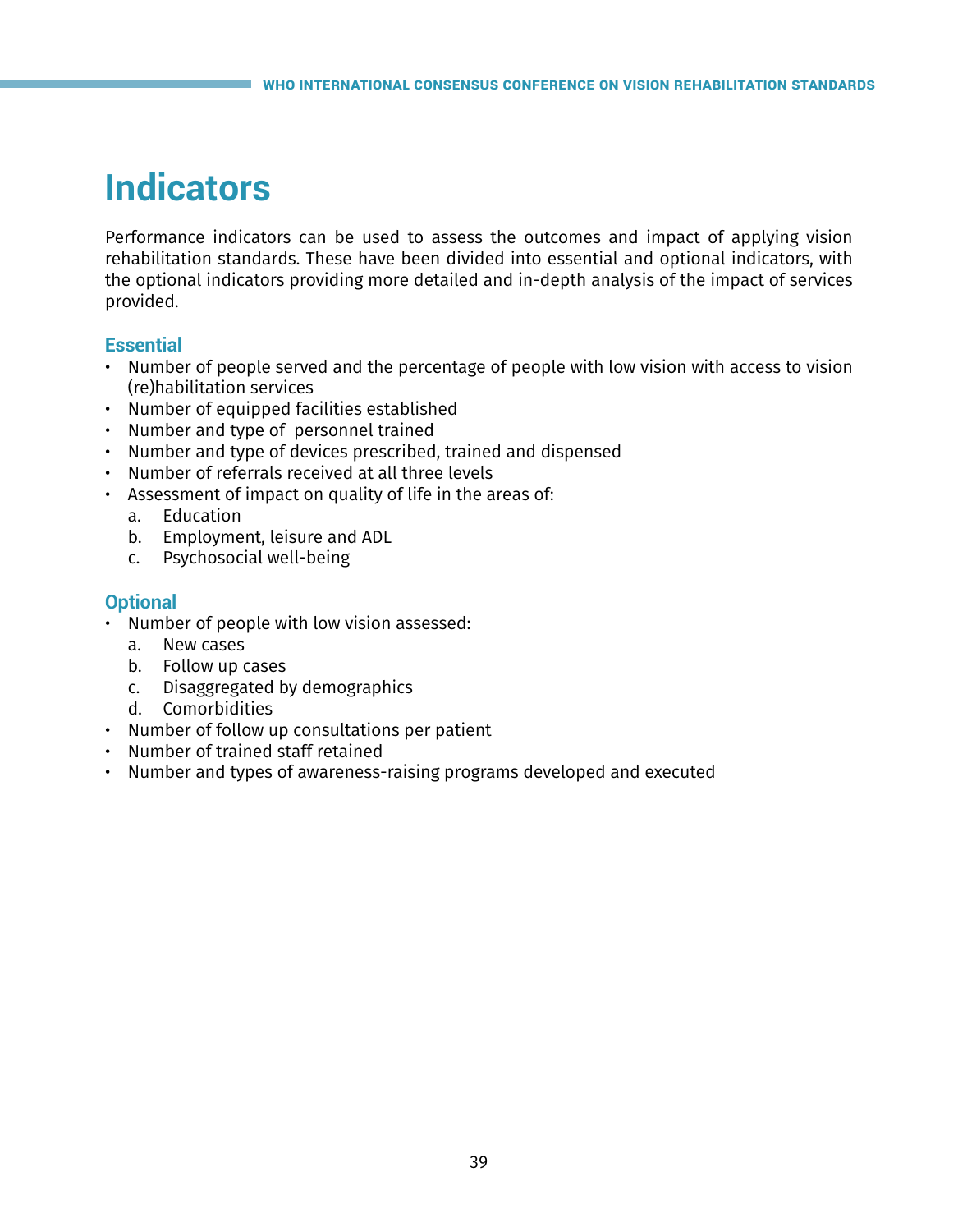# Indicators

Performance indicators can be used to assess the outcomes and impact of applying vision rehabilitation standards. These have been divided into essential and optional indicators, with the optional indicators providing more detailed and in-depth analysis of the impact of services provided.

## Essential

- Number of people served and the percentage of people with low vision with access to vision (re)habilitation services
- Number of equipped facilities established
- Number and type of personnel trained
- Number and type of devices prescribed, trained and dispensed
- Number of referrals received at all three levels
- Assessment of impact on quality of life in the areas of:
  a. Education
  b. Employment, leisure and ADL
  c. Psychosocial well-being

## Optional

- Number of people with low vision assessed:
  a. New cases
  b. Follow up cases
  c. Disaggregated by demographics
  d. Comorbidities
- Number of follow up consultations per patient
- Number of trained staff retained
- Number and types of awareness-raising programs developed and executed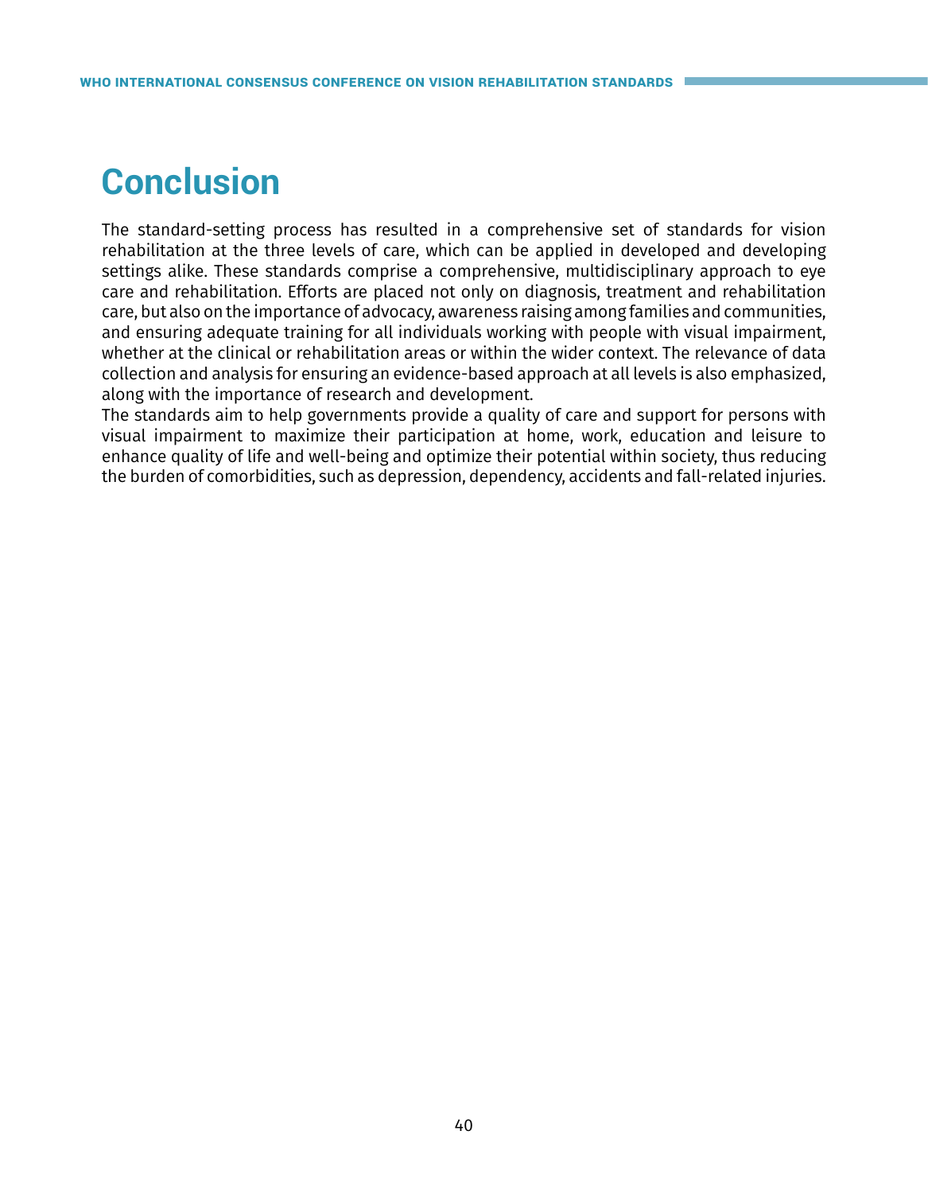# Conclusion

The standard-setting process has resulted in a comprehensive set of standards for vision rehabilitation at the three levels of care, which can be applied in developed and developing settings alike. These standards comprise a comprehensive, multidisciplinary approach to eye care and rehabilitation. Efforts are placed not only on diagnosis, treatment and rehabilitation care, but also on the importance of advocacy, awareness raising among families and communities, and ensuring adequate training for all individuals working with people with visual impairment, whether at the clinical or rehabilitation areas or within the wider context. The relevance of data collection and analysis for ensuring an evidence-based approach at all levels is also emphasized, along with the importance of research and development.

The standards aim to help governments provide a quality of care and support for persons with visual impairment to maximize their participation at home, work, education and leisure to enhance quality of life and well-being and optimize their potential within society, thus reducing the burden of comorbidities, such as depression, dependency, accidents and fall-related injuries.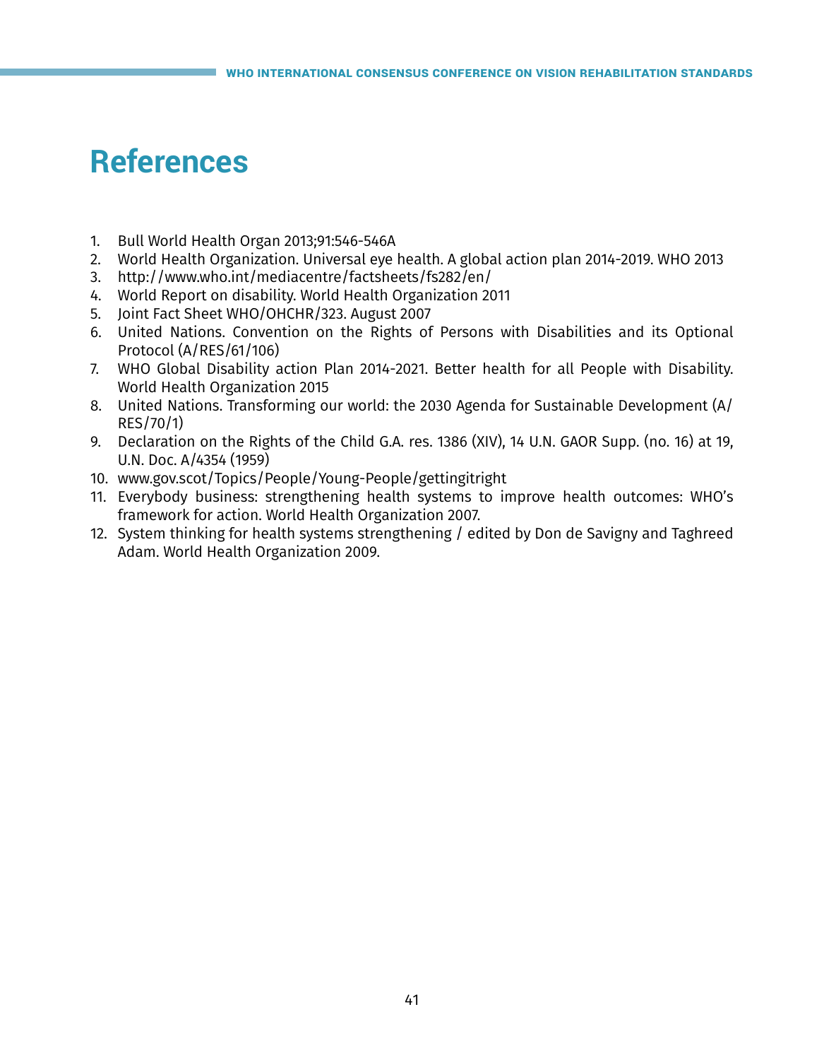# References

1. Bull World Health Organ 2013;91:546-546A
2. World Health Organization. Universal eye health. A global action plan 2014-2019. WHO 2013
3. http://www.who.int/mediacentre/factsheets/fs282/en/
4. World Report on disability. World Health Organization 2011
5. Joint Fact Sheet WHO/OHCHR/323. August 2007
6. United Nations. Convention on the Rights of Persons with Disabilities and its Optional Protocol (A/RES/61/106)
7. WHO Global Disability action Plan 2014-2021. Better health for all People with Disability. World Health Organization 2015
8. United Nations. Transforming our world: the 2030 Agenda for Sustainable Development (A/RES/70/1)
9. Declaration on the Rights of the Child G.A. res. 1386 (XIV), 14 U.N. GAOR Supp. (no. 16) at 19, U.N. Doc. A/4354 (1959)
10. www.gov.scot/Topics/People/Young-People/gettingitright
11. Everybody business: strengthening health systems to improve health outcomes: WHO's framework for action. World Health Organization 2007.
12. System thinking for health systems strengthening / edited by Don de Savigny and Taghreed Adam. World Health Organization 2009.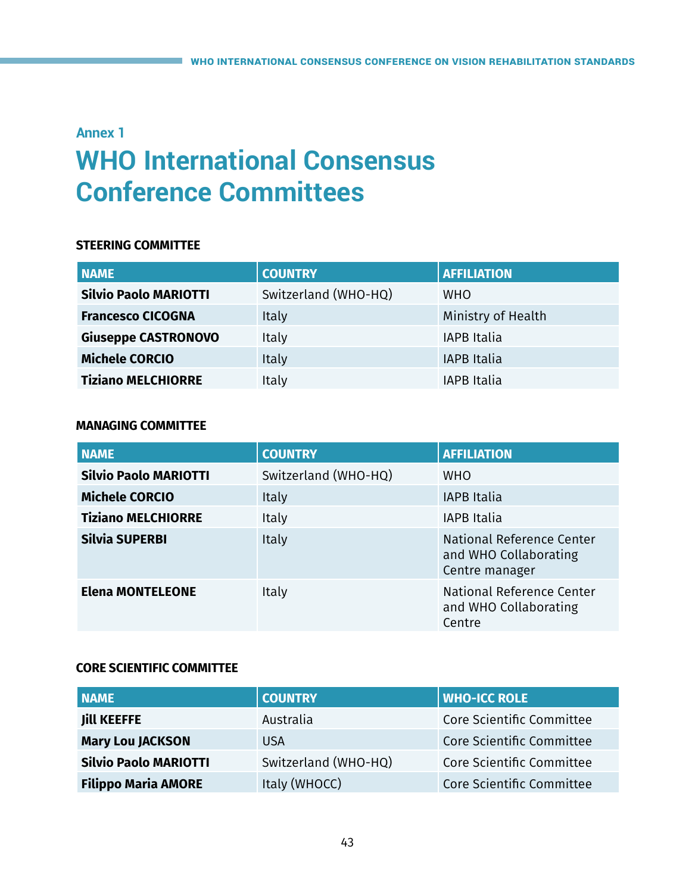## Annex 1

# WHO International Consensus Conference Committees

### STEERING COMMITTEE

| NAME | COUNTRY | AFFILIATION |
|---|---|---|
| **Silvio Paolo MARIOTTI** | Switzerland (WHO-HQ) | WHO |
| **Francesco CICOGNA** | Italy | Ministry of Health |
| **Giuseppe CASTRONOVO** | Italy | IAPB Italia |
| **Michele CORCIO** | Italy | IAPB Italia |
| **Tiziano MELCHIORRE** | Italy | IAPB Italia |

### MANAGING COMMITTEE

| NAME | COUNTRY | AFFILIATION |
|---|---|---|
| **Silvio Paolo MARIOTTI** | Switzerland (WHO-HQ) | WHO |
| **Michele CORCIO** | Italy | IAPB Italia |
| **Tiziano MELCHIORRE** | Italy | IAPB Italia |
| **Silvia SUPERBI** | Italy | National Reference Center and WHO Collaborating Centre manager |
| **Elena MONTELEONE** | Italy | National Reference Center and WHO Collaborating Centre |

### CORE SCIENTIFIC COMMITTEE

| NAME | COUNTRY | WHO-ICC ROLE |
|---|---|---|
| **Jill KEEFFE** | Australia | Core Scientific Committee |
| **Mary Lou JACKSON** | USA | Core Scientific Committee |
| **Silvio Paolo MARIOTTI** | Switzerland (WHO-HQ) | Core Scientific Committee |
| **Filippo Maria AMORE** | Italy (WHOCC) | Core Scientific Committee |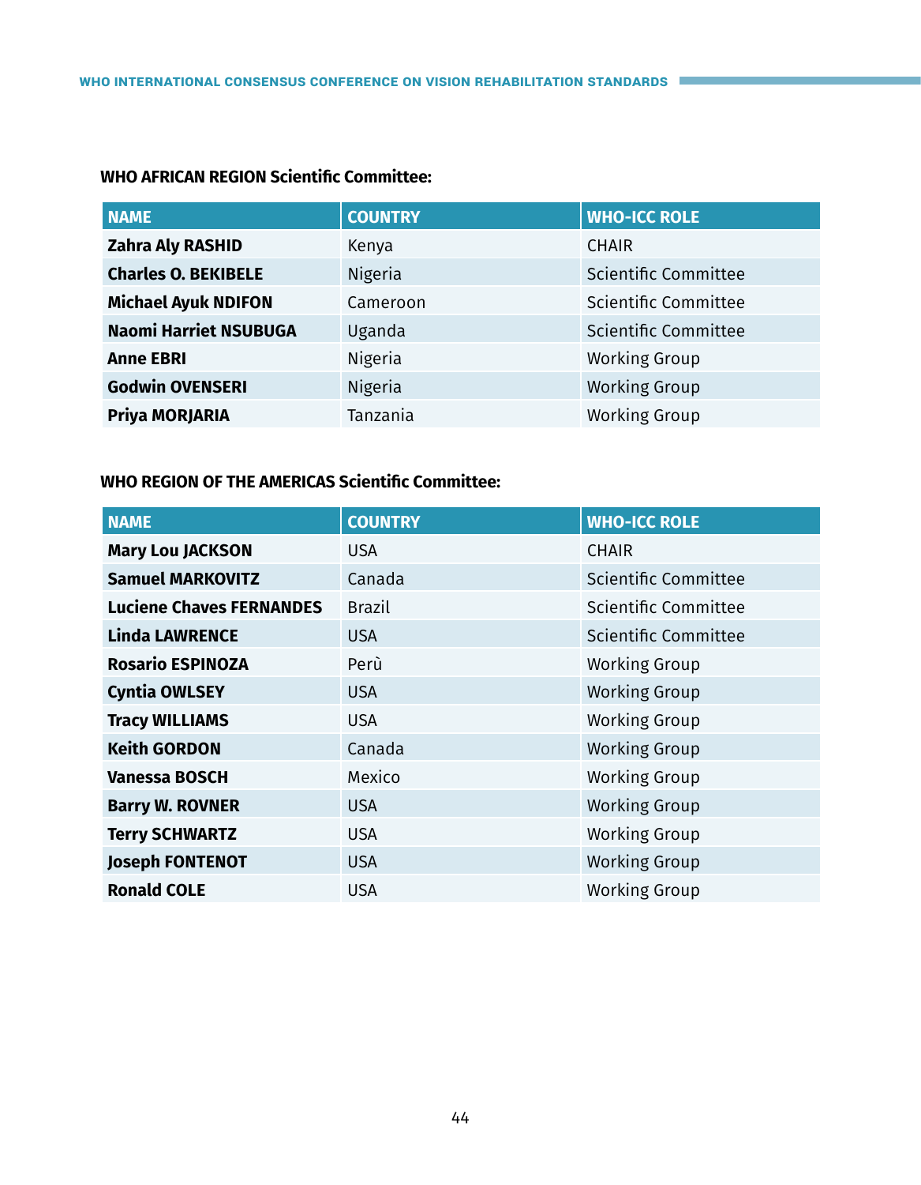**WHO AFRICAN REGION Scientific Committee:**

| NAME | COUNTRY | WHO-ICC ROLE |
|---|---|---|
| **Zahra Aly RASHID** | Kenya | CHAIR |
| **Charles O. BEKIBELE** | Nigeria | Scientific Committee |
| **Michael Ayuk NDIFON** | Cameroon | Scientific Committee |
| **Naomi Harriet NSUBUGA** | Uganda | Scientific Committee |
| **Anne EBRI** | Nigeria | Working Group |
| **Godwin OVENSERI** | Nigeria | Working Group |
| **Priya MORJARIA** | Tanzania | Working Group |

**WHO REGION OF THE AMERICAS Scientific Committee:**

| NAME | COUNTRY | WHO-ICC ROLE |
|---|---|---|
| **Mary Lou JACKSON** | USA | CHAIR |
| **Samuel MARKOVITZ** | Canada | Scientific Committee |
| **Luciene Chaves FERNANDES** | Brazil | Scientific Committee |
| **Linda LAWRENCE** | USA | Scientific Committee |
| **Rosario ESPINOZA** | Perù | Working Group |
| **Cyntia OWLSEY** | USA | Working Group |
| **Tracy WILLIAMS** | USA | Working Group |
| **Keith GORDON** | Canada | Working Group |
| **Vanessa BOSCH** | Mexico | Working Group |
| **Barry W. ROVNER** | USA | Working Group |
| **Terry SCHWARTZ** | USA | Working Group |
| **Joseph FONTENOT** | USA | Working Group |
| **Ronald COLE** | USA | Working Group |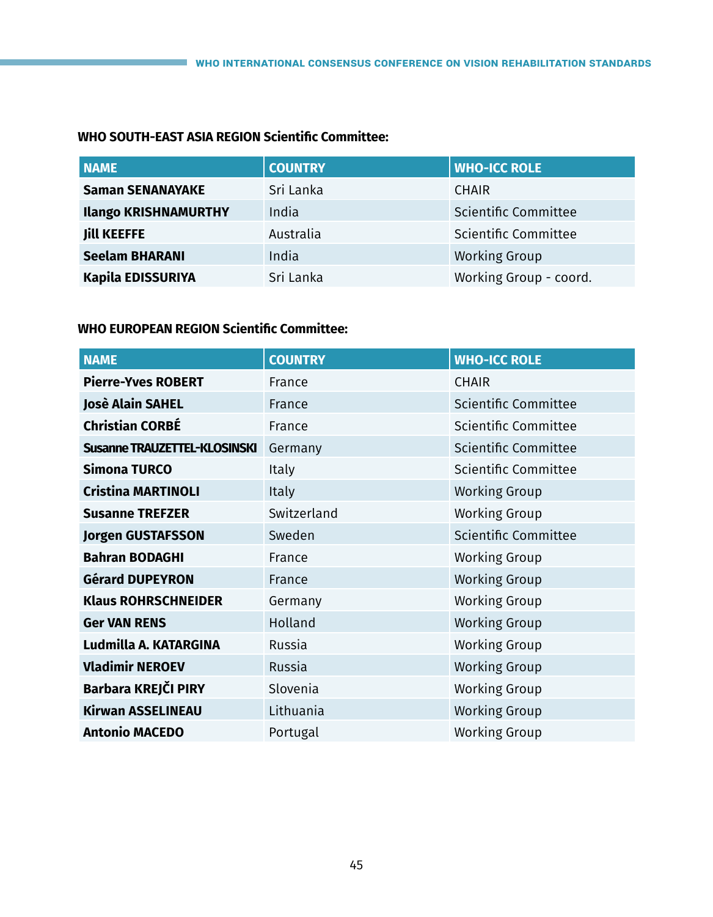**WHO SOUTH-EAST ASIA REGION Scientific Committee:**

| NAME | COUNTRY | WHO-ICC ROLE |
|---|---|---|
| **Saman SENANAYAKE** | Sri Lanka | CHAIR |
| **Ilango KRISHNAMURTHY** | India | Scientific Committee |
| **Jill KEEFFE** | Australia | Scientific Committee |
| **Seelam BHARANI** | India | Working Group |
| **Kapila EDISSURIYA** | Sri Lanka | Working Group - coord. |

**WHO EUROPEAN REGION Scientific Committee:**

| NAME | COUNTRY | WHO-ICC ROLE |
|---|---|---|
| **Pierre-Yves ROBERT** | France | CHAIR |
| **Josè Alain SAHEL** | France | Scientific Committee |
| **Christian CORBÉ** | France | Scientific Committee |
| **Susanne TRAUZETTEL-KLOSINSKI** | Germany | Scientific Committee |
| **Simona TURCO** | Italy | Scientific Committee |
| **Cristina MARTINOLI** | Italy | Working Group |
| **Susanne TREFZER** | Switzerland | Working Group |
| **Jorgen GUSTAFSSON** | Sweden | Scientific Committee |
| **Bahran BODAGHI** | France | Working Group |
| **Gérard DUPEYRON** | France | Working Group |
| **Klaus ROHRSCHNEIDER** | Germany | Working Group |
| **Ger VAN RENS** | Holland | Working Group |
| **Ludmilla A. KATARGINA** | Russia | Working Group |
| **Vladimir NEROEV** | Russia | Working Group |
| **Barbara KREJČI PIRY** | Slovenia | Working Group |
| **Kirwan ASSELINEAU** | Lithuania | Working Group |
| **Antonio MACEDO** | Portugal | Working Group |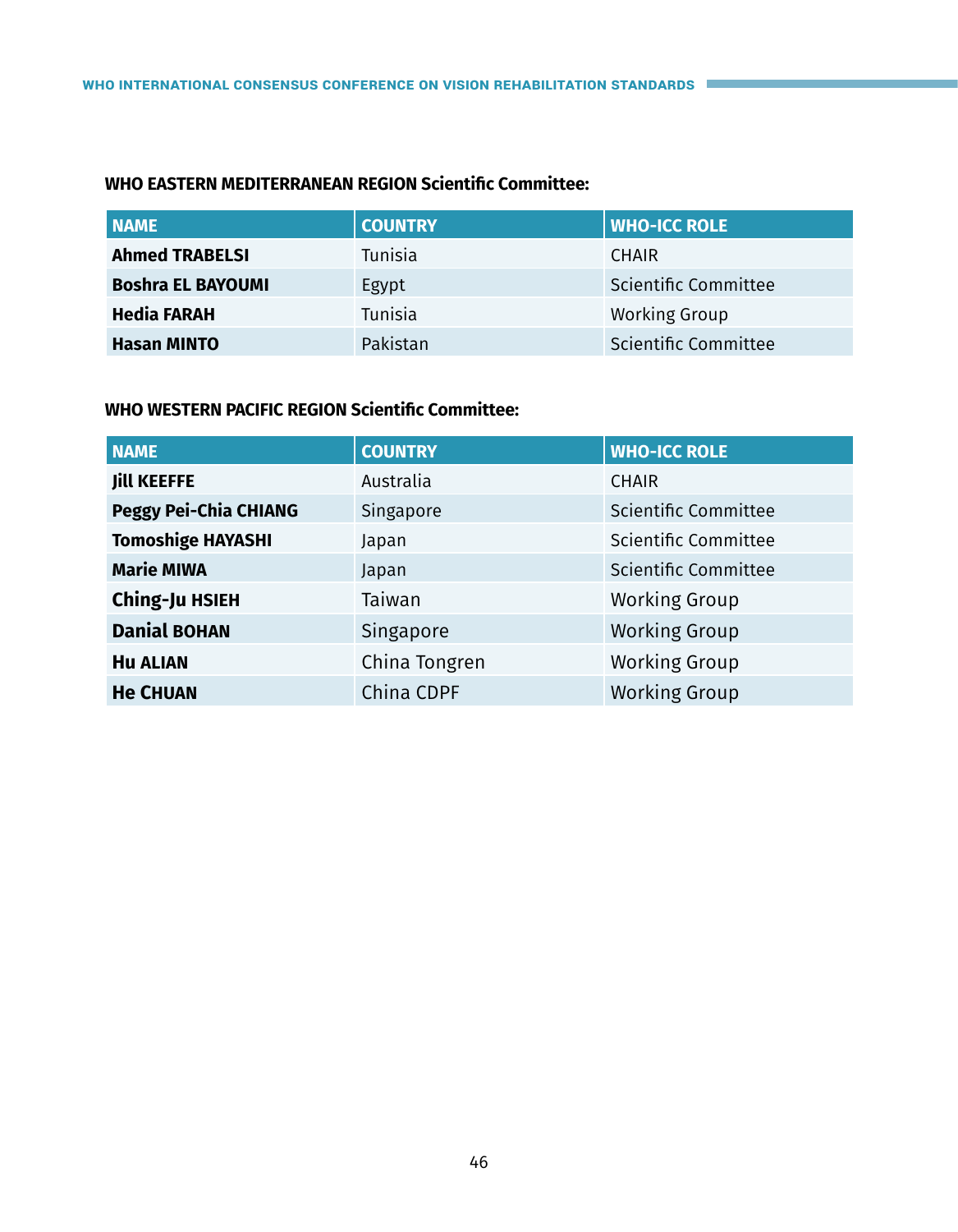**WHO EASTERN MEDITERRANEAN REGION Scientific Committee:**

| NAME | COUNTRY | WHO-ICC ROLE |
|---|---|---|
| **Ahmed TRABELSI** | Tunisia | CHAIR |
| **Boshra EL BAYOUMI** | Egypt | Scientific Committee |
| **Hedia FARAH** | Tunisia | Working Group |
| **Hasan MINTO** | Pakistan | Scientific Committee |

**WHO WESTERN PACIFIC REGION Scientific Committee:**

| NAME | COUNTRY | WHO-ICC ROLE |
|---|---|---|
| **Jill KEEFFE** | Australia | CHAIR |
| **Peggy Pei-Chia CHIANG** | Singapore | Scientific Committee |
| **Tomoshige HAYASHI** | Japan | Scientific Committee |
| **Marie MIWA** | Japan | Scientific Committee |
| **Ching-Ju HSIEH** | Taiwan | Working Group |
| **Danial BOHAN** | Singapore | Working Group |
| **Hu ALIAN** | China Tongren | Working Group |
| **He CHUAN** | China CDPF | Working Group |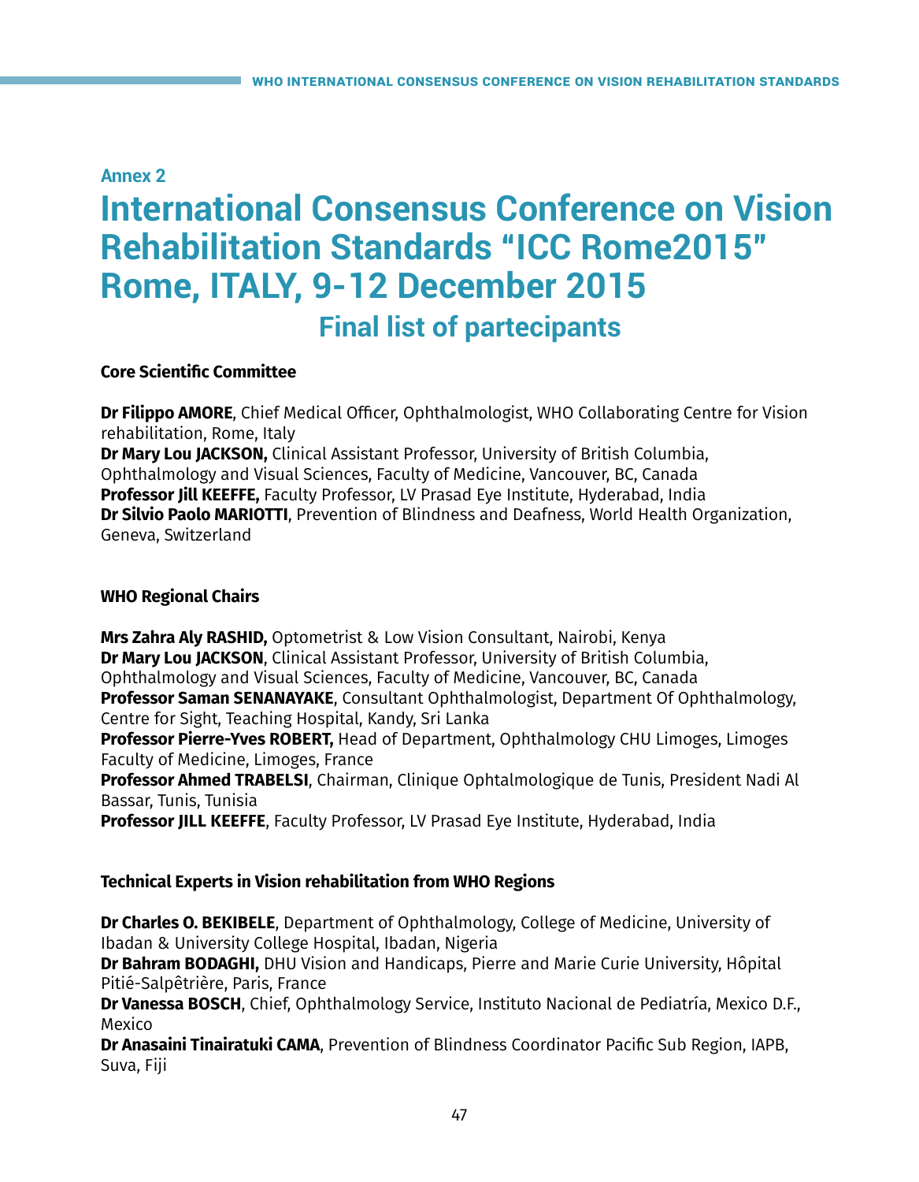Annex 2

# International Consensus Conference on Vision Rehabilitation Standards "ICC Rome2015" Rome, ITALY, 9-12 December 2015

## Final list of partecipants

### Core Scientific Committee

**Dr Filippo AMORE**, Chief Medical Officer, Ophthalmologist, WHO Collaborating Centre for Vision rehabilitation, Rome, Italy
**Dr Mary Lou JACKSON,** Clinical Assistant Professor, University of British Columbia, Ophthalmology and Visual Sciences, Faculty of Medicine, Vancouver, BC, Canada
**Professor Jill KEEFFE,** Faculty Professor, LV Prasad Eye Institute, Hyderabad, India
**Dr Silvio Paolo MARIOTTI**, Prevention of Blindness and Deafness, World Health Organization, Geneva, Switzerland

### WHO Regional Chairs

**Mrs Zahra Aly RASHID,** Optometrist & Low Vision Consultant, Nairobi, Kenya
**Dr Mary Lou JACKSON**, Clinical Assistant Professor, University of British Columbia, Ophthalmology and Visual Sciences, Faculty of Medicine, Vancouver, BC, Canada
**Professor Saman SENANAYAKE**, Consultant Ophthalmologist, Department Of Ophthalmology, Centre for Sight, Teaching Hospital, Kandy, Sri Lanka
**Professor Pierre-Yves ROBERT,** Head of Department, Ophthalmology CHU Limoges, Limoges Faculty of Medicine, Limoges, France
**Professor Ahmed TRABELSI**, Chairman, Clinique Ophtalmologique de Tunis, President Nadi Al Bassar, Tunis, Tunisia
**Professor JILL KEEFFE**, Faculty Professor, LV Prasad Eye Institute, Hyderabad, India

### Technical Experts in Vision rehabilitation from WHO Regions

**Dr Charles O. BEKIBELE**, Department of Ophthalmology, College of Medicine, University of Ibadan & University College Hospital, Ibadan, Nigeria
**Dr Bahram BODAGHI,** DHU Vision and Handicaps, Pierre and Marie Curie University, Hôpital Pitié-Salpêtrière, Paris, France
**Dr Vanessa BOSCH**, Chief, Ophthalmology Service, Instituto Nacional de Pediatría, Mexico D.F., Mexico
**Dr Anasaini Tinairatuki CAMA**, Prevention of Blindness Coordinator Pacific Sub Region, IAPB, Suva, Fiji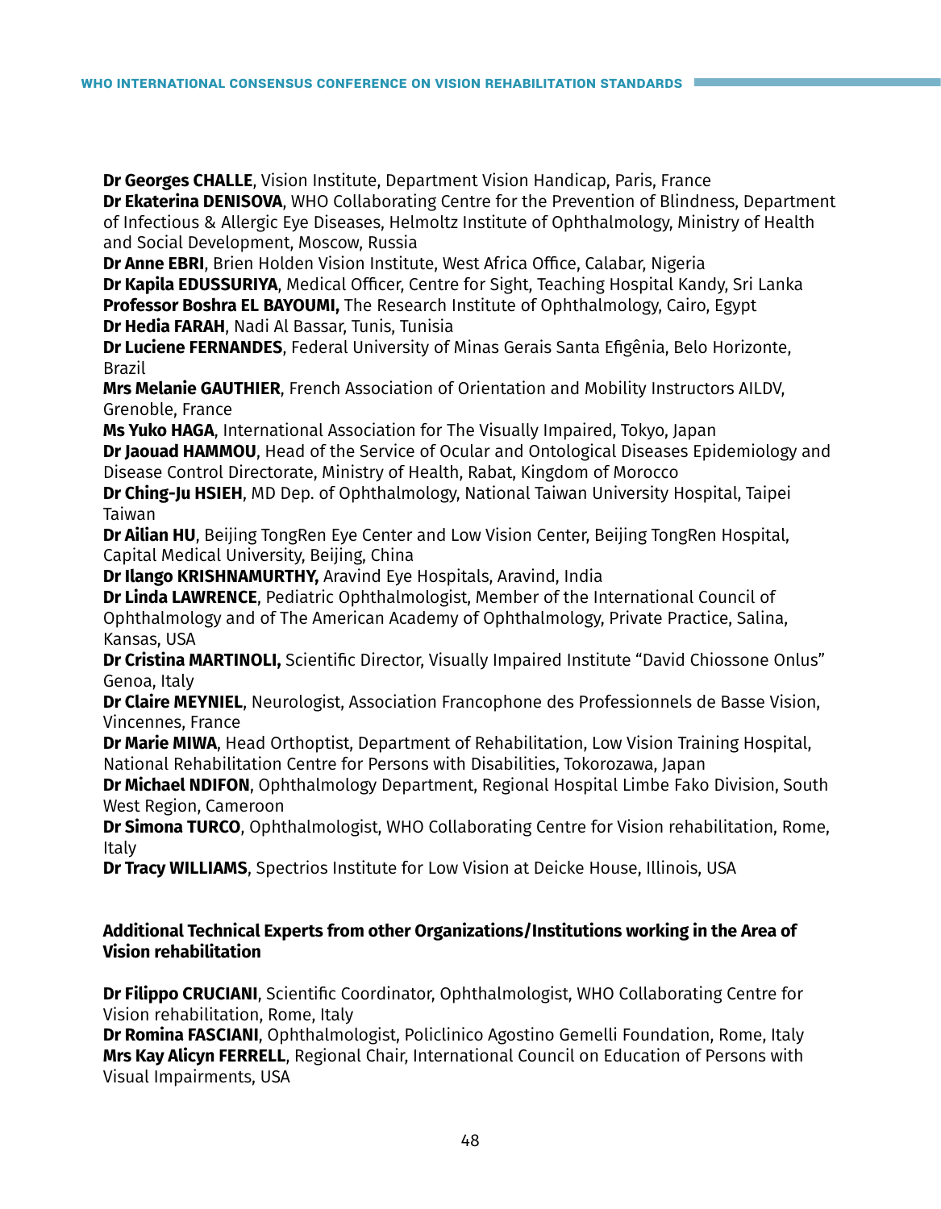**Dr Georges CHALLE**, Vision Institute, Department Vision Handicap, Paris, France
**Dr Ekaterina DENISOVA**, WHO Collaborating Centre for the Prevention of Blindness, Department of Infectious & Allergic Eye Diseases, Helmoltz Institute of Ophthalmology, Ministry of Health and Social Development, Moscow, Russia
**Dr Anne EBRI**, Brien Holden Vision Institute, West Africa Office, Calabar, Nigeria
**Dr Kapila EDUSSURIYA**, Medical Officer, Centre for Sight, Teaching Hospital Kandy, Sri Lanka
**Professor Boshra EL BAYOUMI,** The Research Institute of Ophthalmology, Cairo, Egypt
**Dr Hedia FARAH**, Nadi Al Bassar, Tunis, Tunisia
**Dr Luciene FERNANDES**, Federal University of Minas Gerais Santa Efigênia, Belo Horizonte, Brazil
**Mrs Melanie GAUTHIER**, French Association of Orientation and Mobility Instructors AILDV, Grenoble, France
**Ms Yuko HAGA**, International Association for The Visually Impaired, Tokyo, Japan
**Dr Jaouad HAMMOU**, Head of the Service of Ocular and Ontological Diseases Epidemiology and Disease Control Directorate, Ministry of Health, Rabat, Kingdom of Morocco
**Dr Ching-Ju HSIEH**, MD Dep. of Ophthalmology, National Taiwan University Hospital, Taipei Taiwan
**Dr Ailian HU**, Beijing TongRen Eye Center and Low Vision Center, Beijing TongRen Hospital, Capital Medical University, Beijing, China
**Dr Ilango KRISHNAMURTHY,** Aravind Eye Hospitals, Aravind, India
**Dr Linda LAWRENCE**, Pediatric Ophthalmologist, Member of the International Council of Ophthalmology and of The American Academy of Ophthalmology, Private Practice, Salina, Kansas, USA
**Dr Cristina MARTINOLI,** Scientific Director, Visually Impaired Institute "David Chiossone Onlus" Genoa, Italy
**Dr Claire MEYNIEL**, Neurologist, Association Francophone des Professionnels de Basse Vision, Vincennes, France
**Dr Marie MIWA**, Head Orthoptist, Department of Rehabilitation, Low Vision Training Hospital, National Rehabilitation Centre for Persons with Disabilities, Tokorozawa, Japan
**Dr Michael NDIFON**, Ophthalmology Department, Regional Hospital Limbe Fako Division, South West Region, Cameroon
**Dr Simona TURCO**, Ophthalmologist, WHO Collaborating Centre for Vision rehabilitation, Rome, Italy
**Dr Tracy WILLIAMS**, Spectrios Institute for Low Vision at Deicke House, Illinois, USA

**Additional Technical Experts from other Organizations/Institutions working in the Area of Vision rehabilitation**

**Dr Filippo CRUCIANI**, Scientific Coordinator, Ophthalmologist, WHO Collaborating Centre for Vision rehabilitation, Rome, Italy
**Dr Romina FASCIANI**, Ophthalmologist, Policlinico Agostino Gemelli Foundation, Rome, Italy
**Mrs Kay Alicyn FERRELL**, Regional Chair, International Council on Education of Persons with Visual Impairments, USA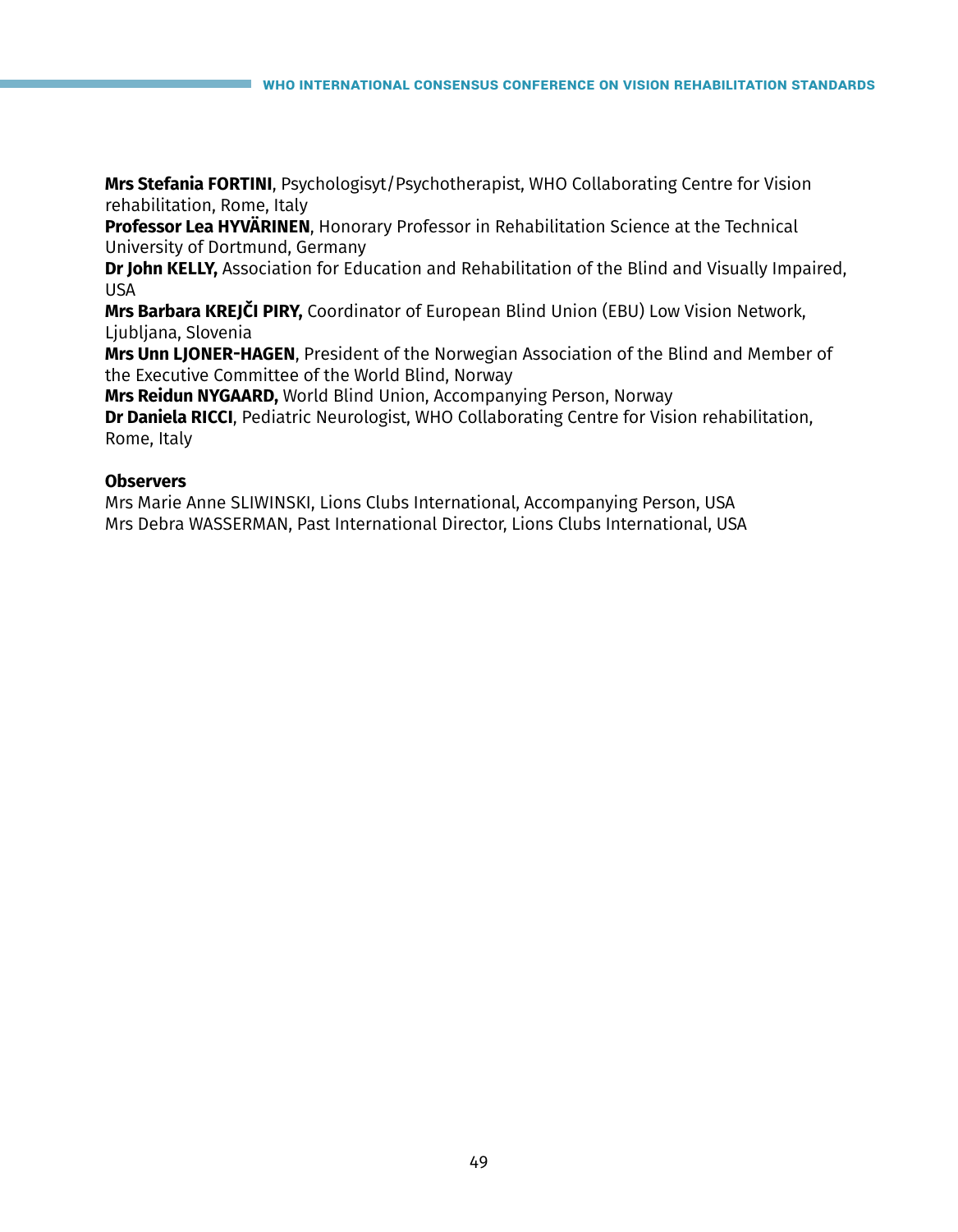**Mrs Stefania FORTINI**, Psychologisyt/Psychotherapist, WHO Collaborating Centre for Vision rehabilitation, Rome, Italy
**Professor Lea HYVÄRINEN**, Honorary Professor in Rehabilitation Science at the Technical University of Dortmund, Germany
**Dr John KELLY,** Association for Education and Rehabilitation of the Blind and Visually Impaired, USA
**Mrs Barbara KREJČI PIRY,** Coordinator of European Blind Union (EBU) Low Vision Network, Ljubljana, Slovenia
**Mrs Unn LJONER-HAGEN**, President of the Norwegian Association of the Blind and Member of the Executive Committee of the World Blind, Norway
**Mrs Reidun NYGAARD,** World Blind Union, Accompanying Person, Norway
**Dr Daniela RICCI**, Pediatric Neurologist, WHO Collaborating Centre for Vision rehabilitation, Rome, Italy

**Observers**
Mrs Marie Anne SLIWINSKI, Lions Clubs International, Accompanying Person, USA
Mrs Debra WASSERMAN, Past International Director, Lions Clubs International, USA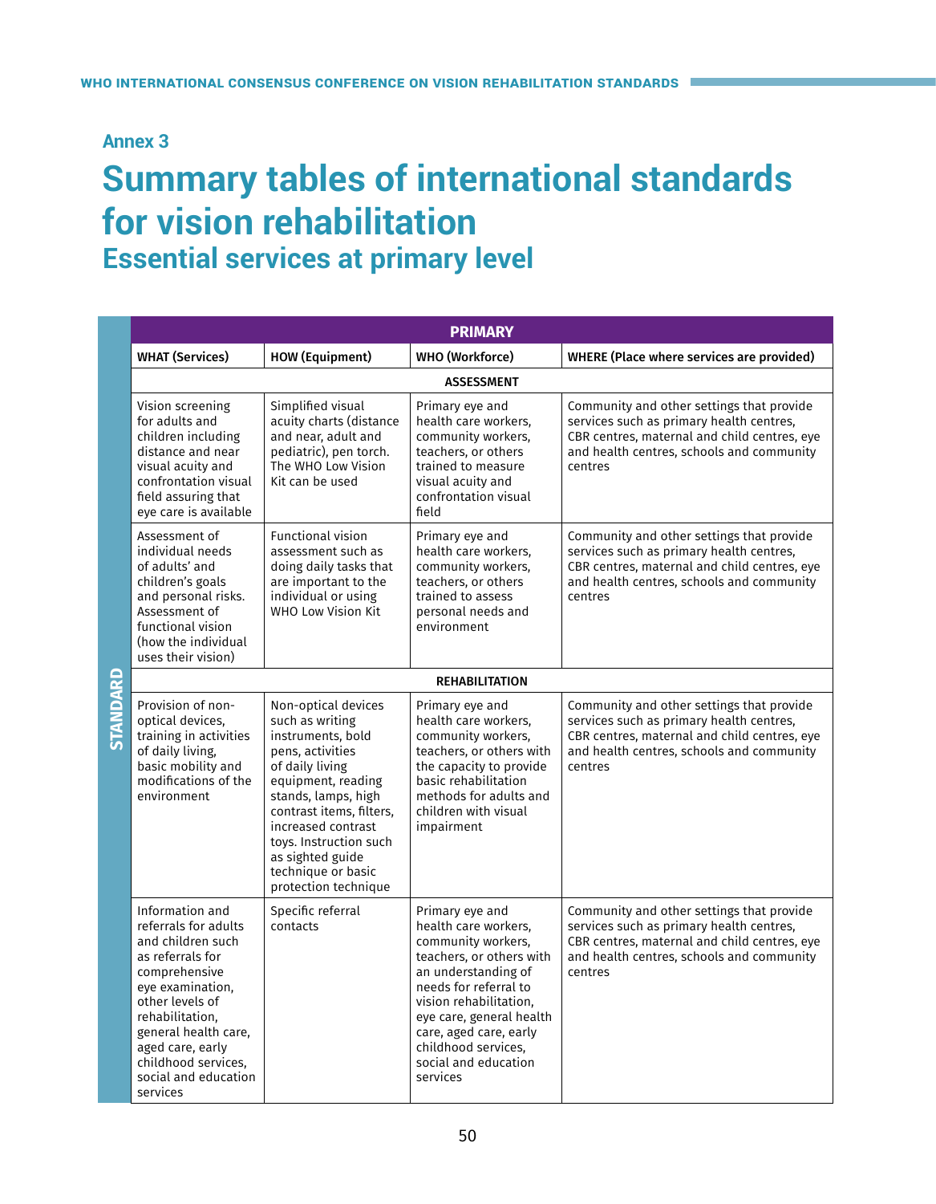## Annex 3

# Summary tables of international standards for vision rehabilitation

## Essential services at primary level

| PRIMARY | | | |
|---|---|---|---|
| **WHAT (Services)** | **HOW (Equipment)** | **WHO (Workforce)** | **WHERE (Place where services are provided)** |
| **ASSESSMENT** | | | |
| Vision screening for adults and children including distance and near visual acuity and confrontation visual field assuring that eye care is available | Simplified visual acuity charts (distance and near, adult and pediatric), pen torch. The WHO Low Vision Kit can be used | Primary eye and health care workers, community workers, teachers, or others trained to measure visual acuity and confrontation visual field | Community and other settings that provide services such as primary health centres, CBR centres, maternal and child centres, eye and health centres, schools and community centres |
| Assessment of individual needs of adults' and children's goals and personal risks. Assessment of functional vision (how the individual uses their vision) | Functional vision assessment such as doing daily tasks that are important to the individual or using WHO Low Vision Kit | Primary eye and health care workers, community workers, teachers, or others trained to assess personal needs and environment | Community and other settings that provide services such as primary health centres, CBR centres, maternal and child centres, eye and health centres, schools and community centres |
| **REHABILITATION** | | | |
| Provision of non-optical devices, training in activities of daily living, basic mobility and modifications of the environment | Non-optical devices such as writing instruments, bold pens, activities of daily living equipment, reading stands, lamps, high contrast items, filters, increased contrast toys. Instruction such as sighted guide technique or basic protection technique | Primary eye and health care workers, community workers, teachers, or others with the capacity to provide basic rehabilitation methods for adults and children with visual impairment | Community and other settings that provide services such as primary health centres, CBR centres, maternal and child centres, eye and health centres, schools and community centres |
| Information and referrals for adults and children such as referrals for comprehensive eye examination, other levels of rehabilitation, general health care, aged care, early childhood services, social and education services | Specific referral contacts | Primary eye and health care workers, community workers, teachers, or others with an understanding of needs for referral to vision rehabilitation, eye care, general health care, aged care, early childhood services, social and education services | Community and other settings that provide services such as primary health centres, CBR centres, maternal and child centres, eye and health centres, schools and community centres |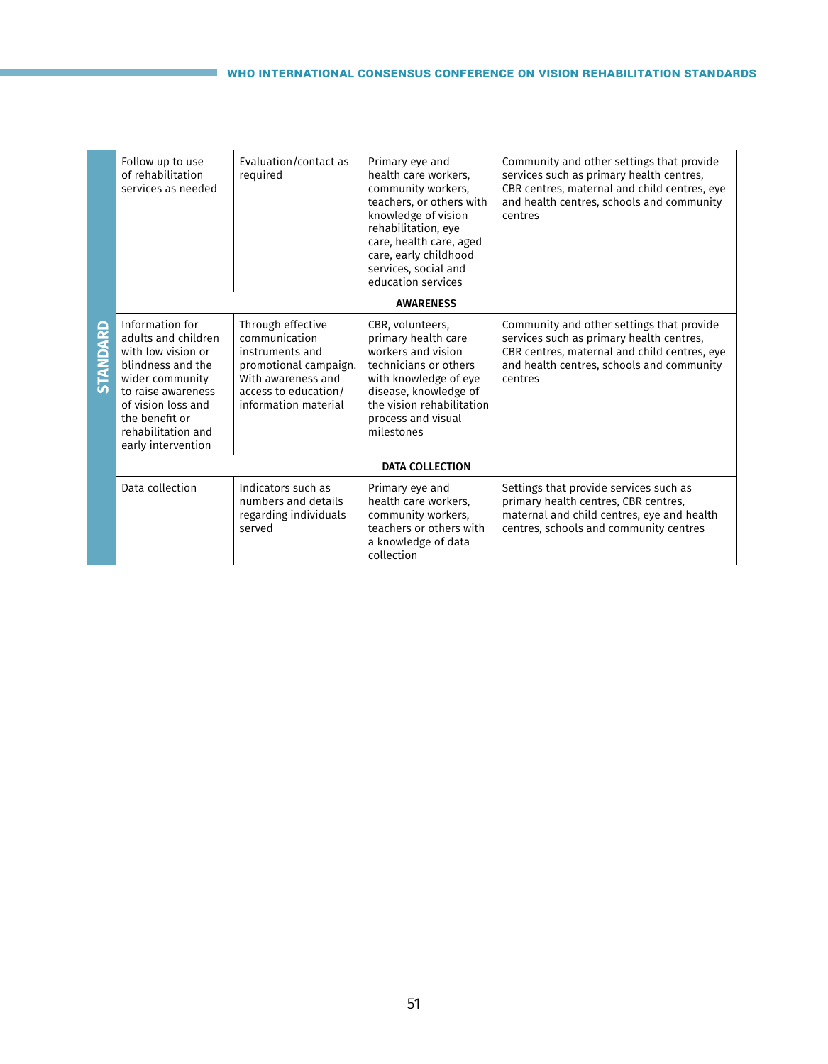| STANDARD | | | | |
|---|---|---|---|---|
| | Follow up to use of rehabilitation services as needed | Evaluation/contact as required | Primary eye and health care workers, community workers, teachers, or others with knowledge of vision rehabilitation, eye care, health care, aged care, early childhood services, social and education services | Community and other settings that provide services such as primary health centres, CBR centres, maternal and child centres, eye and health centres, schools and community centres |
| | **AWARENESS** | | | |
| | Information for adults and children with low vision or blindness and the wider community to raise awareness of vision loss and the benefit or rehabilitation and early intervention | Through effective communication instruments and promotional campaign. With awareness and access to education/information material | CBR, volunteers, primary health care workers and vision technicians or others with knowledge of eye disease, knowledge of the vision rehabilitation process and visual milestones | Community and other settings that provide services such as primary health centres, CBR centres, maternal and child centres, eye and health centres, schools and community centres |
| | **DATA COLLECTION** | | | |
| | Data collection | Indicators such as numbers and details regarding individuals served | Primary eye and health care workers, community workers, teachers or others with a knowledge of data collection | Settings that provide services such as primary health centres, CBR centres, maternal and child centres, eye and health centres, schools and community centres |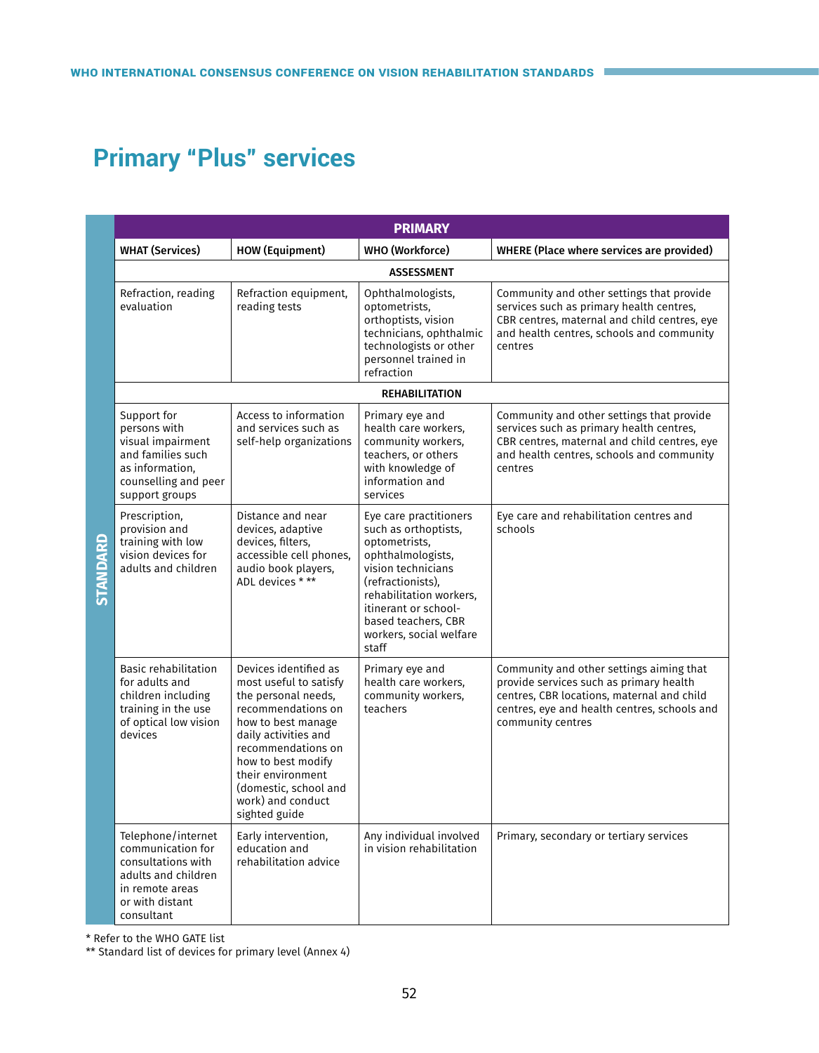## Primary "Plus" services

| | PRIMARY | | | |
|---|---|---|---|---|
| | WHAT (Services) | HOW (Equipment) | WHO (Workforce) | WHERE (Place where services are provided) |
| | ASSESSMENT | | | |
| STANDARD | Refraction, reading evaluation | Refraction equipment, reading tests | Ophthalmologists, optometrists, orthoptists, vision technicians, ophthalmic technologists or other personnel trained in refraction | Community and other settings that provide services such as primary health centres, CBR centres, maternal and child centres, eye and health centres, schools and community centres |
| | REHABILITATION | | | |
| STANDARD | Support for persons with visual impairment and families such as information, counselling and peer support groups | Access to information and services such as self-help organizations | Primary eye and health care workers, community workers, teachers, or others with knowledge of information and services | Community and other settings that provide services such as primary health centres, CBR centres, maternal and child centres, eye and health centres, schools and community centres |
| STANDARD | Prescription, provision and training with low vision devices for adults and children | Distance and near devices, adaptive devices, filters, accessible cell phones, audio book players, ADL devices * ** | Eye care practitioners such as orthoptists, optometrists, ophthalmologists, vision technicians (refractionists), rehabilitation workers, itinerant or school-based teachers, CBR workers, social welfare staff | Eye care and rehabilitation centres and schools |
| STANDARD | Basic rehabilitation for adults and children including training in the use of optical low vision devices | Devices identified as most useful to satisfy the personal needs, recommendations on how to best manage daily activities and recommendations on how to best modify their environment (domestic, school and work) and conduct sighted guide | Primary eye and health care workers, community workers, teachers | Community and other settings aiming that provide services such as primary health centres, CBR locations, maternal and child centres, eye and health centres, schools and community centres |
| STANDARD | Telephone/internet communication for consultations with adults and children in remote areas or with distant consultant | Early intervention, education and rehabilitation advice | Any individual involved in vision rehabilitation | Primary, secondary or tertiary services |

* Refer to the WHO GATE list
** Standard list of devices for primary level (Annex 4)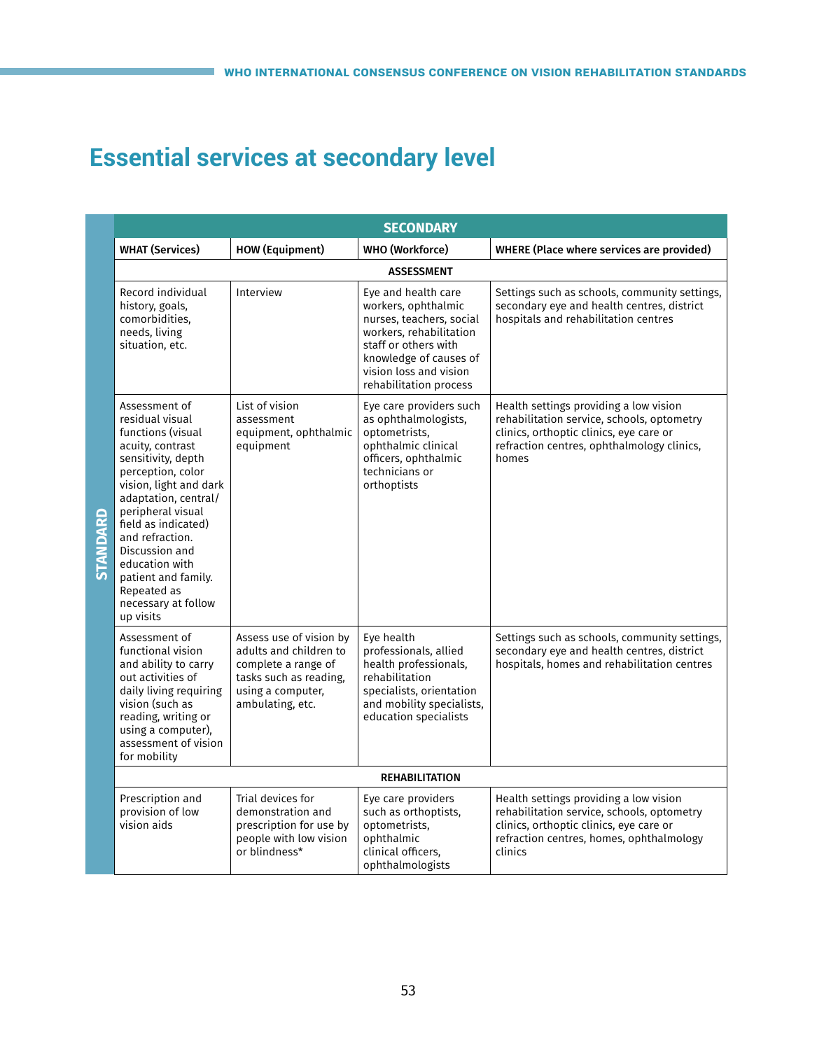# Essential services at secondary level

| | SECONDARY | | | |
|---|---|---|---|---|
| | **WHAT (Services)** | **HOW (Equipment)** | **WHO (Workforce)** | **WHERE (Place where services are provided)** |
| | **ASSESSMENT** | | | |
| **STANDARD** | Record individual history, goals, comorbidities, needs, living situation, etc. | Interview | Eye and health care workers, ophthalmic nurses, teachers, social workers, rehabilitation staff or others with knowledge of causes of vision loss and vision rehabilitation process | Settings such as schools, community settings, secondary eye and health centres, district hospitals and rehabilitation centres |
| | Assessment of residual visual functions (visual acuity, contrast sensitivity, depth perception, color vision, light and dark adaptation, central/ peripheral visual field as indicated) and refraction. Discussion and education with patient and family. Repeated as necessary at follow up visits | List of vision assessment equipment, ophthalmic equipment | Eye care providers such as ophthalmologists, optometrists, ophthalmic clinical officers, ophthalmic technicians or orthoptists | Health settings providing a low vision rehabilitation service, schools, optometry clinics, orthoptic clinics, eye care or refraction centres, ophthalmology clinics, homes |
| | Assessment of functional vision and ability to carry out activities of daily living requiring vision (such as reading, writing or using a computer), assessment of vision for mobility | Assess use of vision by adults and children to complete a range of tasks such as reading, using a computer, ambulating, etc. | Eye health professionals, allied health professionals, rehabilitation specialists, orientation and mobility specialists, education specialists | Settings such as schools, community settings, secondary eye and health centres, district hospitals, homes and rehabilitation centres |
| | **REHABILITATION** | | | |
| | Prescription and provision of low vision aids | Trial devices for demonstration and prescription for use by people with low vision or blindness* | Eye care providers such as orthoptists, optometrists, ophthalmic clinical officers, ophthalmologists | Health settings providing a low vision rehabilitation service, schools, optometry clinics, orthoptic clinics, eye care or refraction centres, homes, ophthalmology clinics |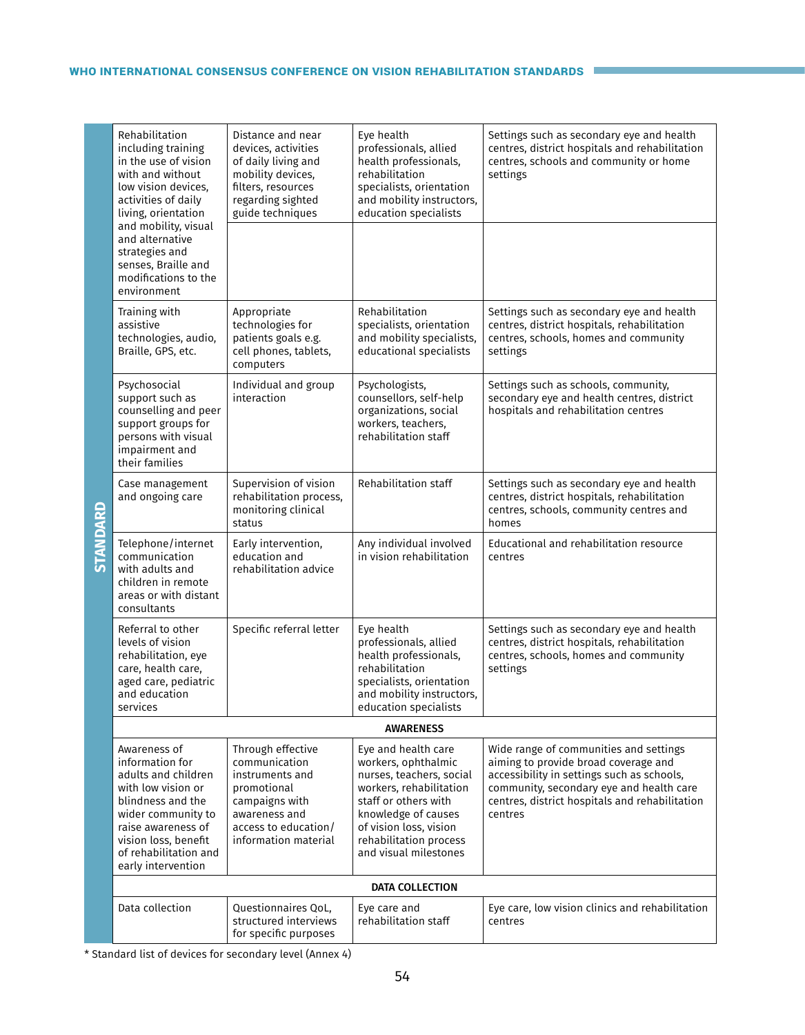| STANDARD | | | | |
|---|---|---|---|---|
| | Rehabilitation including training in the use of vision with and without low vision devices, activities of daily living, orientation and mobility, visual and alternative strategies and senses, Braille and modifications to the environment | Distance and near devices, activities of daily living and mobility devices, filters, resources regarding sighted guide techniques | Eye health professionals, allied health professionals, rehabilitation specialists, orientation and mobility instructors, education specialists | Settings such as secondary eye and health centres, district hospitals and rehabilitation centres, schools and community or home settings |
| | Training with assistive technologies, audio, Braille, GPS, etc. | Appropriate technologies for patients goals e.g. cell phones, tablets, computers | Rehabilitation specialists, orientation and mobility specialists, educational specialists | Settings such as secondary eye and health centres, district hospitals, rehabilitation centres, schools, homes and community settings |
| | Psychosocial support such as counselling and peer support groups for persons with visual impairment and their families | Individual and group interaction | Psychologists, counsellors, self-help organizations, social workers, teachers, rehabilitation staff | Settings such as schools, community, secondary eye and health centres, district hospitals and rehabilitation centres |
| | Case management and ongoing care | Supervision of vision rehabilitation process, monitoring clinical status | Rehabilitation staff | Settings such as secondary eye and health centres, district hospitals, rehabilitation centres, schools, community centres and homes |
| | Telephone/internet communication with adults and children in remote areas or with distant consultants | Early intervention, education and rehabilitation advice | Any individual involved in vision rehabilitation | Educational and rehabilitation resource centres |
| | Referral to other levels of vision rehabilitation, eye care, health care, aged care, pediatric and education services | Specific referral letter | Eye health professionals, allied health professionals, rehabilitation specialists, orientation and mobility instructors, education specialists | Settings such as secondary eye and health centres, district hospitals, rehabilitation centres, schools, homes and community settings |
| | **AWARENESS** | | | |
| | Awareness of information for adults and children with low vision or blindness and the wider community to raise awareness of vision loss, benefit of rehabilitation and early intervention | Through effective communication instruments and promotional campaigns with awareness and access to education/ information material | Eye and health care workers, ophthalmic nurses, teachers, social workers, rehabilitation staff or others with knowledge of causes of vision loss, vision rehabilitation process and visual milestones | Wide range of communities and settings aiming to provide broad coverage and accessibility in settings such as schools, community, secondary eye and health care centres, district hospitals and rehabilitation centres |
| | **DATA COLLECTION** | | | |
| | Data collection | Questionnaires QoL, structured interviews for specific purposes | Eye care and rehabilitation staff | Eye care, low vision clinics and rehabilitation centres |

* Standard list of devices for secondary level (Annex 4)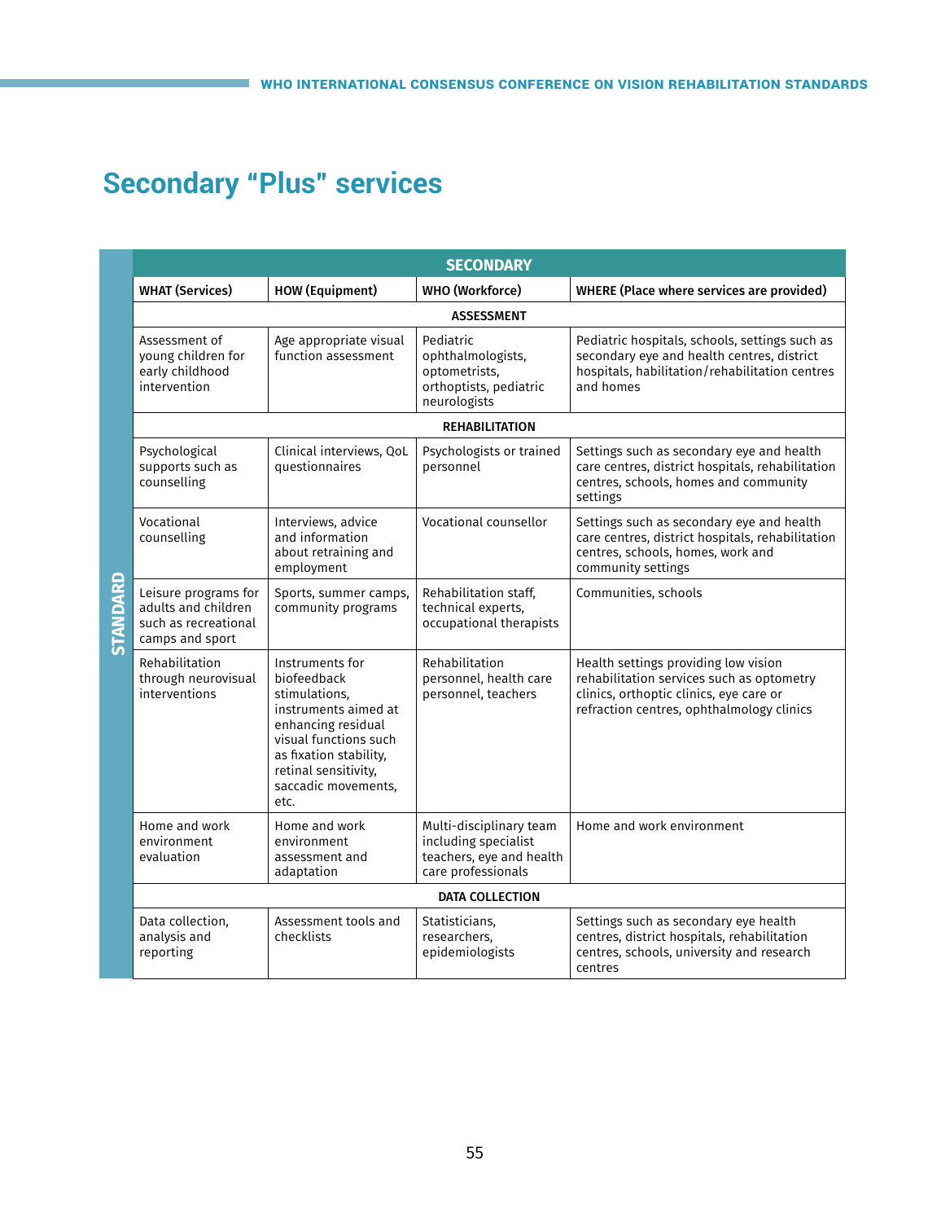## Secondary "Plus" services

| | SECONDARY | | | |
|---|---|---|---|---|
| | **WHAT (Services)** | **HOW (Equipment)** | **WHO (Workforce)** | **WHERE (Place where services are provided)** |
| | **ASSESSMENT** | | | |
| STANDARD | Assessment of young children for early childhood intervention | Age appropriate visual function assessment | Pediatric ophthalmologists, optometrists, orthoptists, pediatric neurologists | Pediatric hospitals, schools, settings such as secondary eye and health centres, district hospitals, habilitation/rehabilitation centres and homes |
| | **REHABILITATION** | | | |
| STANDARD | Psychological supports such as counselling | Clinical interviews, QoL questionnaires | Psychologists or trained personnel | Settings such as secondary eye and health care centres, district hospitals, rehabilitation centres, schools, homes and community settings |
| STANDARD | Vocational counselling | Interviews, advice and information about retraining and employment | Vocational counsellor | Settings such as secondary eye and health care centres, district hospitals, rehabilitation centres, schools, homes, work and community settings |
| STANDARD | Leisure programs for adults and children such as recreational camps and sport | Sports, summer camps, community programs | Rehabilitation staff, technical experts, occupational therapists | Communities, schools |
| STANDARD | Rehabilitation through neurovisual interventions | Instruments for biofeedback stimulations, instruments aimed at enhancing residual visual functions such as fixation stability, retinal sensitivity, saccadic movements, etc. | Rehabilitation personnel, health care personnel, teachers | Health settings providing low vision rehabilitation services such as optometry clinics, orthoptic clinics, eye care or refraction centres, ophthalmology clinics |
| STANDARD | Home and work environment evaluation | Home and work environment assessment and adaptation | Multi-disciplinary team including specialist teachers, eye and health care professionals | Home and work environment |
| | **DATA COLLECTION** | | | |
| STANDARD | Data collection, analysis and reporting | Assessment tools and checklists | Statisticians, researchers, epidemiologists | Settings such as secondary eye health centres, district hospitals, rehabilitation centres, schools, university and research centres |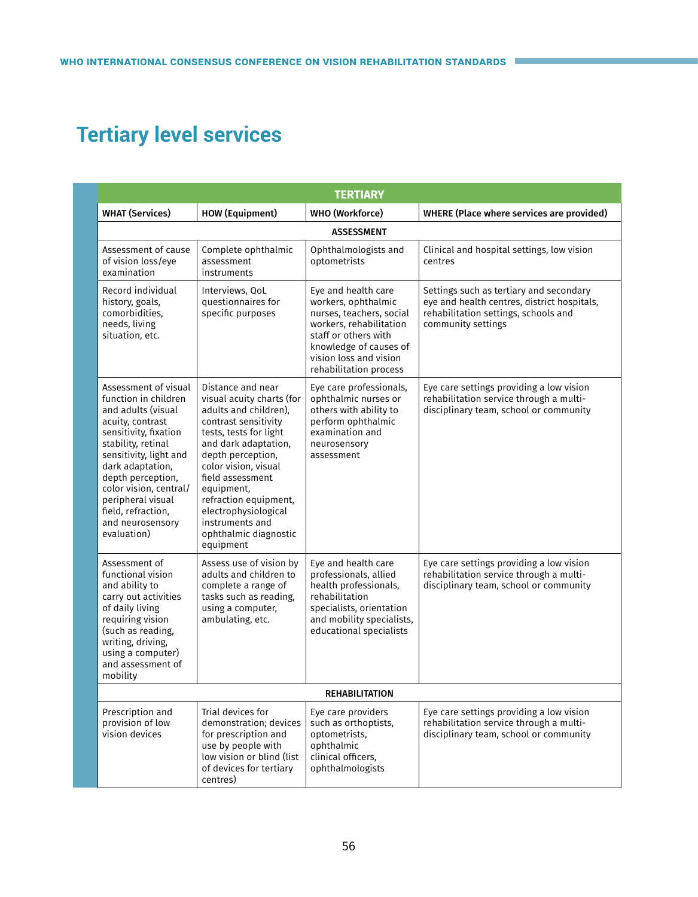## Tertiary level services

| TERTIARY | | | |
|---|---|---|---|
| **WHAT (Services)** | **HOW (Equipment)** | **WHO (Workforce)** | **WHERE (Place where services are provided)** |
| **ASSESSMENT** | | | |
| Assessment of cause of vision loss/eye examination | Complete ophthalmic assessment instruments | Ophthalmologists and optometrists | Clinical and hospital settings, low vision centres |
| Record individual history, goals, comorbidities, needs, living situation, etc. | Interviews, QoL questionnaires for specific purposes | Eye and health care workers, ophthalmic nurses, teachers, social workers, rehabilitation staff or others with knowledge of causes of vision loss and vision rehabilitation process | Settings such as tertiary and secondary eye and health centres, district hospitals, rehabilitation settings, schools and community settings |
| Assessment of visual function in children and adults (visual acuity, contrast sensitivity, fixation stability, retinal sensitivity, light and dark adaptation, depth perception, color vision, central/peripheral visual field, refraction, and neurosensory evaluation) | Distance and near visual acuity charts (for adults and children), contrast sensitivity tests, tests for light and dark adaptation, depth perception, color vision, visual field assessment equipment, refraction equipment, electrophysiological instruments and ophthalmic diagnostic equipment | Eye care professionals, ophthalmic nurses or others with ability to perform ophthalmic examination and neurosensory assessment | Eye care settings providing a low vision rehabilitation service through a multi-disciplinary team, school or community |
| Assessment of functional vision and ability to carry out activities of daily living requiring vision (such as reading, writing, driving, using a computer) and assessment of mobility | Assess use of vision by adults and children to complete a range of tasks such as reading, using a computer, ambulating, etc. | Eye and health care professionals, allied health professionals, rehabilitation specialists, orientation and mobility specialists, educational specialists | Eye care settings providing a low vision rehabilitation service through a multi-disciplinary team, school or community |
| **REHABILITATION** | | | |
| Prescription and provision of low vision devices | Trial devices for demonstration; devices for prescription and use by people with low vision or blind (list of devices for tertiary centres) | Eye care providers such as orthoptists, optometrists, ophthalmic clinical officers, ophthalmologists | Eye care settings providing a low vision rehabilitation service through a multi-disciplinary team, school or community |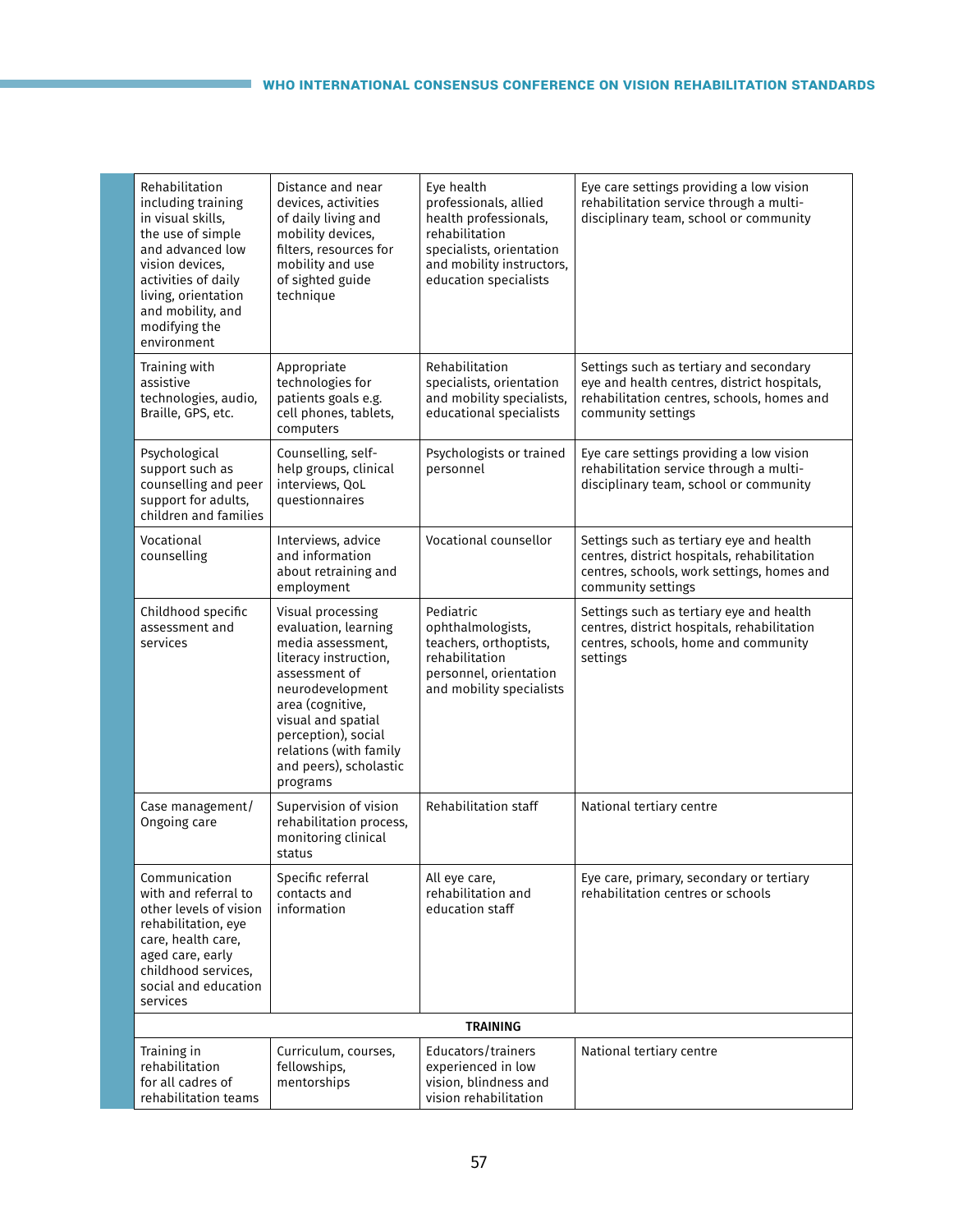| | | | |
|---|---|---|---|
| Rehabilitation including training in visual skills, the use of simple and advanced low vision devices, activities of daily living, orientation and mobility, and modifying the environment | Distance and near devices, activities of daily living and mobility devices, filters, resources for mobility and use of sighted guide technique | Eye health professionals, allied health professionals, rehabilitation specialists, orientation and mobility instructors, education specialists | Eye care settings providing a low vision rehabilitation service through a multi-disciplinary team, school or community |
| Training with assistive technologies, audio, Braille, GPS, etc. | Appropriate technologies for patients goals e.g. cell phones, tablets, computers | Rehabilitation specialists, orientation and mobility specialists, educational specialists | Settings such as tertiary and secondary eye and health centres, district hospitals, rehabilitation centres, schools, homes and community settings |
| Psychological support such as counselling and peer support for adults, children and families | Counselling, self-help groups, clinical interviews, QoL questionnaires | Psychologists or trained personnel | Eye care settings providing a low vision rehabilitation service through a multi-disciplinary team, school or community |
| Vocational counselling | Interviews, advice and information about retraining and employment | Vocational counsellor | Settings such as tertiary eye and health centres, district hospitals, rehabilitation centres, schools, work settings, homes and community settings |
| Childhood specific assessment and services | Visual processing evaluation, learning media assessment, literacy instruction, assessment of neurodevelopment area (cognitive, visual and spatial perception), social relations (with family and peers), scholastic programs | Pediatric ophthalmologists, teachers, orthoptists, rehabilitation personnel, orientation and mobility specialists | Settings such as tertiary eye and health centres, district hospitals, rehabilitation centres, schools, home and community settings |
| Case management/ Ongoing care | Supervision of vision rehabilitation process, monitoring clinical status | Rehabilitation staff | National tertiary centre |
| Communication with and referral to other levels of vision rehabilitation, eye care, health care, aged care, early childhood services, social and education services | Specific referral contacts and information | All eye care, rehabilitation and education staff | Eye care, primary, secondary or tertiary rehabilitation centres or schools |
| **TRAINING** | | | |
| Training in rehabilitation for all cadres of rehabilitation teams | Curriculum, courses, fellowships, mentorships | Educators/trainers experienced in low vision, blindness and vision rehabilitation | National tertiary centre |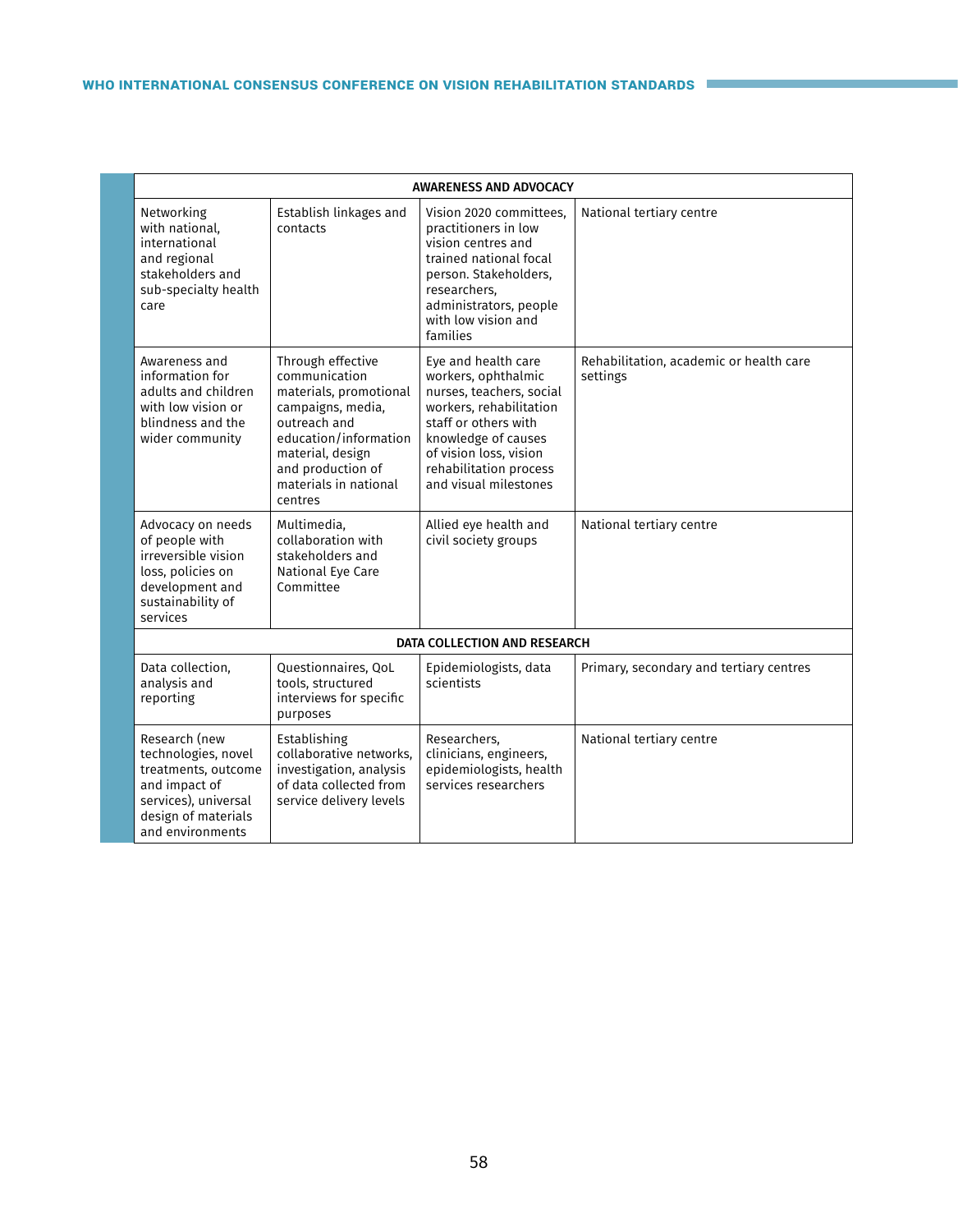| AWARENESS AND ADVOCACY | | | |
|---|---|---|---|
| Networking with national, international and regional stakeholders and sub-specialty health care | Establish linkages and contacts | Vision 2020 committees, practitioners in low vision centres and trained national focal person. Stakeholders, researchers, administrators, people with low vision and families | National tertiary centre |
| Awareness and information for adults and children with low vision or blindness and the wider community | Through effective communication materials, promotional campaigns, media, outreach and education/information material, design and production of materials in national centres | Eye and health care workers, ophthalmic nurses, teachers, social workers, rehabilitation staff or others with knowledge of causes of vision loss, vision rehabilitation process and visual milestones | Rehabilitation, academic or health care settings |
| Advocacy on needs of people with irreversible vision loss, policies on development and sustainability of services | Multimedia, collaboration with stakeholders and National Eye Care Committee | Allied eye health and civil society groups | National tertiary centre |
| **DATA COLLECTION AND RESEARCH** | | | |
| Data collection, analysis and reporting | Questionnaires, QoL tools, structured interviews for specific purposes | Epidemiologists, data scientists | Primary, secondary and tertiary centres |
| Research (new technologies, novel treatments, outcome and impact of services), universal design of materials and environments | Establishing collaborative networks, investigation, analysis of data collected from service delivery levels | Researchers, clinicians, engineers, epidemiologists, health services researchers | National tertiary centre |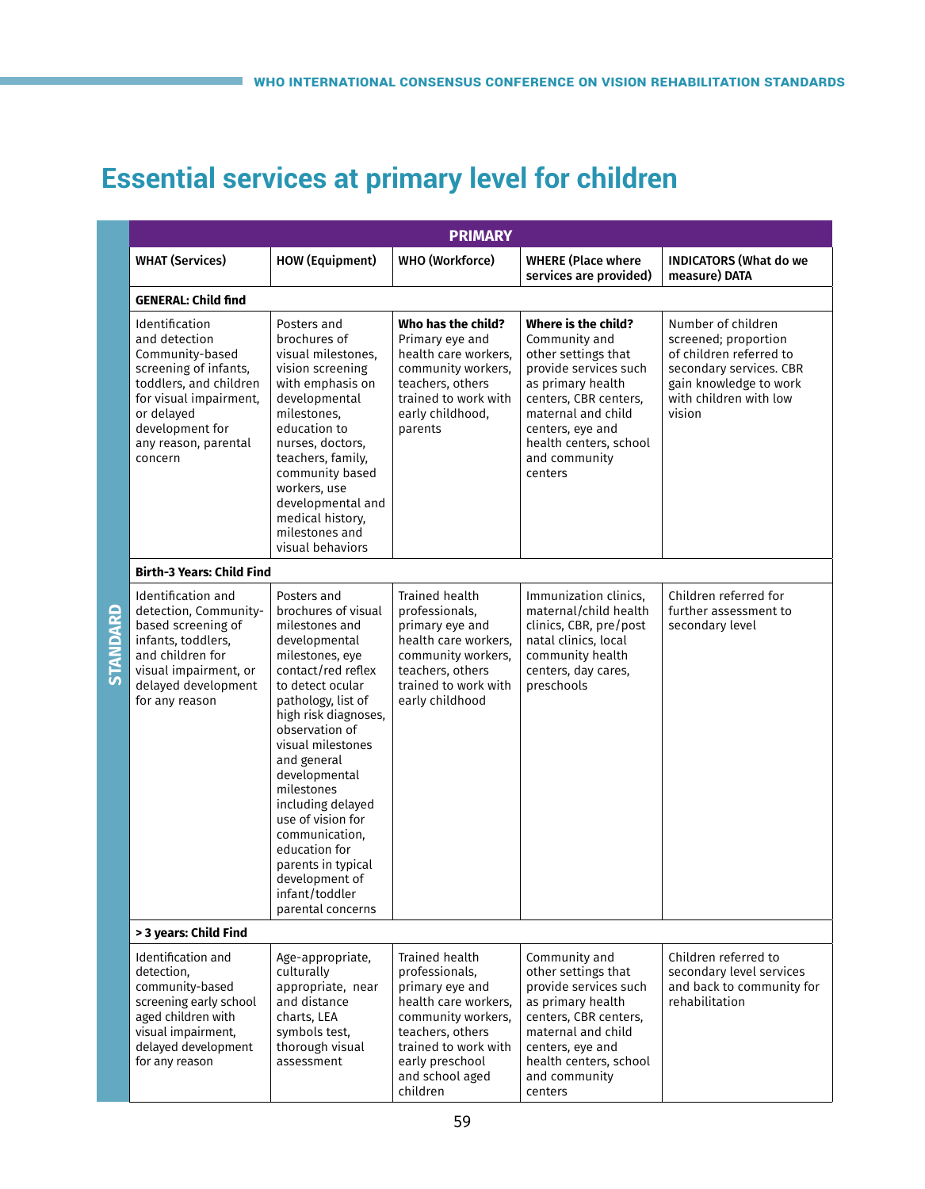# Essential services at primary level for children

| PRIMARY | | | | |
|---|---|---|---|---|
| **WHAT (Services)** | **HOW (Equipment)** | **WHO (Workforce)** | **WHERE (Place where services are provided)** | **INDICATORS (What do we measure) DATA** |
| **GENERAL: Child find** | | | | |
| Identification and detection Community-based screening of infants, toddlers, and children for visual impairment, or delayed development for any reason, parental concern | Posters and brochures of visual milestones, vision screening with emphasis on developmental milestones, education to nurses, doctors, teachers, family, community based workers, use developmental and medical history, milestones and visual behaviors | **Who has the child?** Primary eye and health care workers, community workers, teachers, others trained to work with early childhood, parents | **Where is the child?** Community and other settings that provide services such as primary health centers, CBR centers, maternal and child centers, eye and health centers, school and community centers | Number of children screened; proportion of children referred to secondary services. CBR gain knowledge to work with children with low vision |
| **Birth-3 Years: Child Find** | | | | |
| Identification and detection, Community-based screening of infants, toddlers, and children for visual impairment, or delayed development for any reason | Posters and brochures of visual milestones and developmental milestones, eye contact/red reflex to detect ocular pathology, list of high risk diagnoses, observation of visual milestones and general developmental milestones including delayed use of vision for communication, education for parents in typical development of infant/toddler parental concerns | Trained health professionals, primary eye and health care workers, community workers, teachers, others trained to work with early childhood | Immunization clinics, maternal/child health clinics, CBR, pre/post natal clinics, local community health centers, day cares, preschools | Children referred for further assessment to secondary level |
| **> 3 years: Child Find** | | | | |
| Identification and detection, community-based screening early school aged children with visual impairment, delayed development for any reason | Age-appropriate, culturally appropriate, near and distance charts, LEA symbols test, thorough visual assessment | Trained health professionals, primary eye and health care workers, community workers, teachers, others trained to work with early preschool and school aged children | Community and other settings that provide services such as primary health centers, CBR centers, maternal and child centers, eye and health centers, school and community centers | Children referred to secondary level services and back to community for rehabilitation |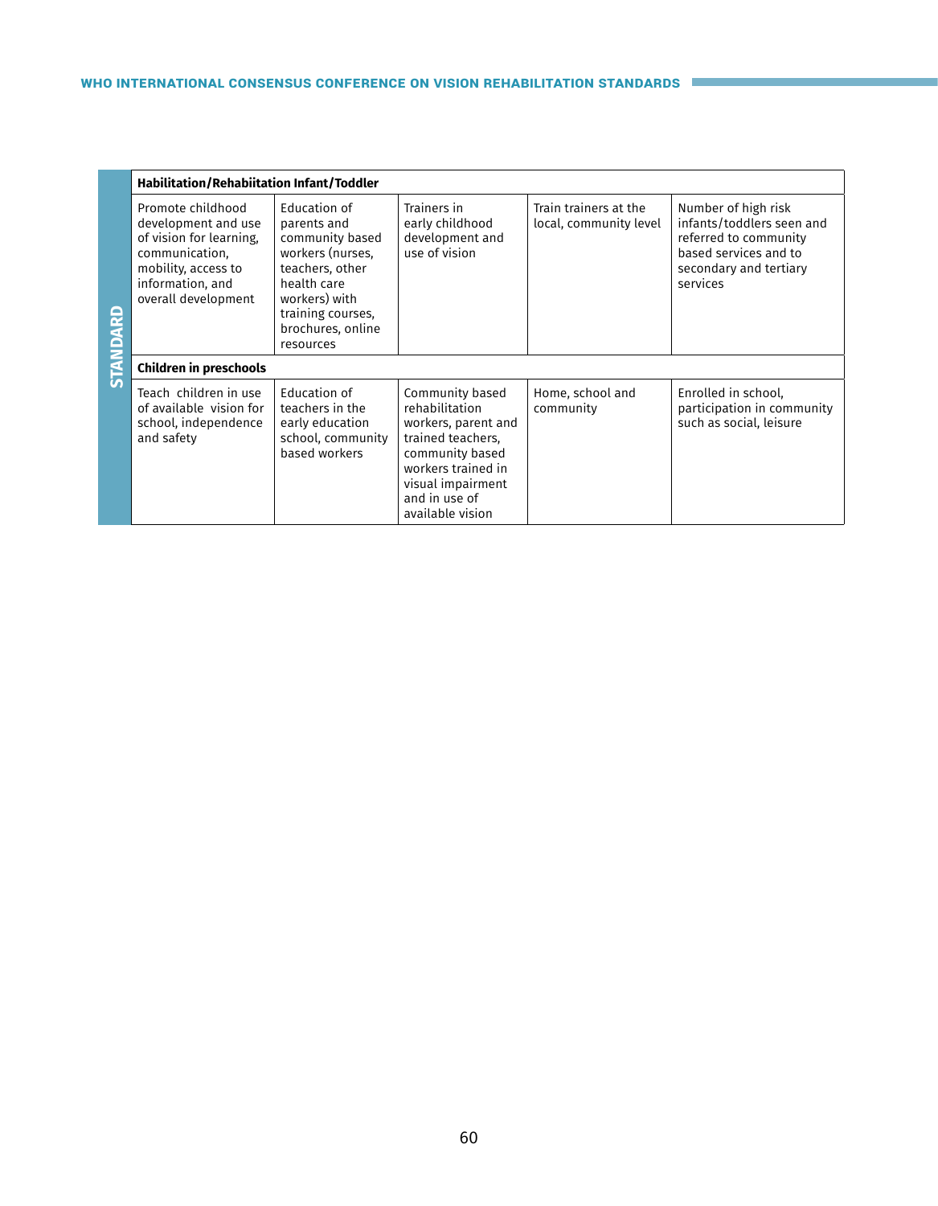| STANDARD | | | | | |
|---|---|---|---|---|---|
| | **Habilitation/Rehabiitation Infant/Toddler** | | | | |
| | Promote childhood development and use of vision for learning, communication, mobility, access to information, and overall development | Education of parents and community based workers (nurses, teachers, other health care workers) with training courses, brochures, online resources | Trainers in early childhood development and use of vision | Train trainers at the local, community level | Number of high risk infants/toddlers seen and referred to community based services and to secondary and tertiary services |
| | **Children in preschools** | | | | |
| | Teach children in use of available vision for school, independence and safety | Education of teachers in the early education school, community based workers | Community based rehabilitation workers, parent and trained teachers, community based workers trained in visual impairment and in use of available vision | Home, school and community | Enrolled in school, participation in community such as social, leisure |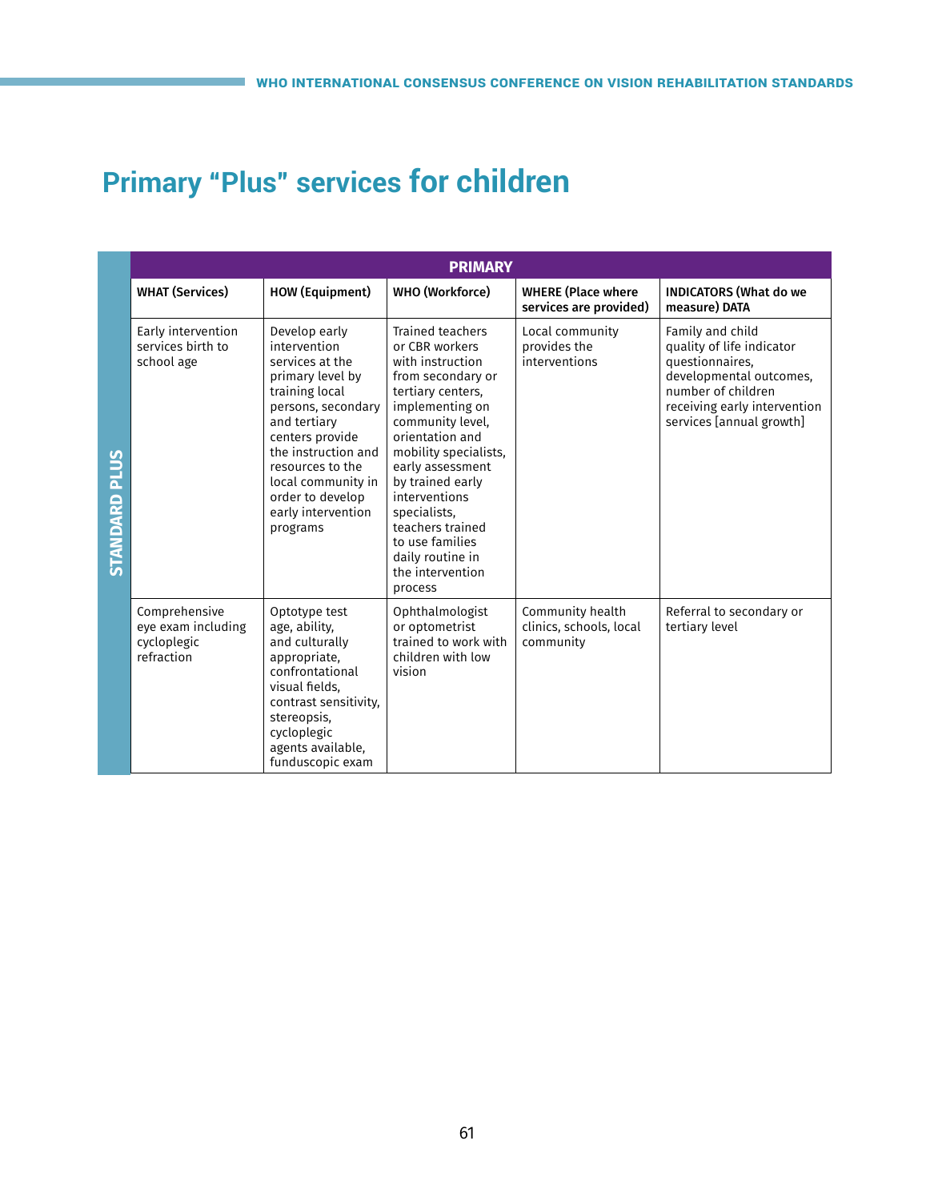# Primary "Plus" services for children

| | PRIMARY | | | | |
|---|---|---|---|---|---|
| | WHAT (Services) | HOW (Equipment) | WHO (Workforce) | WHERE (Place where services are provided) | INDICATORS (What do we measure) DATA |
| STANDARD PLUS | Early intervention services birth to school age | Develop early intervention services at the primary level by training local persons, secondary and tertiary centers provide the instruction and resources to the local community in order to develop early intervention programs | Trained teachers or CBR workers with instruction from secondary or tertiary centers, implementing on community level, orientation and mobility specialists, early assessment by trained early interventions specialists, teachers trained to use families daily routine in the intervention process | Local community provides the interventions | Family and child quality of life indicator questionnaires, developmental outcomes, number of children receiving early intervention services [annual growth] |
| STANDARD PLUS | Comprehensive eye exam including cycloplegic refraction | Optotype test age, ability, and culturally appropriate, confrontational visual fields, contrast sensitivity, stereopsis, cycloplegic agents available, funduscopic exam | Ophthalmologist or optometrist trained to work with children with low vision | Community health clinics, schools, local community | Referral to secondary or tertiary level |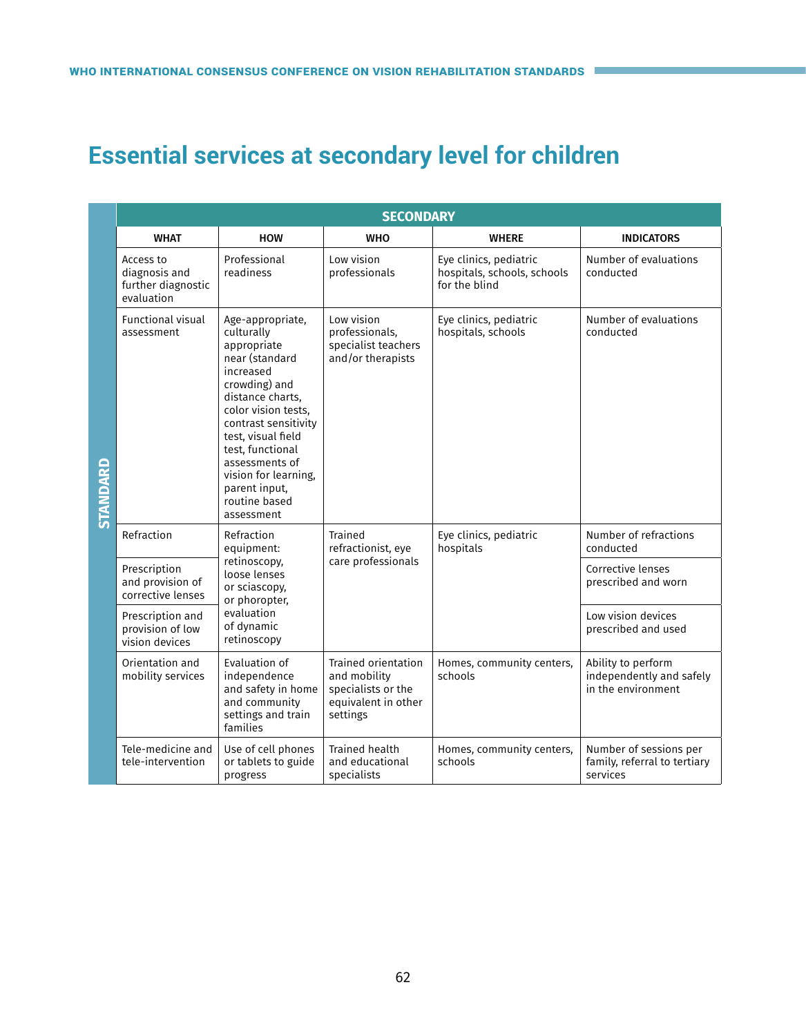# Essential services at secondary level for children

| | SECONDARY | | | | |
|---|---|---|---|---|---|
| | **WHAT** | **HOW** | **WHO** | **WHERE** | **INDICATORS** |
| **STANDARD** | Access to diagnosis and further diagnostic evaluation | Professional readiness | Low vision professionals | Eye clinics, pediatric hospitals, schools, schools for the blind | Number of evaluations conducted |
| | Functional visual assessment | Age-appropriate, culturally appropriate near (standard increased crowding) and distance charts, color vision tests, contrast sensitivity test, visual field test, functional assessments of vision for learning, parent input, routine based assessment | Low vision professionals, specialist teachers and/or therapists | Eye clinics, pediatric hospitals, schools | Number of evaluations conducted |
| | Refraction | Refraction equipment: retinoscopy, loose lenses or sciascopy, or phoropter, evaluation of dynamic retinoscopy | Trained refractionist, eye care professionals | Eye clinics, pediatric hospitals | Number of refractions conducted |
| | Prescription and provision of corrective lenses | | | | Corrective lenses prescribed and worn |
| | Prescription and provision of low vision devices | | | | Low vision devices prescribed and used |
| | Orientation and mobility services | Evaluation of independence and safety in home and community settings and train families | Trained orientation and mobility specialists or the equivalent in other settings | Homes, community centers, schools | Ability to perform independently and safely in the environment |
| | Tele-medicine and tele-intervention | Use of cell phones or tablets to guide progress | Trained health and educational specialists | Homes, community centers, schools | Number of sessions per family, referral to tertiary services |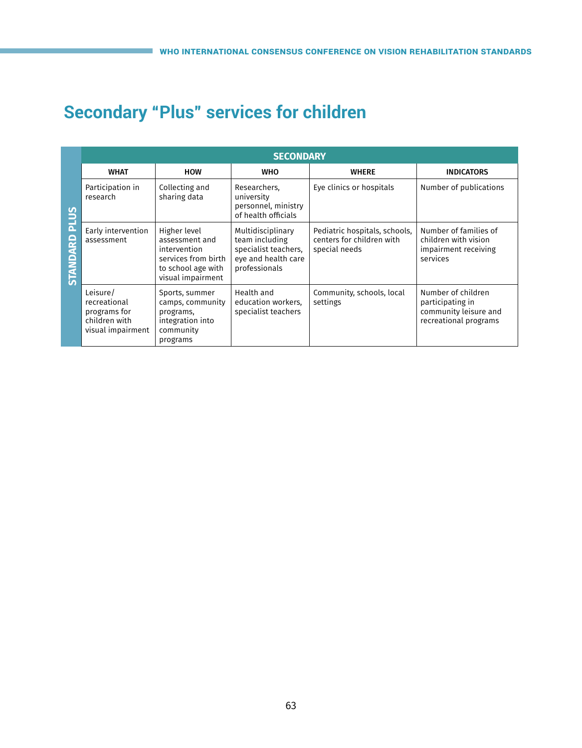# Secondary “Plus” services for children

| | SECONDARY | | | | |
|---|---|---|---|---|---|
| | WHAT | HOW | WHO | WHERE | INDICATORS |
| STANDARD PLUS | Participation in research | Collecting and sharing data | Researchers, university personnel, ministry of health officials | Eye clinics or hospitals | Number of publications |
| | Early intervention assessment | Higher level assessment and intervention services from birth to school age with visual impairment | Multidisciplinary team including specialist teachers, eye and health care professionals | Pediatric hospitals, schools, centers for children with special needs | Number of families of children with vision impairment receiving services |
| | Leisure/ recreational programs for children with visual impairment | Sports, summer camps, community programs, integration into community programs | Health and education workers, specialist teachers | Community, schools, local settings | Number of children participating in community leisure and recreational programs |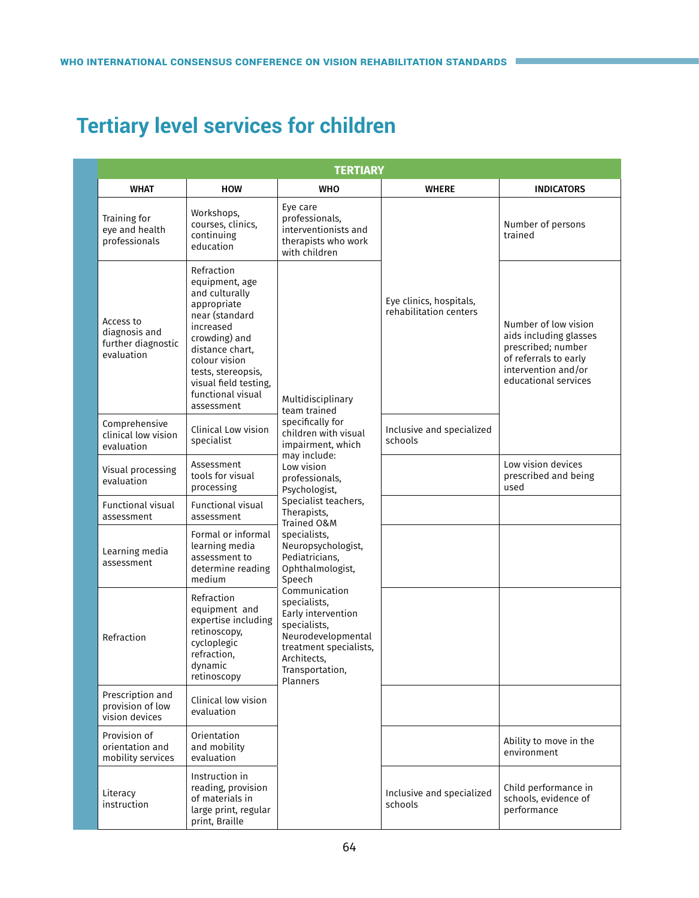# Tertiary level services for children

| TERTIARY | | | | |
|---|---|---|---|---|
| **WHAT** | **HOW** | **WHO** | **WHERE** | **INDICATORS** |
| Training for eye and health professionals | Workshops, courses, clinics, continuing education | Eye care professionals, interventionists and therapists who work with children | Eye clinics, hospitals, rehabilitation centers | Number of persons trained |
| Access to diagnosis and further diagnostic evaluation | Refraction equipment, age and culturally appropriate near (standard increased crowding) and distance chart, colour vision tests, stereopsis, visual field testing, functional visual assessment | Multidisciplinary team trained specifically for children with visual impairment, which may include: Low vision professionals, Psychologist, Specialist teachers, Therapists, Trained O&M specialists, Neuropsychologist, Pediatricians, Ophthalmologist, Speech Communication specialists, Early intervention specialists, Neurodevelopmental treatment specialists, Architects, Transportation, Planners | Eye clinics, hospitals, rehabilitation centers | Number of low vision aids including glasses prescribed; number of referrals to early intervention and/or educational services |
| Comprehensive clinical low vision evaluation | Clinical Low vision specialist | | Inclusive and specialized schools | |
| Visual processing evaluation | Assessment tools for visual processing | | | Low vision devices prescribed and being used |
| Functional visual assessment | Functional visual assessment | | | |
| Learning media assessment | Formal or informal learning media assessment to determine reading medium | | | |
| Refraction | Refraction equipment and expertise including retinoscopy, cycloplegic refraction, dynamic retinoscopy | | | |
| Prescription and provision of low vision devices | Clinical low vision evaluation | | | |
| Provision of orientation and mobility services | Orientation and mobility evaluation | | | Ability to move in the environment |
| Literacy instruction | Instruction in reading, provision of materials in large print, regular print, Braille | | Inclusive and specialized schools | Child performance in schools, evidence of performance |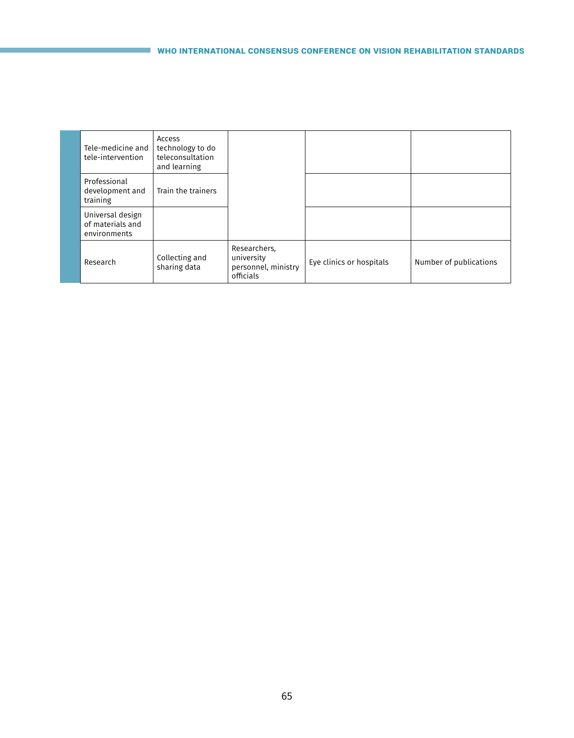| | | | | | |
|---|---|---|---|---|---|
| | Tele-medicine and tele-intervention | Access technology to do teleconsultation and learning | | | |
| | Professional development and training | Train the trainers | | | |
| | Universal design of materials and environments | | | | |
| | Research | Collecting and sharing data | Researchers, university personnel, ministry officials | Eye clinics or hospitals | Number of publications |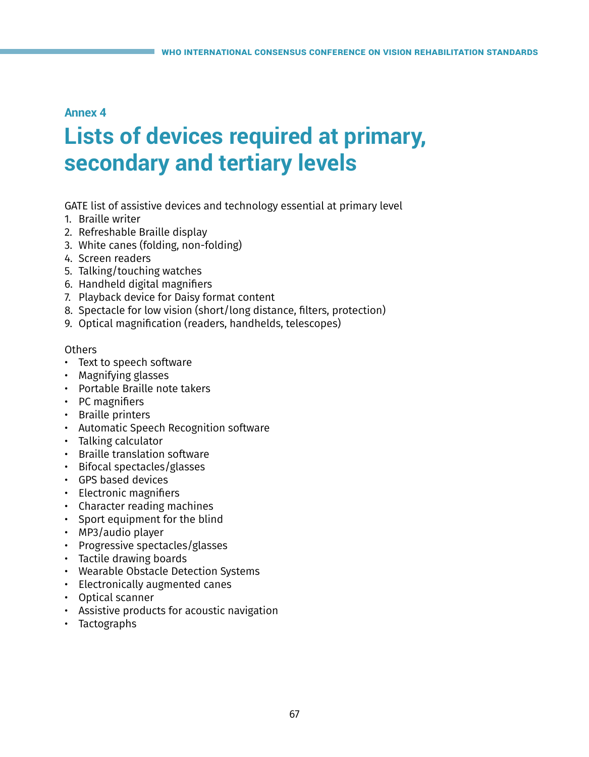Annex 4

# Lists of devices required at primary, secondary and tertiary levels

GATE list of assistive devices and technology essential at primary level

1. Braille writer
2. Refreshable Braille display
3. White canes (folding, non-folding)
4. Screen readers
5. Talking/touching watches
6. Handheld digital magnifiers
7. Playback device for Daisy format content
8. Spectacle for low vision (short/long distance, filters, protection)
9. Optical magnification (readers, handhelds, telescopes)

Others

- Text to speech software
- Magnifying glasses
- Portable Braille note takers
- PC magnifiers
- Braille printers
- Automatic Speech Recognition software
- Talking calculator
- Braille translation software
- Bifocal spectacles/glasses
- GPS based devices
- Electronic magnifiers
- Character reading machines
- Sport equipment for the blind
- MP3/audio player
- Progressive spectacles/glasses
- Tactile drawing boards
- Wearable Obstacle Detection Systems
- Electronically augmented canes
- Optical scanner
- Assistive products for acoustic navigation
- Tactographs